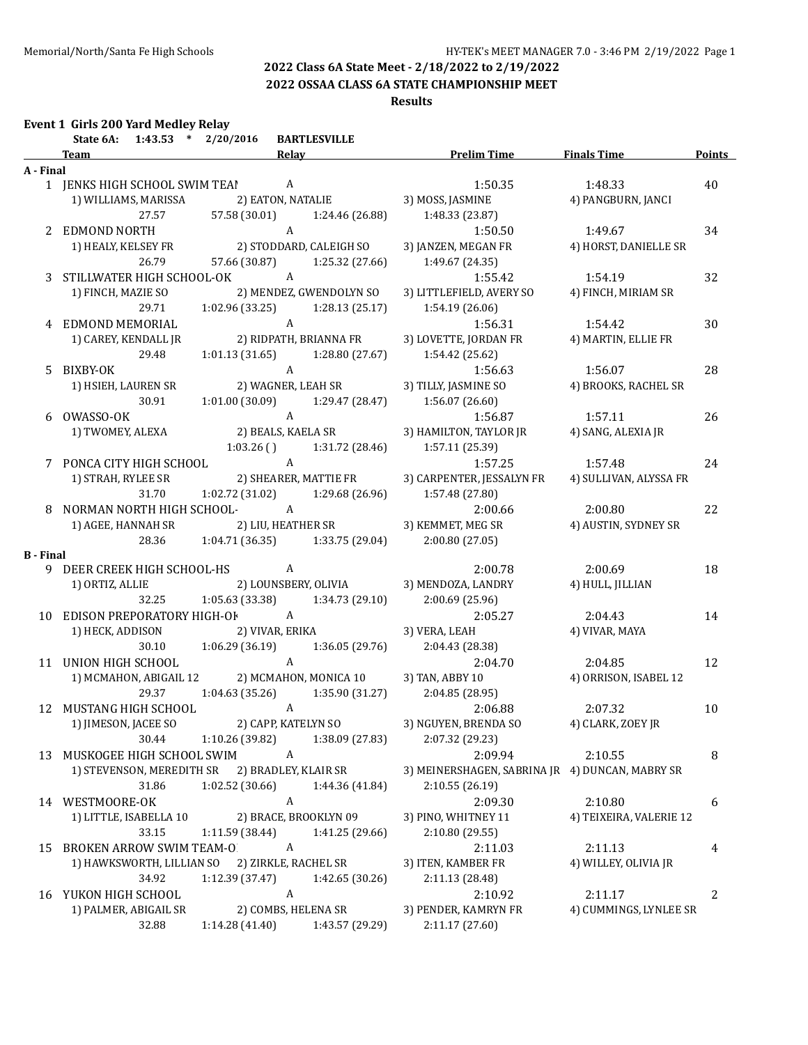## 2022 Class 6A State Meet - 2/18/2022 to 2/19/2022
## 2022 OSSAA CLASS 6A STATE CHAMPIONSHIP MEET
### Results

**Event 1 Girls 200 Yard Medley Relay**

State 6A: 1:43.53 * 2/20/2016 BARTLESVILLE

| | Team | Relay | Prelim Time | Finals Time | Points |
|---|---|---|---|---|---|
| **A - Final** | | | | | |
| 1 | JENKS HIGH SCHOOL SWIM TEAI | A | 1:50.35 | 1:48.33 | 40 |
| | 1) WILLIAMS, MARISSA; 2) EATON, NATALIE; 3) MOSS, JASMINE; 4) PANGBURN, JANCI | | | | |
| | 27.57; 57.58 (30.01); 1:24.46 (26.88); 1:48.33 (23.87) | | | | |
| 2 | EDMOND NORTH | A | 1:50.50 | 1:49.67 | 34 |
| | 1) HEALY, KELSEY FR; 2) STODDARD, CALEIGH SO; 3) JANZEN, MEGAN FR; 4) HORST, DANIELLE SR | | | | |
| | 26.79; 57.66 (30.87); 1:25.32 (27.66); 1:49.67 (24.35) | | | | |
| 3 | STILLWATER HIGH SCHOOL-OK | A | 1:55.42 | 1:54.19 | 32 |
| | 1) FINCH, MAZIE SO; 2) MENDEZ, GWENDOLYN SO; 3) LITTLEFIELD, AVERY SO; 4) FINCH, MIRIAM SR | | | | |
| | 29.71; 1:02.96 (33.25); 1:28.13 (25.17); 1:54.19 (26.06) | | | | |
| 4 | EDMOND MEMORIAL | A | 1:56.31 | 1:54.42 | 30 |
| | 1) CAREY, KENDALL JR; 2) RIDPATH, BRIANNA FR; 3) LOVETTE, JORDAN FR; 4) MARTIN, ELLIE FR | | | | |
| | 29.48; 1:01.13 (31.65); 1:28.80 (27.67); 1:54.42 (25.62) | | | | |
| 5 | BIXBY-OK | A | 1:56.63 | 1:56.07 | 28 |
| | 1) HSIEH, LAUREN SR; 2) WAGNER, LEAH SR; 3) TILLY, JASMINE SO; 4) BROOKS, RACHEL SR | | | | |
| | 30.91; 1:01.00 (30.09); 1:29.47 (28.47); 1:56.07 (26.60) | | | | |
| 6 | OWASSO-OK | A | 1:56.87 | 1:57.11 | 26 |
| | 1) TWOMEY, ALEXA; 2) BEALS, KAELA SR; 3) HAMILTON, TAYLOR JR; 4) SANG, ALEXIA JR | | | | |
| | 1:03.26 ( ); 1:31.72 (28.46); 1:57.11 (25.39) | | | | |
| 7 | PONCA CITY HIGH SCHOOL | A | 1:57.25 | 1:57.48 | 24 |
| | 1) STRAH, RYLEE SR; 2) SHEARER, MATTIE FR; 3) CARPENTER, JESSALYN FR; 4) SULLIVAN, ALYSSA FR | | | | |
| | 31.70; 1:02.72 (31.02); 1:29.68 (26.96); 1:57.48 (27.80) | | | | |
| 8 | NORMAN NORTH HIGH SCHOOL- | A | 2:00.66 | 2:00.80 | 22 |
| | 1) AGEE, HANNAH SR; 2) LIU, HEATHER SR; 3) KEMMET, MEG SR; 4) AUSTIN, SYDNEY SR | | | | |
| | 28.36; 1:04.71 (36.35); 1:33.75 (29.04); 2:00.80 (27.05) | | | | |
| **B - Final** | | | | | |
| 9 | DEER CREEK HIGH SCHOOL-HS | A | 2:00.78 | 2:00.69 | 18 |
| | 1) ORTIZ, ALLIE; 2) LOUNSBERY, OLIVIA; 3) MENDOZA, LANDRY; 4) HULL, JILLIAN | | | | |
| | 32.25; 1:05.63 (33.38); 1:34.73 (29.10); 2:00.69 (25.96) | | | | |
| 10 | EDISON PREPORATORY HIGH-OI | A | 2:05.27 | 2:04.43 | 14 |
| | 1) HECK, ADDISON; 2) VIVAR, ERIKA; 3) VERA, LEAH; 4) VIVAR, MAYA | | | | |
| | 30.10; 1:06.29 (36.19); 1:36.05 (29.76); 2:04.43 (28.38) | | | | |
| 11 | UNION HIGH SCHOOL | A | 2:04.70 | 2:04.85 | 12 |
| | 1) MCMAHON, ABIGAIL 12; 2) MCMAHON, MONICA 10; 3) TAN, ABBY 10; 4) ORRISON, ISABEL 12 | | | | |
| | 29.37; 1:04.63 (35.26); 1:35.90 (31.27); 2:04.85 (28.95) | | | | |
| 12 | MUSTANG HIGH SCHOOL | A | 2:06.88 | 2:07.32 | 10 |
| | 1) JIMESON, JACEE SO; 2) CAPP, KATELYN SO; 3) NGUYEN, BRENDA SO; 4) CLARK, ZOEY JR | | | | |
| | 30.44; 1:10.26 (39.82); 1:38.09 (27.83); 2:07.32 (29.23) | | | | |
| 13 | MUSKOGEE HIGH SCHOOL SWIM | A | 2:09.94 | 2:10.55 | 8 |
| | 1) STEVENSON, MEREDITH SR; 2) BRADLEY, KLAIR SR; 3) MEINERSHAGEN, SABRINA JR; 4) DUNCAN, MABRY SR | | | | |
| | 31.86; 1:02.52 (30.66); 1:44.36 (41.84); 2:10.55 (26.19) | | | | |
| 14 | WESTMOORE-OK | A | 2:09.30 | 2:10.80 | 6 |
| | 1) LITTLE, ISABELLA 10; 2) BRACE, BROOKLYN 09; 3) PINO, WHITNEY 11; 4) TEIXEIRA, VALERIE 12 | | | | |
| | 33.15; 1:11.59 (38.44); 1:41.25 (29.66); 2:10.80 (29.55) | | | | |
| 15 | BROKEN ARROW SWIM TEAM-O | A | 2:11.03 | 2:11.13 | 4 |
| | 1) HAWKSWORTH, LILLIAN SO; 2) ZIRKLE, RACHEL SR; 3) ITEN, KAMBER FR; 4) WILLEY, OLIVIA JR | | | | |
| | 34.92; 1:12.39 (37.47); 1:42.65 (30.26); 2:11.13 (28.48) | | | | |
| 16 | YUKON HIGH SCHOOL | A | 2:10.92 | 2:11.17 | 2 |
| | 1) PALMER, ABIGAIL SR; 2) COMBS, HELENA SR; 3) PENDER, KAMRYN FR; 4) CUMMINGS, LYNLEE SR | | | | |
| | 32.88; 1:14.28 (41.40); 1:43.57 (29.29); 2:11.17 (27.60) | | | | |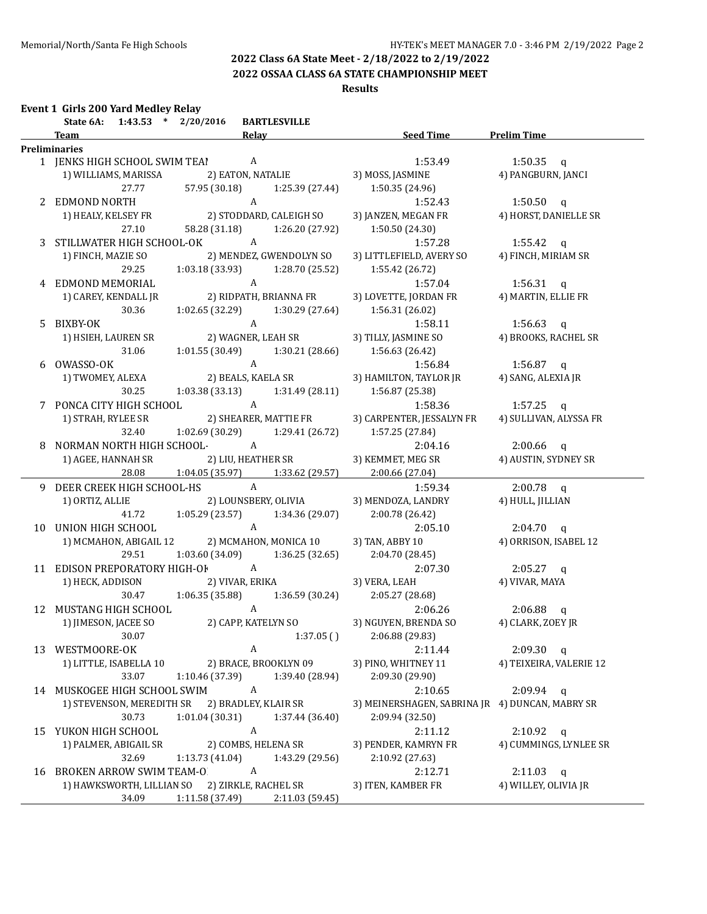## 2022 Class 6A State Meet - 2/18/2022 to 2/19/2022
## 2022 OSSAA CLASS 6A STATE CHAMPIONSHIP MEET
### Results

**Event 1 Girls 200 Yard Medley Relay**

**State 6A: 1:43.53 * 2/20/2016 BARTLESVILLE**

| | Team | Relay | Seed Time | Prelim Time | |
|---|---|---|---|---|---|
| **Preliminaries** | | | | | |
| 1 | JENKS HIGH SCHOOL SWIM TEAI | A | 1:53.49 | 1:50.35 | q |
| | 1) WILLIAMS, MARISSA | 2) EATON, NATALIE | 3) MOSS, JASMINE | 4) PANGBURN, JANCI | |
| | 27.77 | 57.95 (30.18) | 1:25.39 (27.44) | 1:50.35 (24.96) | |
| 2 | EDMOND NORTH | A | 1:52.43 | 1:50.50 | q |
| | 1) HEALY, KELSEY FR | 2) STODDARD, CALEIGH SO | 3) JANZEN, MEGAN FR | 4) HORST, DANIELLE SR | |
| | 27.10 | 58.28 (31.18) | 1:26.20 (27.92) | 1:50.50 (24.30) | |
| 3 | STILLWATER HIGH SCHOOL-OK | A | 1:57.28 | 1:55.42 | q |
| | 1) FINCH, MAZIE SO | 2) MENDEZ, GWENDOLYN SO | 3) LITTLEFIELD, AVERY SO | 4) FINCH, MIRIAM SR | |
| | 29.25 | 1:03.18 (33.93) | 1:28.70 (25.52) | 1:55.42 (26.72) | |
| 4 | EDMOND MEMORIAL | A | 1:57.04 | 1:56.31 | q |
| | 1) CAREY, KENDALL JR | 2) RIDPATH, BRIANNA FR | 3) LOVETTE, JORDAN FR | 4) MARTIN, ELLIE FR | |
| | 30.36 | 1:02.65 (32.29) | 1:30.29 (27.64) | 1:56.31 (26.02) | |
| 5 | BIXBY-OK | A | 1:58.11 | 1:56.63 | q |
| | 1) HSIEH, LAUREN SR | 2) WAGNER, LEAH SR | 3) TILLY, JASMINE SO | 4) BROOKS, RACHEL SR | |
| | 31.06 | 1:01.55 (30.49) | 1:30.21 (28.66) | 1:56.63 (26.42) | |
| 6 | OWASSO-OK | A | 1:56.84 | 1:56.87 | q |
| | 1) TWOMEY, ALEXA | 2) BEALS, KAELA SR | 3) HAMILTON, TAYLOR JR | 4) SANG, ALEXIA JR | |
| | 30.25 | 1:03.38 (33.13) | 1:31.49 (28.11) | 1:56.87 (25.38) | |
| 7 | PONCA CITY HIGH SCHOOL | A | 1:58.36 | 1:57.25 | q |
| | 1) STRAH, RYLEE SR | 2) SHEARER, MATTIE FR | 3) CARPENTER, JESSALYN FR | 4) SULLIVAN, ALYSSA FR | |
| | 32.40 | 1:02.69 (30.29) | 1:29.41 (26.72) | 1:57.25 (27.84) | |
| 8 | NORMAN NORTH HIGH SCHOOL- | A | 2:04.16 | 2:00.66 | q |
| | 1) AGEE, HANNAH SR | 2) LIU, HEATHER SR | 3) KEMMET, MEG SR | 4) AUSTIN, SYDNEY SR | |
| | 28.08 | 1:04.05 (35.97) | 1:33.62 (29.57) | 2:00.66 (27.04) | |
| 9 | DEER CREEK HIGH SCHOOL-HS | A | 1:59.34 | 2:00.78 | q |
| | 1) ORTIZ, ALLIE | 2) LOUNSBERY, OLIVIA | 3) MENDOZA, LANDRY | 4) HULL, JILLIAN | |
| | 41.72 | 1:05.29 (23.57) | 1:34.36 (29.07) | 2:00.78 (26.42) | |
| 10 | UNION HIGH SCHOOL | A | 2:05.10 | 2:04.70 | q |
| | 1) MCMAHON, ABIGAIL 12 | 2) MCMAHON, MONICA 10 | 3) TAN, ABBY 10 | 4) ORRISON, ISABEL 12 | |
| | 29.51 | 1:03.60 (34.09) | 1:36.25 (32.65) | 2:04.70 (28.45) | |
| 11 | EDISON PREPORATORY HIGH-OI | A | 2:07.30 | 2:05.27 | q |
| | 1) HECK, ADDISON | 2) VIVAR, ERIKA | 3) VERA, LEAH | 4) VIVAR, MAYA | |
| | 30.47 | 1:06.35 (35.88) | 1:36.59 (30.24) | 2:05.27 (28.68) | |
| 12 | MUSTANG HIGH SCHOOL | A | 2:06.26 | 2:06.88 | q |
| | 1) JIMESON, JACEE SO | 2) CAPP, KATELYN SO | 3) NGUYEN, BRENDA SO | 4) CLARK, ZOEY JR | |
| | 30.07 | | 1:37.05 ( ) | 2:06.88 (29.83) | |
| 13 | WESTMOORE-OK | A | 2:11.44 | 2:09.30 | q |
| | 1) LITTLE, ISABELLA 10 | 2) BRACE, BROOKLYN 09 | 3) PINO, WHITNEY 11 | 4) TEIXEIRA, VALERIE 12 | |
| | 33.07 | 1:10.46 (37.39) | 1:39.40 (28.94) | 2:09.30 (29.90) | |
| 14 | MUSKOGEE HIGH SCHOOL SWIM | A | 2:10.65 | 2:09.94 | q |
| | 1) STEVENSON, MEREDITH SR | 2) BRADLEY, KLAIR SR | 3) MEINERSHAGEN, SABRINA JR | 4) DUNCAN, MABRY SR | |
| | 30.73 | 1:01.04 (30.31) | 1:37.44 (36.40) | 2:09.94 (32.50) | |
| 15 | YUKON HIGH SCHOOL | A | 2:11.12 | 2:10.92 | q |
| | 1) PALMER, ABIGAIL SR | 2) COMBS, HELENA SR | 3) PENDER, KAMRYN FR | 4) CUMMINGS, LYNLEE SR | |
| | 32.69 | 1:13.73 (41.04) | 1:43.29 (29.56) | 2:10.92 (27.63) | |
| 16 | BROKEN ARROW SWIM TEAM-O | A | 2:12.71 | 2:11.03 | q |
| | 1) HAWKSWORTH, LILLIAN SO | 2) ZIRKLE, RACHEL SR | 3) ITEN, KAMBER FR | 4) WILLEY, OLIVIA JR | |
| | 34.09 | 1:11.58 (37.49) | 2:11.03 (59.45) | | |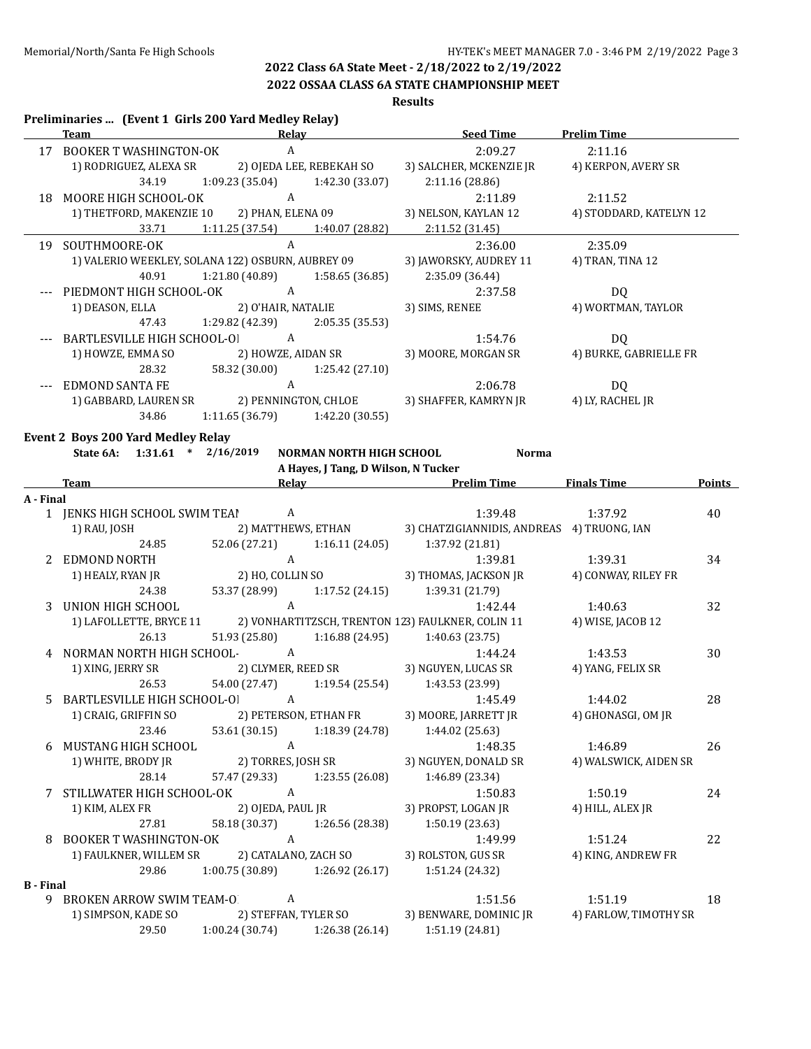**2022 Class 6A State Meet - 2/18/2022 to 2/19/2022**

**2022 OSSAA CLASS 6A STATE CHAMPIONSHIP MEET**

**Results**

### Preliminaries ... (Event 1 Girls 200 Yard Medley Relay)

| | Team | Relay | | Seed Time | Prelim Time |
|---|---|---|---|---|---|
| 17 | BOOKER T WASHINGTON-OK | A | | 2:09.27 | 2:11.16 |
| | 1) RODRIGUEZ, ALEXA SR | 2) OJEDA LEE, REBEKAH SO | | 3) SALCHER, MCKENZIE JR | 4) KERPON, AVERY SR |
| | 34.19 | 1:09.23 (35.04) | 1:42.30 (33.07) | 2:11.16 (28.86) | |
| 18 | MOORE HIGH SCHOOL-OK | A | | 2:11.89 | 2:11.52 |
| | 1) THETFORD, MAKENZIE 10 | 2) PHAN, ELENA 09 | | 3) NELSON, KAYLAN 12 | 4) STODDARD, KATELYN 12 |
| | 33.71 | 1:11.25 (37.54) | 1:40.07 (28.82) | 2:11.52 (31.45) | |
| 19 | SOUTHMOORE-OK | A | | 2:36.00 | 2:35.09 |
| | 1) VALERIO WEEKLEY, SOLANA 12 | 2) OSBURN, AUBREY 09 | | 3) JAWORSKY, AUDREY 11 | 4) TRAN, TINA 12 |
| | 40.91 | 1:21.80 (40.89) | 1:58.65 (36.85) | 2:35.09 (36.44) | |
| --- | PIEDMONT HIGH SCHOOL-OK | A | | 2:37.58 | DQ |
| | 1) DEASON, ELLA | 2) O'HAIR, NATALIE | | 3) SIMS, RENEE | 4) WORTMAN, TAYLOR |
| | 47.43 | 1:29.82 (42.39) | 2:05.35 (35.53) | | |
| --- | BARTLESVILLE HIGH SCHOOL-OI | A | | 1:54.76 | DQ |
| | 1) HOWZE, EMMA SO | 2) HOWZE, AIDAN SR | | 3) MOORE, MORGAN SR | 4) BURKE, GABRIELLE FR |
| | 28.32 | 58.32 (30.00) | 1:25.42 (27.10) | | |
| --- | EDMOND SANTA FE | A | | 2:06.78 | DQ |
| | 1) GABBARD, LAUREN SR | 2) PENNINGTON, CHLOE | | 3) SHAFFER, KAMRYN JR | 4) LY, RACHEL JR |
| | 34.86 | 1:11.65 (36.79) | 1:42.20 (30.55) | | |

### Event 2 Boys 200 Yard Medley Relay

**State 6A: 1:31.61 * 2/16/2019 NORMAN NORTH HIGH SCHOOL Norma**
A Hayes, J Tang, D Wilson, N Tucker

| | Team | Relay | | Prelim Time | Finals Time | Points |
|---|---|---|---|---|---|---|
| **A - Final** | | | | | | |
| 1 | JENKS HIGH SCHOOL SWIM TEAI | A | | 1:39.48 | 1:37.92 | 40 |
| | 1) RAU, JOSH | 2) MATTHEWS, ETHAN | | 3) CHATZIGIANNIDIS, ANDREAS | 4) TRUONG, IAN | |
| | 24.85 | 52.06 (27.21) | 1:16.11 (24.05) | 1:37.92 (21.81) | | |
| 2 | EDMOND NORTH | A | | 1:39.81 | 1:39.31 | 34 |
| | 1) HEALY, RYAN JR | 2) HO, COLLIN SO | | 3) THOMAS, JACKSON JR | 4) CONWAY, RILEY FR | |
| | 24.38 | 53.37 (28.99) | 1:17.52 (24.15) | 1:39.31 (21.79) | | |
| 3 | UNION HIGH SCHOOL | A | | 1:42.44 | 1:40.63 | 32 |
| | 1) LAFOLLETTE, BRYCE 11 | 2) VONHARTITZSCH, TRENTON 12 | | 3) FAULKNER, COLIN 11 | 4) WISE, JACOB 12 | |
| | 26.13 | 51.93 (25.80) | 1:16.88 (24.95) | 1:40.63 (23.75) | | |
| 4 | NORMAN NORTH HIGH SCHOOL- | A | | 1:44.24 | 1:43.53 | 30 |
| | 1) XING, JERRY SR | 2) CLYMER, REED SR | | 3) NGUYEN, LUCAS SR | 4) YANG, FELIX SR | |
| | 26.53 | 54.00 (27.47) | 1:19.54 (25.54) | 1:43.53 (23.99) | | |
| 5 | BARTLESVILLE HIGH SCHOOL-OI | A | | 1:45.49 | 1:44.02 | 28 |
| | 1) CRAIG, GRIFFIN SO | 2) PETERSON, ETHAN FR | | 3) MOORE, JARRETT JR | 4) GHONASGI, OM JR | |
| | 23.46 | 53.61 (30.15) | 1:18.39 (24.78) | 1:44.02 (25.63) | | |
| 6 | MUSTANG HIGH SCHOOL | A | | 1:48.35 | 1:46.89 | 26 |
| | 1) WHITE, BRODY JR | 2) TORRES, JOSH SR | | 3) NGUYEN, DONALD SR | 4) WALSWICK, AIDEN SR | |
| | 28.14 | 57.47 (29.33) | 1:23.55 (26.08) | 1:46.89 (23.34) | | |
| 7 | STILLWATER HIGH SCHOOL-OK | A | | 1:50.83 | 1:50.19 | 24 |
| | 1) KIM, ALEX FR | 2) OJEDA, PAUL JR | | 3) PROPST, LOGAN JR | 4) HILL, ALEX JR | |
| | 27.81 | 58.18 (30.37) | 1:26.56 (28.38) | 1:50.19 (23.63) | | |
| 8 | BOOKER T WASHINGTON-OK | A | | 1:49.99 | 1:51.24 | 22 |
| | 1) FAULKNER, WILLEM SR | 2) CATALANO, ZACH SO | | 3) ROLSTON, GUS SR | 4) KING, ANDREW FR | |
| | 29.86 | 1:00.75 (30.89) | 1:26.92 (26.17) | 1:51.24 (24.32) | | |
| **B - Final** | | | | | | |
| 9 | BROKEN ARROW SWIM TEAM-O | A | | 1:51.56 | 1:51.19 | 18 |
| | 1) SIMPSON, KADE SO | 2) STEFFAN, TYLER SO | | 3) BENWARE, DOMINIC JR | 4) FARLOW, TIMOTHY SR | |
| | 29.50 | 1:00.24 (30.74) | 1:26.38 (26.14) | 1:51.19 (24.81) | | |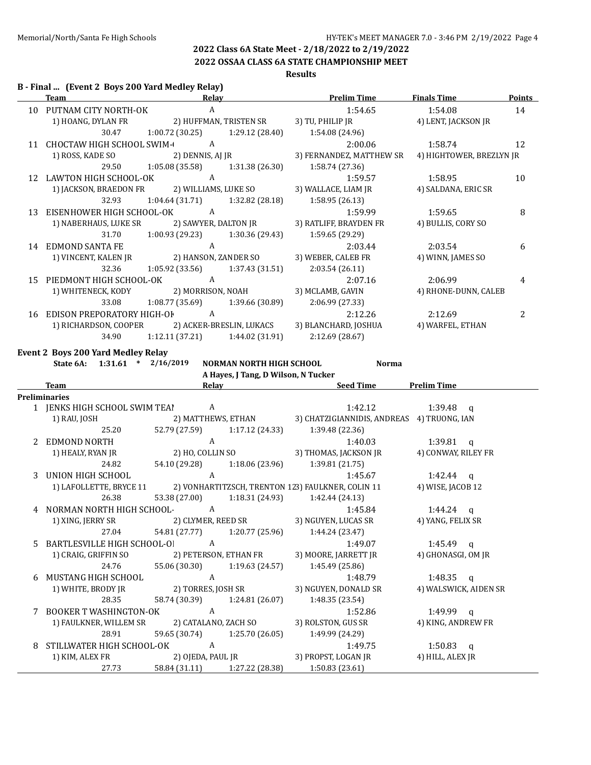## 2022 Class 6A State Meet - 2/18/2022 to 2/19/2022

## 2022 OSSAA CLASS 6A STATE CHAMPIONSHIP MEET

### Results

### B - Final ... (Event 2 Boys 200 Yard Medley Relay)

| | Team | Relay | | Prelim Time | Finals Time | Points |
|---|---|---|---|---|---|---|
| 10 | PUTNAM CITY NORTH-OK | A | | 1:54.65 | 1:54.08 | 14 |
| | 1) HOANG, DYLAN FR | 2) HUFFMAN, TRISTEN SR | | 3) TU, PHILIP JR | 4) LENT, JACKSON JR | |
| | 30.47 | 1:00.72 (30.25) | 1:29.12 (28.40) | 1:54.08 (24.96) | | |
| 11 | CHOCTAW HIGH SCHOOL SWIM-( | A | | 2:00.06 | 1:58.74 | 12 |
| | 1) ROSS, KADE SO | 2) DENNIS, AJ JR | | 3) FERNANDEZ, MATTHEW SR | 4) HIGHTOWER, BREZLYN JR | |
| | 29.50 | 1:05.08 (35.58) | 1:31.38 (26.30) | 1:58.74 (27.36) | | |
| 12 | LAWTON HIGH SCHOOL-OK | A | | 1:59.57 | 1:58.95 | 10 |
| | 1) JACKSON, BRAEDON FR | 2) WILLIAMS, LUKE SO | | 3) WALLACE, LIAM JR | 4) SALDANA, ERIC SR | |
| | 32.93 | 1:04.64 (31.71) | 1:32.82 (28.18) | 1:58.95 (26.13) | | |
| 13 | EISENHOWER HIGH SCHOOL-OK | A | | 1:59.99 | 1:59.65 | 8 |
| | 1) NABERHAUS, LUKE SR | 2) SAWYER, DALTON JR | | 3) RATLIFF, BRAYDEN FR | 4) BULLIS, CORY SO | |
| | 31.70 | 1:00.93 (29.23) | 1:30.36 (29.43) | 1:59.65 (29.29) | | |
| 14 | EDMOND SANTA FE | A | | 2:03.44 | 2:03.54 | 6 |
| | 1) VINCENT, KALEN JR | 2) HANSON, ZANDER SO | | 3) WEBER, CALEB FR | 4) WINN, JAMES SO | |
| | 32.36 | 1:05.92 (33.56) | 1:37.43 (31.51) | 2:03.54 (26.11) | | |
| 15 | PIEDMONT HIGH SCHOOL-OK | A | | 2:07.16 | 2:06.99 | 4 |
| | 1) WHITENECK, KODY | 2) MORRISON, NOAH | | 3) MCLAMB, GAVIN | 4) RHONE-DUNN, CALEB | |
| | 33.08 | 1:08.77 (35.69) | 1:39.66 (30.89) | 2:06.99 (27.33) | | |
| 16 | EDISON PREPORATORY HIGH-OK | A | | 2:12.26 | 2:12.69 | 2 |
| | 1) RICHARDSON, COOPER | 2) ACKER-BRESLIN, LUKACS | | 3) BLANCHARD, JOSHUA | 4) WARFEL, ETHAN | |
| | 34.90 | 1:12.11 (37.21) | 1:44.02 (31.91) | 2:12.69 (28.67) | | |

### Event 2 Boys 200 Yard Medley Relay

**State 6A: 1:31.61 * 2/16/2019 NORMAN NORTH HIGH SCHOOL Norma**
A Hayes, J Tang, D Wilson, N Tucker

**Preliminaries**

| | Team | Relay | | Seed Time | Prelim Time |
|---|---|---|---|---|---|
| 1 | JENKS HIGH SCHOOL SWIM TEAI | A | | 1:42.12 | 1:39.48 q |
| | 1) RAU, JOSH | 2) MATTHEWS, ETHAN | | 3) CHATZIGIANNIDIS, ANDREAS | 4) TRUONG, IAN |
| | 25.20 | 52.79 (27.59) | 1:17.12 (24.33) | 1:39.48 (22.36) | |
| 2 | EDMOND NORTH | A | | 1:40.03 | 1:39.81 q |
| | 1) HEALY, RYAN JR | 2) HO, COLLIN SO | | 3) THOMAS, JACKSON JR | 4) CONWAY, RILEY FR |
| | 24.82 | 54.10 (29.28) | 1:18.06 (23.96) | 1:39.81 (21.75) | |
| 3 | UNION HIGH SCHOOL | A | | 1:45.67 | 1:42.44 q |
| | 1) LAFOLLETTE, BRYCE 11 | 2) VONHARTITZSCH, TRENTON 12 | | 3) FAULKNER, COLIN 11 | 4) WISE, JACOB 12 |
| | 26.38 | 53.38 (27.00) | 1:18.31 (24.93) | 1:42.44 (24.13) | |
| 4 | NORMAN NORTH HIGH SCHOOL- | A | | 1:45.84 | 1:44.24 q |
| | 1) XING, JERRY SR | 2) CLYMER, REED SR | | 3) NGUYEN, LUCAS SR | 4) YANG, FELIX SR |
| | 27.04 | 54.81 (27.77) | 1:20.77 (25.96) | 1:44.24 (23.47) | |
| 5 | BARTLESVILLE HIGH SCHOOL-OI | A | | 1:49.07 | 1:45.49 q |
| | 1) CRAIG, GRIFFIN SO | 2) PETERSON, ETHAN FR | | 3) MOORE, JARRETT JR | 4) GHONASGI, OM JR |
| | 24.76 | 55.06 (30.30) | 1:19.63 (24.57) | 1:45.49 (25.86) | |
| 6 | MUSTANG HIGH SCHOOL | A | | 1:48.79 | 1:48.35 q |
| | 1) WHITE, BRODY JR | 2) TORRES, JOSH SR | | 3) NGUYEN, DONALD SR | 4) WALSWICK, AIDEN SR |
| | 28.35 | 58.74 (30.39) | 1:24.81 (26.07) | 1:48.35 (23.54) | |
| 7 | BOOKER T WASHINGTON-OK | A | | 1:52.86 | 1:49.99 q |
| | 1) FAULKNER, WILLEM SR | 2) CATALANO, ZACH SO | | 3) ROLSTON, GUS SR | 4) KING, ANDREW FR |
| | 28.91 | 59.65 (30.74) | 1:25.70 (26.05) | 1:49.99 (24.29) | |
| 8 | STILLWATER HIGH SCHOOL-OK | A | | 1:49.75 | 1:50.83 q |
| | 1) KIM, ALEX FR | 2) OJEDA, PAUL JR | | 3) PROPST, LOGAN JR | 4) HILL, ALEX JR |
| | 27.73 | 58.84 (31.11) | 1:27.22 (28.38) | 1:50.83 (23.61) | |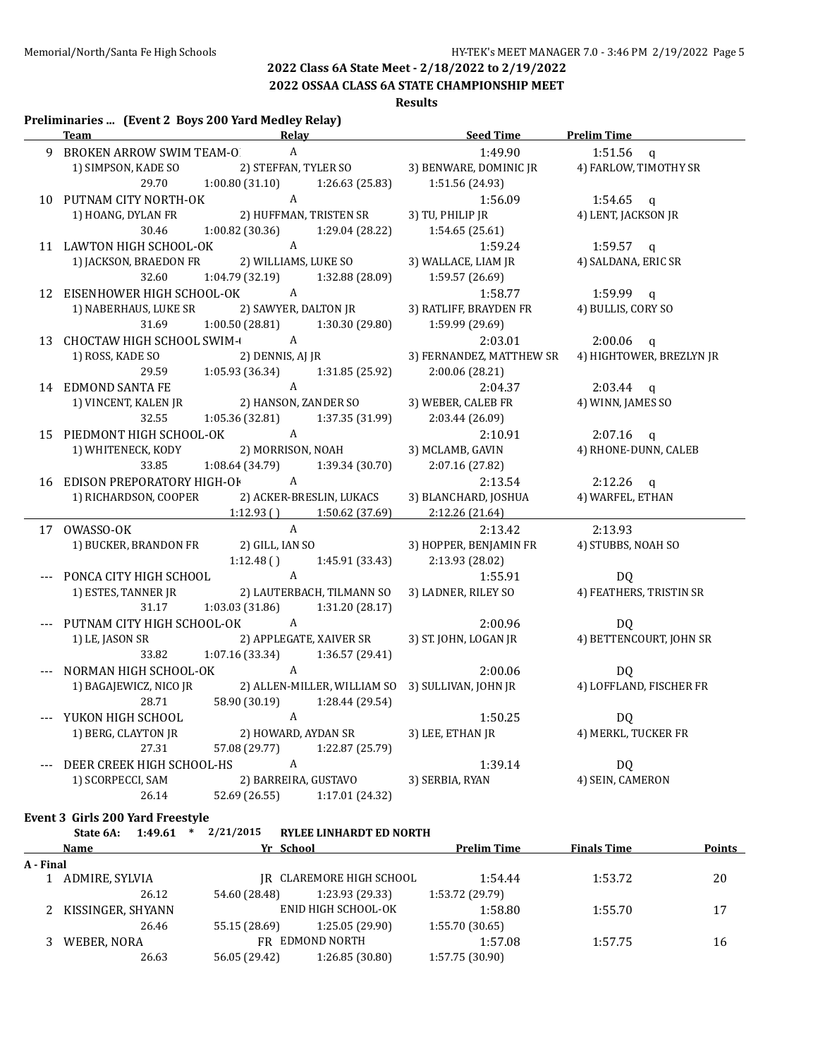## 2022 Class 6A State Meet - 2/18/2022 to 2/19/2022

## 2022 OSSAA CLASS 6A STATE CHAMPIONSHIP MEET

### Results

**Preliminaries ... (Event 2 Boys 200 Yard Medley Relay)**

| | Team | Relay | Seed Time | Prelim Time |
|---|---|---|---|---|
| 9 | BROKEN ARROW SWIM TEAM-O | A | 1:49.90 | 1:51.56 q |
| | 1) SIMPSON, KADE SO | 2) STEFFAN, TYLER SO | 3) BENWARE, DOMINIC JR | 4) FARLOW, TIMOTHY SR |
| | 29.70 | 1:00.80 (31.10) | 1:26.63 (25.83) | 1:51.56 (24.93) |
| 10 | PUTNAM CITY NORTH-OK | A | 1:56.09 | 1:54.65 q |
| | 1) HOANG, DYLAN FR | 2) HUFFMAN, TRISTEN SR | 3) TU, PHILIP JR | 4) LENT, JACKSON JR |
| | 30.46 | 1:00.82 (30.36) | 1:29.04 (28.22) | 1:54.65 (25.61) |
| 11 | LAWTON HIGH SCHOOL-OK | A | 1:59.24 | 1:59.57 q |
| | 1) JACKSON, BRAEDON FR | 2) WILLIAMS, LUKE SO | 3) WALLACE, LIAM JR | 4) SALDANA, ERIC SR |
| | 32.60 | 1:04.79 (32.19) | 1:32.88 (28.09) | 1:59.57 (26.69) |
| 12 | EISENHOWER HIGH SCHOOL-OK | A | 1:58.77 | 1:59.99 q |
| | 1) NABERHAUS, LUKE SR | 2) SAWYER, DALTON JR | 3) RATLIFF, BRAYDEN FR | 4) BULLIS, CORY SO |
| | 31.69 | 1:00.50 (28.81) | 1:30.30 (29.80) | 1:59.99 (29.69) |
| 13 | CHOCTAW HIGH SCHOOL SWIM-( | A | 2:03.01 | 2:00.06 q |
| | 1) ROSS, KADE SO | 2) DENNIS, AJ JR | 3) FERNANDEZ, MATTHEW SR | 4) HIGHTOWER, BREZLYN JR |
| | 29.59 | 1:05.93 (36.34) | 1:31.85 (25.92) | 2:00.06 (28.21) |
| 14 | EDMOND SANTA FE | A | 2:04.37 | 2:03.44 q |
| | 1) VINCENT, KALEN JR | 2) HANSON, ZANDER SO | 3) WEBER, CALEB FR | 4) WINN, JAMES SO |
| | 32.55 | 1:05.36 (32.81) | 1:37.35 (31.99) | 2:03.44 (26.09) |
| 15 | PIEDMONT HIGH SCHOOL-OK | A | 2:10.91 | 2:07.16 q |
| | 1) WHITENECK, KODY | 2) MORRISON, NOAH | 3) MCLAMB, GAVIN | 4) RHONE-DUNN, CALEB |
| | 33.85 | 1:08.64 (34.79) | 1:39.34 (30.70) | 2:07.16 (27.82) |
| 16 | EDISON PREPORATORY HIGH-OK | A | 2:13.54 | 2:12.26 q |
| | 1) RICHARDSON, COOPER | 2) ACKER-BRESLIN, LUKACS | 3) BLANCHARD, JOSHUA | 4) WARFEL, ETHAN |
| | | 1:12.93 ( ) | 1:50.62 (37.69) | 2:12.26 (21.64) |
| 17 | OWASSO-OK | A | 2:13.42 | 2:13.93 |
| | 1) BUCKER, BRANDON FR | 2) GILL, IAN SO | 3) HOPPER, BENJAMIN FR | 4) STUBBS, NOAH SO |
| | | 1:12.48 ( ) | 1:45.91 (33.43) | 2:13.93 (28.02) |
| --- | PONCA CITY HIGH SCHOOL | A | 1:55.91 | DQ |
| | 1) ESTES, TANNER JR | 2) LAUTERBACH, TILMANN SO | 3) LADNER, RILEY SO | 4) FEATHERS, TRISTIN SR |
| | 31.17 | 1:03.03 (31.86) | 1:31.20 (28.17) | |
| --- | PUTNAM CITY HIGH SCHOOL-OK | A | 2:00.96 | DQ |
| | 1) LE, JASON SR | 2) APPLEGATE, XAIVER SR | 3) ST. JOHN, LOGAN JR | 4) BETTENCOURT, JOHN SR |
| | 33.82 | 1:07.16 (33.34) | 1:36.57 (29.41) | |
| --- | NORMAN HIGH SCHOOL-OK | A | 2:00.06 | DQ |
| | 1) BAGAJEWICZ, NICO JR | 2) ALLEN-MILLER, WILLIAM SO | 3) SULLIVAN, JOHN JR | 4) LOFFLAND, FISCHER FR |
| | 28.71 | 58.90 (30.19) | 1:28.44 (29.54) | |
| --- | YUKON HIGH SCHOOL | A | 1:50.25 | DQ |
| | 1) BERG, CLAYTON JR | 2) HOWARD, AYDAN SR | 3) LEE, ETHAN JR | 4) MERKL, TUCKER FR |
| | 27.31 | 57.08 (29.77) | 1:22.87 (25.79) | |
| --- | DEER CREEK HIGH SCHOOL-HS | A | 1:39.14 | DQ |
| | 1) SCORPECCI, SAM | 2) BARREIRA, GUSTAVO | 3) SERBIA, RYAN | 4) SEIN, CAMERON |
| | 26.14 | 52.69 (26.55) | 1:17.01 (24.32) | |

**Event 3 Girls 200 Yard Freestyle**

State 6A: 1:49.61 * 2/21/2015 RYLEE LINHARDT ED NORTH

| | Name | Yr | School | Prelim Time | Finals Time | Points |
|---|---|---|---|---|---|---|
| **A - Final** | | | | | | |
| 1 | ADMIRE, SYLVIA | JR | CLAREMORE HIGH SCHOOL | 1:54.44 | 1:53.72 | 20 |
| | 26.12 | 54.60 (28.48) | 1:23.93 (29.33) | 1:53.72 (29.79) | | |
| 2 | KISSINGER, SHYANN | | ENID HIGH SCHOOL-OK | 1:58.80 | 1:55.70 | 17 |
| | 26.46 | 55.15 (28.69) | 1:25.05 (29.90) | 1:55.70 (30.65) | | |
| 3 | WEBER, NORA | FR | EDMOND NORTH | 1:57.08 | 1:57.75 | 16 |
| | 26.63 | 56.05 (29.42) | 1:26.85 (30.80) | 1:57.75 (30.90) | | |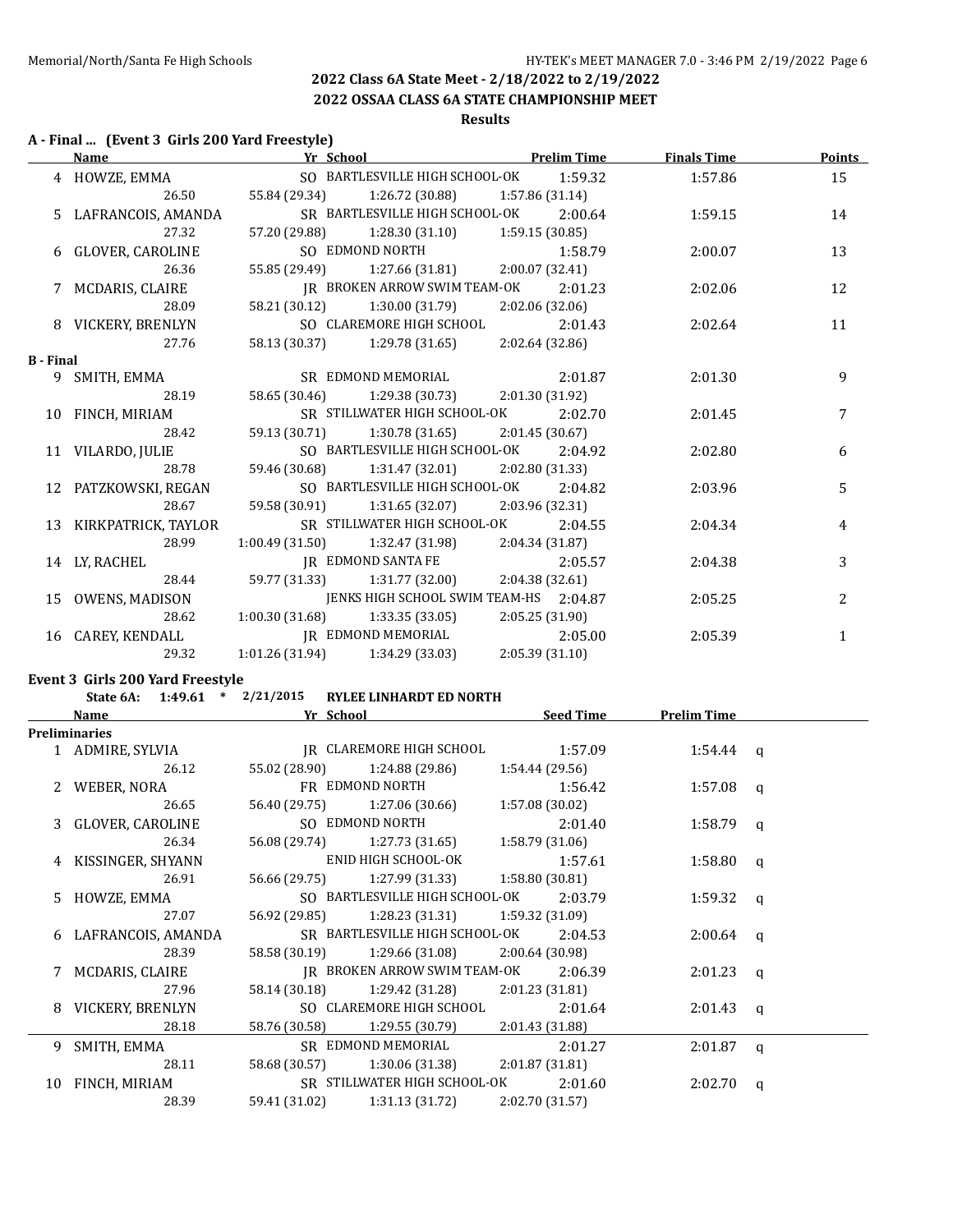## 2022 Class 6A State Meet - 2/18/2022 to 2/19/2022

## 2022 OSSAA CLASS 6A STATE CHAMPIONSHIP MEET

### Results

**A - Final ... (Event 3 Girls 200 Yard Freestyle)**

| | Name | Yr | School | Prelim Time | Finals Time | Points |
|---|---|---|---|---|---|---|
| 4 | HOWZE, EMMA | SO | BARTLESVILLE HIGH SCHOOL-OK | 1:59.32 | 1:57.86 | 15 |
| | 26.50 | 55.84 (29.34) | 1:26.72 (30.88) | 1:57.86 (31.14) | | |
| 5 | LAFRANCOIS, AMANDA | SR | BARTLESVILLE HIGH SCHOOL-OK | 2:00.64 | 1:59.15 | 14 |
| | 27.32 | 57.20 (29.88) | 1:28.30 (31.10) | 1:59.15 (30.85) | | |
| 6 | GLOVER, CAROLINE | SO | EDMOND NORTH | 1:58.79 | 2:00.07 | 13 |
| | 26.36 | 55.85 (29.49) | 1:27.66 (31.81) | 2:00.07 (32.41) | | |
| 7 | MCDARIS, CLAIRE | JR | BROKEN ARROW SWIM TEAM-OK | 2:01.23 | 2:02.06 | 12 |
| | 28.09 | 58.21 (30.12) | 1:30.00 (31.79) | 2:02.06 (32.06) | | |
| 8 | VICKERY, BRENLYN | SO | CLAREMORE HIGH SCHOOL | 2:01.43 | 2:02.64 | 11 |
| | 27.76 | 58.13 (30.37) | 1:29.78 (31.65) | 2:02.64 (32.86) | | |

**B - Final**

| | Name | Yr | School | Prelim Time | Finals Time | Points |
|---|---|---|---|---|---|---|
| 9 | SMITH, EMMA | SR | EDMOND MEMORIAL | 2:01.87 | 2:01.30 | 9 |
| | 28.19 | 58.65 (30.46) | 1:29.38 (30.73) | 2:01.30 (31.92) | | |
| 10 | FINCH, MIRIAM | SR | STILLWATER HIGH SCHOOL-OK | 2:02.70 | 2:01.45 | 7 |
| | 28.42 | 59.13 (30.71) | 1:30.78 (31.65) | 2:01.45 (30.67) | | |
| 11 | VILARDO, JULIE | SO | BARTLESVILLE HIGH SCHOOL-OK | 2:04.92 | 2:02.80 | 6 |
| | 28.78 | 59.46 (30.68) | 1:31.47 (32.01) | 2:02.80 (31.33) | | |
| 12 | PATZKOWSKI, REGAN | SO | BARTLESVILLE HIGH SCHOOL-OK | 2:04.82 | 2:03.96 | 5 |
| | 28.67 | 59.58 (30.91) | 1:31.65 (32.07) | 2:03.96 (32.31) | | |
| 13 | KIRKPATRICK, TAYLOR | SR | STILLWATER HIGH SCHOOL-OK | 2:04.55 | 2:04.34 | 4 |
| | 28.99 | 1:00.49 (31.50) | 1:32.47 (31.98) | 2:04.34 (31.87) | | |
| 14 | LY, RACHEL | JR | EDMOND SANTA FE | 2:05.57 | 2:04.38 | 3 |
| | 28.44 | 59.77 (31.33) | 1:31.77 (32.00) | 2:04.38 (32.61) | | |
| 15 | OWENS, MADISON | | JENKS HIGH SCHOOL SWIM TEAM-HS | 2:04.87 | 2:05.25 | 2 |
| | 28.62 | 1:00.30 (31.68) | 1:33.35 (33.05) | 2:05.25 (31.90) | | |
| 16 | CAREY, KENDALL | JR | EDMOND MEMORIAL | 2:05.00 | 2:05.39 | 1 |
| | 29.32 | 1:01.26 (31.94) | 1:34.29 (33.03) | 2:05.39 (31.10) | | |

**Event 3 Girls 200 Yard Freestyle**

State 6A: 1:49.61 * 2/21/2015 RYLEE LINHARDT ED NORTH

**Preliminaries**

| | Name | Yr | School | Seed Time | Prelim Time | |
|---|---|---|---|---|---|---|
| 1 | ADMIRE, SYLVIA | JR | CLAREMORE HIGH SCHOOL | 1:57.09 | 1:54.44 | q |
| | 26.12 | 55.02 (28.90) | 1:24.88 (29.86) | 1:54.44 (29.56) | | |
| 2 | WEBER, NORA | FR | EDMOND NORTH | 1:56.42 | 1:57.08 | q |
| | 26.65 | 56.40 (29.75) | 1:27.06 (30.66) | 1:57.08 (30.02) | | |
| 3 | GLOVER, CAROLINE | SO | EDMOND NORTH | 2:01.40 | 1:58.79 | q |
| | 26.34 | 56.08 (29.74) | 1:27.73 (31.65) | 1:58.79 (31.06) | | |
| 4 | KISSINGER, SHYANN | | ENID HIGH SCHOOL-OK | 1:57.61 | 1:58.80 | q |
| | 26.91 | 56.66 (29.75) | 1:27.99 (31.33) | 1:58.80 (30.81) | | |
| 5 | HOWZE, EMMA | SO | BARTLESVILLE HIGH SCHOOL-OK | 2:03.79 | 1:59.32 | q |
| | 27.07 | 56.92 (29.85) | 1:28.23 (31.31) | 1:59.32 (31.09) | | |
| 6 | LAFRANCOIS, AMANDA | SR | BARTLESVILLE HIGH SCHOOL-OK | 2:04.53 | 2:00.64 | q |
| | 28.39 | 58.58 (30.19) | 1:29.66 (31.08) | 2:00.64 (30.98) | | |
| 7 | MCDARIS, CLAIRE | JR | BROKEN ARROW SWIM TEAM-OK | 2:06.39 | 2:01.23 | q |
| | 27.96 | 58.14 (30.18) | 1:29.42 (31.28) | 2:01.23 (31.81) | | |
| 8 | VICKERY, BRENLYN | SO | CLAREMORE HIGH SCHOOL | 2:01.64 | 2:01.43 | q |
| | 28.18 | 58.76 (30.58) | 1:29.55 (30.79) | 2:01.43 (31.88) | | |
| 9 | SMITH, EMMA | SR | EDMOND MEMORIAL | 2:01.27 | 2:01.87 | q |
| | 28.11 | 58.68 (30.57) | 1:30.06 (31.38) | 2:01.87 (31.81) | | |
| 10 | FINCH, MIRIAM | SR | STILLWATER HIGH SCHOOL-OK | 2:01.60 | 2:02.70 | q |
| | 28.39 | 59.41 (31.02) | 1:31.13 (31.72) | 2:02.70 (31.57) | | |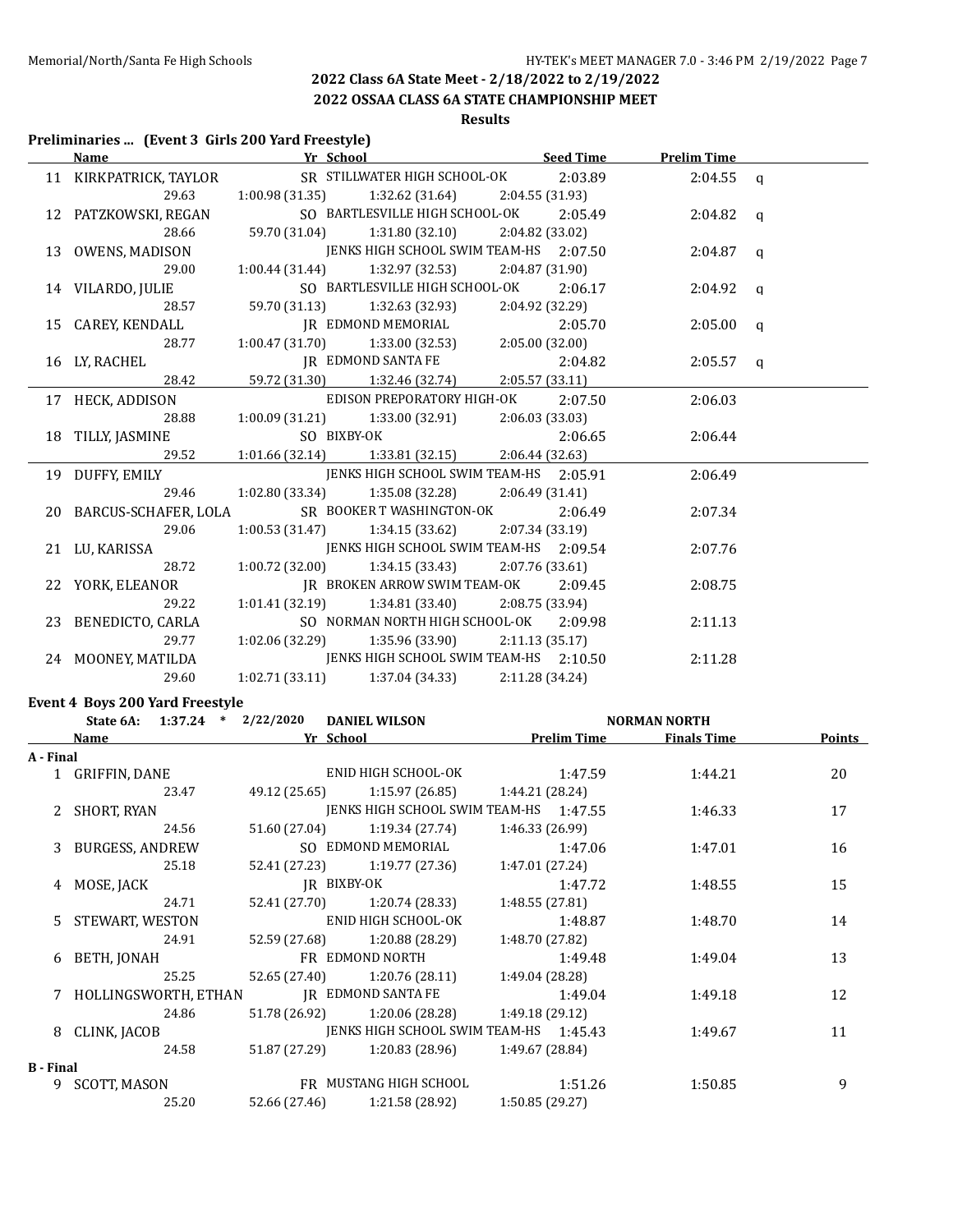## 2022 Class 6A State Meet - 2/18/2022 to 2/19/2022

## 2022 OSSAA CLASS 6A STATE CHAMPIONSHIP MEET

### Results

**Preliminaries ... (Event 3 Girls 200 Yard Freestyle)**

| | Name | Yr | School | Seed Time | Prelim Time | |
|---|---|---|---|---|---|---|
| 11 | KIRKPATRICK, TAYLOR | SR | STILLWATER HIGH SCHOOL-OK | 2:03.89 | 2:04.55 | q |
| | 29.63 | 1:00.98 (31.35) | 1:32.62 (31.64) | 2:04.55 (31.93) | | |
| 12 | PATZKOWSKI, REGAN | SO | BARTLESVILLE HIGH SCHOOL-OK | 2:05.49 | 2:04.82 | q |
| | 28.66 | 59.70 (31.04) | 1:31.80 (32.10) | 2:04.82 (33.02) | | |
| 13 | OWENS, MADISON | | JENKS HIGH SCHOOL SWIM TEAM-HS | 2:07.50 | 2:04.87 | q |
| | 29.00 | 1:00.44 (31.44) | 1:32.97 (32.53) | 2:04.87 (31.90) | | |
| 14 | VILARDO, JULIE | SO | BARTLESVILLE HIGH SCHOOL-OK | 2:06.17 | 2:04.92 | q |
| | 28.57 | 59.70 (31.13) | 1:32.63 (32.93) | 2:04.92 (32.29) | | |
| 15 | CAREY, KENDALL | JR | EDMOND MEMORIAL | 2:05.70 | 2:05.00 | q |
| | 28.77 | 1:00.47 (31.70) | 1:33.00 (32.53) | 2:05.00 (32.00) | | |
| 16 | LY, RACHEL | JR | EDMOND SANTA FE | 2:04.82 | 2:05.57 | q |
| | 28.42 | 59.72 (31.30) | 1:32.46 (32.74) | 2:05.57 (33.11) | | |
| 17 | HECK, ADDISON | | EDISON PREPORATORY HIGH-OK | 2:07.50 | 2:06.03 | |
| | 28.88 | 1:00.09 (31.21) | 1:33.00 (32.91) | 2:06.03 (33.03) | | |
| 18 | TILLY, JASMINE | SO | BIXBY-OK | 2:06.65 | 2:06.44 | |
| | 29.52 | 1:01.66 (32.14) | 1:33.81 (32.15) | 2:06.44 (32.63) | | |
| 19 | DUFFY, EMILY | | JENKS HIGH SCHOOL SWIM TEAM-HS | 2:05.91 | 2:06.49 | |
| | 29.46 | 1:02.80 (33.34) | 1:35.08 (32.28) | 2:06.49 (31.41) | | |
| 20 | BARCUS-SCHAFER, LOLA | SR | BOOKER T WASHINGTON-OK | 2:06.49 | 2:07.34 | |
| | 29.06 | 1:00.53 (31.47) | 1:34.15 (33.62) | 2:07.34 (33.19) | | |
| 21 | LU, KARISSA | | JENKS HIGH SCHOOL SWIM TEAM-HS | 2:09.54 | 2:07.76 | |
| | 28.72 | 1:00.72 (32.00) | 1:34.15 (33.43) | 2:07.76 (33.61) | | |
| 22 | YORK, ELEANOR | JR | BROKEN ARROW SWIM TEAM-OK | 2:09.45 | 2:08.75 | |
| | 29.22 | 1:01.41 (32.19) | 1:34.81 (33.40) | 2:08.75 (33.94) | | |
| 23 | BENEDICTO, CARLA | SO | NORMAN NORTH HIGH SCHOOL-OK | 2:09.98 | 2:11.13 | |
| | 29.77 | 1:02.06 (32.29) | 1:35.96 (33.90) | 2:11.13 (35.17) | | |
| 24 | MOONEY, MATILDA | | JENKS HIGH SCHOOL SWIM TEAM-HS | 2:10.50 | 2:11.28 | |
| | 29.60 | 1:02.71 (33.11) | 1:37.04 (34.33) | 2:11.28 (34.24) | | |

**Event 4 Boys 200 Yard Freestyle**

State 6A: 1:37.24 * 2/22/2020 DANIEL WILSON NORMAN NORTH

| | Name | Yr | School | Prelim Time | Finals Time | Points |
|---|---|---|---|---|---|---|
| **A - Final** | | | | | | |
| 1 | GRIFFIN, DANE | | ENID HIGH SCHOOL-OK | 1:47.59 | 1:44.21 | 20 |
| | 23.47 | 49.12 (25.65) | 1:15.97 (26.85) | 1:44.21 (28.24) | | |
| 2 | SHORT, RYAN | | JENKS HIGH SCHOOL SWIM TEAM-HS | 1:47.55 | 1:46.33 | 17 |
| | 24.56 | 51.60 (27.04) | 1:19.34 (27.74) | 1:46.33 (26.99) | | |
| 3 | BURGESS, ANDREW | SO | EDMOND MEMORIAL | 1:47.06 | 1:47.01 | 16 |
| | 25.18 | 52.41 (27.23) | 1:19.77 (27.36) | 1:47.01 (27.24) | | |
| 4 | MOSE, JACK | JR | BIXBY-OK | 1:47.72 | 1:48.55 | 15 |
| | 24.71 | 52.41 (27.70) | 1:20.74 (28.33) | 1:48.55 (27.81) | | |
| 5 | STEWART, WESTON | | ENID HIGH SCHOOL-OK | 1:48.87 | 1:48.70 | 14 |
| | 24.91 | 52.59 (27.68) | 1:20.88 (28.29) | 1:48.70 (27.82) | | |
| 6 | BETH, JONAH | FR | EDMOND NORTH | 1:49.48 | 1:49.04 | 13 |
| | 25.25 | 52.65 (27.40) | 1:20.76 (28.11) | 1:49.04 (28.28) | | |
| 7 | HOLLINGSWORTH, ETHAN | JR | EDMOND SANTA FE | 1:49.04 | 1:49.18 | 12 |
| | 24.86 | 51.78 (26.92) | 1:20.06 (28.28) | 1:49.18 (29.12) | | |
| 8 | CLINK, JACOB | | JENKS HIGH SCHOOL SWIM TEAM-HS | 1:45.43 | 1:49.67 | 11 |
| | 24.58 | 51.87 (27.29) | 1:20.83 (28.96) | 1:49.67 (28.84) | | |
| **B - Final** | | | | | | |
| 9 | SCOTT, MASON | FR | MUSTANG HIGH SCHOOL | 1:51.26 | 1:50.85 | 9 |
| | 25.20 | 52.66 (27.46) | 1:21.58 (28.92) | 1:50.85 (29.27) | | |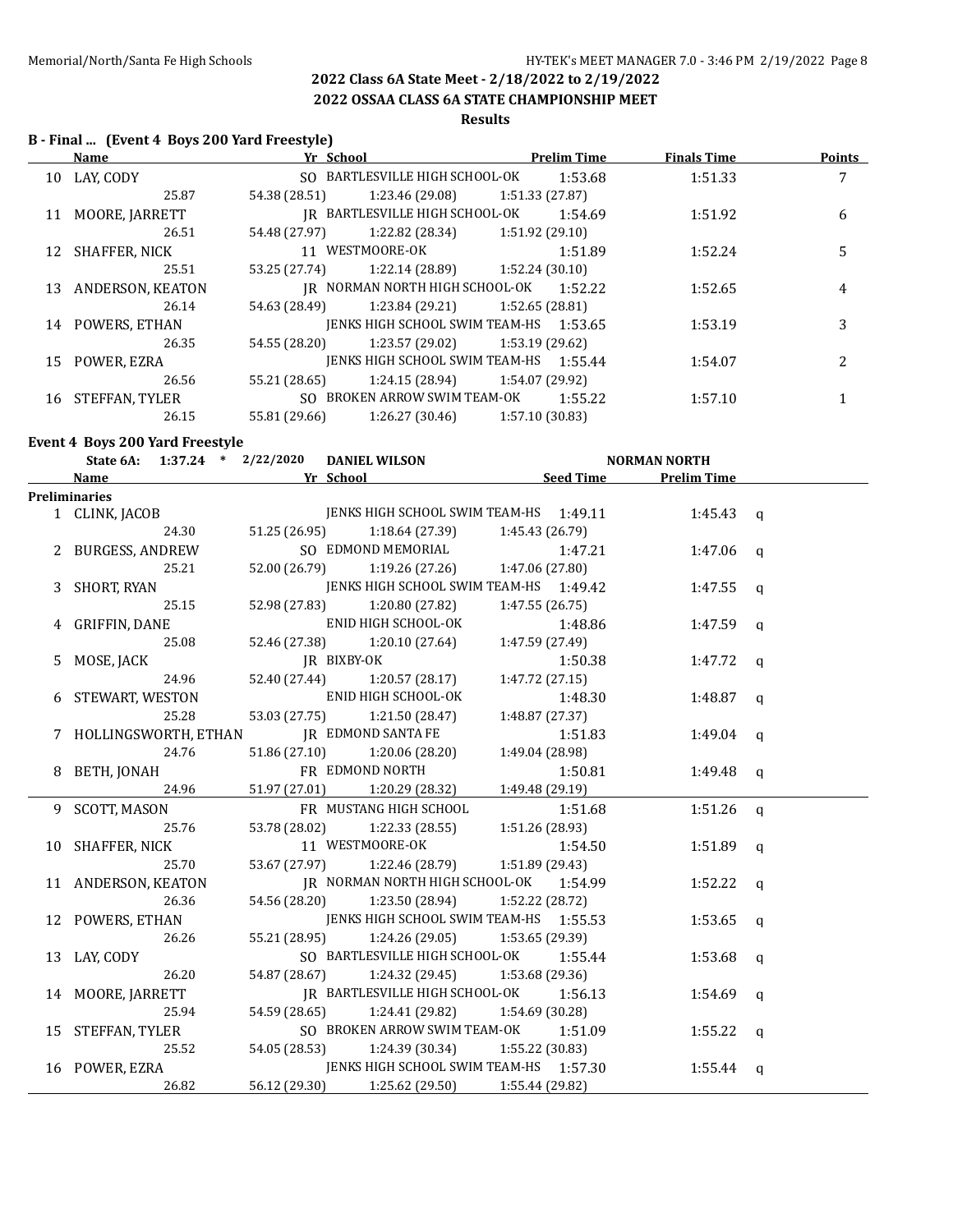## 2022 Class 6A State Meet - 2/18/2022 to 2/19/2022

## 2022 OSSAA CLASS 6A STATE CHAMPIONSHIP MEET

### Results

**B - Final ... (Event 4 Boys 200 Yard Freestyle)**

| | Name | Yr | School | Prelim Time | Finals Time | Points |
|---|---|---|---|---|---|---|
| 10 | LAY, CODY | SO | BARTLESVILLE HIGH SCHOOL-OK | 1:53.68 | 1:51.33 | 7 |
| | 25.87 | 54.38 (28.51) | 1:23.46 (29.08) | 1:51.33 (27.87) | | |
| 11 | MOORE, JARRETT | JR | BARTLESVILLE HIGH SCHOOL-OK | 1:54.69 | 1:51.92 | 6 |
| | 26.51 | 54.48 (27.97) | 1:22.82 (28.34) | 1:51.92 (29.10) | | |
| 12 | SHAFFER, NICK | 11 | WESTMOORE-OK | 1:51.89 | 1:52.24 | 5 |
| | 25.51 | 53.25 (27.74) | 1:22.14 (28.89) | 1:52.24 (30.10) | | |
| 13 | ANDERSON, KEATON | JR | NORMAN NORTH HIGH SCHOOL-OK | 1:52.22 | 1:52.65 | 4 |
| | 26.14 | 54.63 (28.49) | 1:23.84 (29.21) | 1:52.65 (28.81) | | |
| 14 | POWERS, ETHAN | | JENKS HIGH SCHOOL SWIM TEAM-HS | 1:53.65 | 1:53.19 | 3 |
| | 26.35 | 54.55 (28.20) | 1:23.57 (29.02) | 1:53.19 (29.62) | | |
| 15 | POWER, EZRA | | JENKS HIGH SCHOOL SWIM TEAM-HS | 1:55.44 | 1:54.07 | 2 |
| | 26.56 | 55.21 (28.65) | 1:24.15 (28.94) | 1:54.07 (29.92) | | |
| 16 | STEFFAN, TYLER | SO | BROKEN ARROW SWIM TEAM-OK | 1:55.22 | 1:57.10 | 1 |
| | 26.15 | 55.81 (29.66) | 1:26.27 (30.46) | 1:57.10 (30.83) | | |

**Event 4 Boys 200 Yard Freestyle**

State 6A: 1:37.24 * 2/22/2020 DANIEL WILSON NORMAN NORTH

| | Name | Yr | School | Seed Time | Prelim Time | |
|---|---|---|---|---|---|---|
| **Preliminaries** | | | | | | |
| 1 | CLINK, JACOB | | JENKS HIGH SCHOOL SWIM TEAM-HS | 1:49.11 | 1:45.43 | q |
| | 24.30 | 51.25 (26.95) | 1:18.64 (27.39) | 1:45.43 (26.79) | | |
| 2 | BURGESS, ANDREW | SO | EDMOND MEMORIAL | 1:47.21 | 1:47.06 | q |
| | 25.21 | 52.00 (26.79) | 1:19.26 (27.26) | 1:47.06 (27.80) | | |
| 3 | SHORT, RYAN | | JENKS HIGH SCHOOL SWIM TEAM-HS | 1:49.42 | 1:47.55 | q |
| | 25.15 | 52.98 (27.83) | 1:20.80 (27.82) | 1:47.55 (26.75) | | |
| 4 | GRIFFIN, DANE | | ENID HIGH SCHOOL-OK | 1:48.86 | 1:47.59 | q |
| | 25.08 | 52.46 (27.38) | 1:20.10 (27.64) | 1:47.59 (27.49) | | |
| 5 | MOSE, JACK | JR | BIXBY-OK | 1:50.38 | 1:47.72 | q |
| | 24.96 | 52.40 (27.44) | 1:20.57 (28.17) | 1:47.72 (27.15) | | |
| 6 | STEWART, WESTON | | ENID HIGH SCHOOL-OK | 1:48.30 | 1:48.87 | q |
| | 25.28 | 53.03 (27.75) | 1:21.50 (28.47) | 1:48.87 (27.37) | | |
| 7 | HOLLINGSWORTH, ETHAN | JR | EDMOND SANTA FE | 1:51.83 | 1:49.04 | q |
| | 24.76 | 51.86 (27.10) | 1:20.06 (28.20) | 1:49.04 (28.98) | | |
| 8 | BETH, JONAH | FR | EDMOND NORTH | 1:50.81 | 1:49.48 | q |
| | 24.96 | 51.97 (27.01) | 1:20.29 (28.32) | 1:49.48 (29.19) | | |
| 9 | SCOTT, MASON | FR | MUSTANG HIGH SCHOOL | 1:51.68 | 1:51.26 | q |
| | 25.76 | 53.78 (28.02) | 1:22.33 (28.55) | 1:51.26 (28.93) | | |
| 10 | SHAFFER, NICK | 11 | WESTMOORE-OK | 1:54.50 | 1:51.89 | q |
| | 25.70 | 53.67 (27.97) | 1:22.46 (28.79) | 1:51.89 (29.43) | | |
| 11 | ANDERSON, KEATON | JR | NORMAN NORTH HIGH SCHOOL-OK | 1:54.99 | 1:52.22 | q |
| | 26.36 | 54.56 (28.20) | 1:23.50 (28.94) | 1:52.22 (28.72) | | |
| 12 | POWERS, ETHAN | | JENKS HIGH SCHOOL SWIM TEAM-HS | 1:55.53 | 1:53.65 | q |
| | 26.26 | 55.21 (28.95) | 1:24.26 (29.05) | 1:53.65 (29.39) | | |
| 13 | LAY, CODY | SO | BARTLESVILLE HIGH SCHOOL-OK | 1:55.44 | 1:53.68 | q |
| | 26.20 | 54.87 (28.67) | 1:24.32 (29.45) | 1:53.68 (29.36) | | |
| 14 | MOORE, JARRETT | JR | BARTLESVILLE HIGH SCHOOL-OK | 1:56.13 | 1:54.69 | q |
| | 25.94 | 54.59 (28.65) | 1:24.41 (29.82) | 1:54.69 (30.28) | | |
| 15 | STEFFAN, TYLER | SO | BROKEN ARROW SWIM TEAM-OK | 1:51.09 | 1:55.22 | q |
| | 25.52 | 54.05 (28.53) | 1:24.39 (30.34) | 1:55.22 (30.83) | | |
| 16 | POWER, EZRA | | JENKS HIGH SCHOOL SWIM TEAM-HS | 1:57.30 | 1:55.44 | q |
| | 26.82 | 56.12 (29.30) | 1:25.62 (29.50) | 1:55.44 (29.82) | | |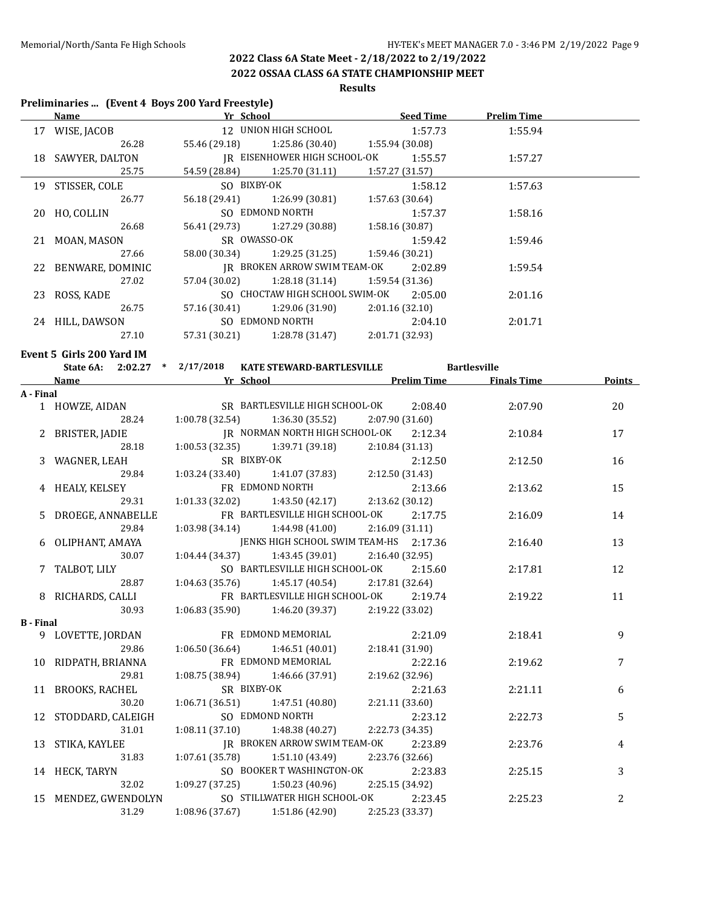## 2022 Class 6A State Meet - 2/18/2022 to 2/19/2022

## 2022 OSSAA CLASS 6A STATE CHAMPIONSHIP MEET

### Results

**Preliminaries ... (Event 4 Boys 200 Yard Freestyle)**

| | Name | Yr | School | Seed Time | Prelim Time |
|---|---|---|---|---|---|
| 17 | WISE, JACOB | 12 | UNION HIGH SCHOOL | 1:57.73 | 1:55.94 |
| | 26.28 | 55.46 (29.18) | 1:25.86 (30.40) | 1:55.94 (30.08) | |
| 18 | SAWYER, DALTON | JR | EISENHOWER HIGH SCHOOL-OK | 1:55.57 | 1:57.27 |
| | 25.75 | 54.59 (28.84) | 1:25.70 (31.11) | 1:57.27 (31.57) | |
| 19 | STISSER, COLE | SO | BIXBY-OK | 1:58.12 | 1:57.63 |
| | 26.77 | 56.18 (29.41) | 1:26.99 (30.81) | 1:57.63 (30.64) | |
| 20 | HO, COLLIN | SO | EDMOND NORTH | 1:57.37 | 1:58.16 |
| | 26.68 | 56.41 (29.73) | 1:27.29 (30.88) | 1:58.16 (30.87) | |
| 21 | MOAN, MASON | SR | OWASSO-OK | 1:59.42 | 1:59.46 |
| | 27.66 | 58.00 (30.34) | 1:29.25 (31.25) | 1:59.46 (30.21) | |
| 22 | BENWARE, DOMINIC | JR | BROKEN ARROW SWIM TEAM-OK | 2:02.89 | 1:59.54 |
| | 27.02 | 57.04 (30.02) | 1:28.18 (31.14) | 1:59.54 (31.36) | |
| 23 | ROSS, KADE | SO | CHOCTAW HIGH SCHOOL SWIM-OK | 2:05.00 | 2:01.16 |
| | 26.75 | 57.16 (30.41) | 1:29.06 (31.90) | 2:01.16 (32.10) | |
| 24 | HILL, DAWSON | SO | EDMOND NORTH | 2:04.10 | 2:01.71 |
| | 27.10 | 57.31 (30.21) | 1:28.78 (31.47) | 2:01.71 (32.93) | |

**Event 5 Girls 200 Yard IM**

State 6A: 2:02.27 * 2/17/2018 KATE STEWARD-BARTLESVILLE Bartlesville

| | Name | Yr | School | Prelim Time | Finals Time | Points |
|---|---|---|---|---|---|---|
| **A - Final** | | | | | | |
| 1 | HOWZE, AIDAN | SR | BARTLESVILLE HIGH SCHOOL-OK | 2:08.40 | 2:07.90 | 20 |
| | 28.24 | 1:00.78 (32.54) | 1:36.30 (35.52) | 2:07.90 (31.60) | | |
| 2 | BRISTER, JADIE | JR | NORMAN NORTH HIGH SCHOOL-OK | 2:12.34 | 2:10.84 | 17 |
| | 28.18 | 1:00.53 (32.35) | 1:39.71 (39.18) | 2:10.84 (31.13) | | |
| 3 | WAGNER, LEAH | SR | BIXBY-OK | 2:12.50 | 2:12.50 | 16 |
| | 29.84 | 1:03.24 (33.40) | 1:41.07 (37.83) | 2:12.50 (31.43) | | |
| 4 | HEALY, KELSEY | FR | EDMOND NORTH | 2:13.66 | 2:13.62 | 15 |
| | 29.31 | 1:01.33 (32.02) | 1:43.50 (42.17) | 2:13.62 (30.12) | | |
| 5 | DROEGE, ANNABELLE | FR | BARTLESVILLE HIGH SCHOOL-OK | 2:17.75 | 2:16.09 | 14 |
| | 29.84 | 1:03.98 (34.14) | 1:44.98 (41.00) | 2:16.09 (31.11) | | |
| 6 | OLIPHANT, AMAYA | | JENKS HIGH SCHOOL SWIM TEAM-HS | 2:17.36 | 2:16.40 | 13 |
| | 30.07 | 1:04.44 (34.37) | 1:43.45 (39.01) | 2:16.40 (32.95) | | |
| 7 | TALBOT, LILY | SO | BARTLESVILLE HIGH SCHOOL-OK | 2:15.60 | 2:17.81 | 12 |
| | 28.87 | 1:04.63 (35.76) | 1:45.17 (40.54) | 2:17.81 (32.64) | | |
| 8 | RICHARDS, CALLI | FR | BARTLESVILLE HIGH SCHOOL-OK | 2:19.74 | 2:19.22 | 11 |
| | 30.93 | 1:06.83 (35.90) | 1:46.20 (39.37) | 2:19.22 (33.02) | | |
| **B - Final** | | | | | | |
| 9 | LOVETTE, JORDAN | FR | EDMOND MEMORIAL | 2:21.09 | 2:18.41 | 9 |
| | 29.86 | 1:06.50 (36.64) | 1:46.51 (40.01) | 2:18.41 (31.90) | | |
| 10 | RIDPATH, BRIANNA | FR | EDMOND MEMORIAL | 2:22.16 | 2:19.62 | 7 |
| | 29.81 | 1:08.75 (38.94) | 1:46.66 (37.91) | 2:19.62 (32.96) | | |
| 11 | BROOKS, RACHEL | SR | BIXBY-OK | 2:21.63 | 2:21.11 | 6 |
| | 30.20 | 1:06.71 (36.51) | 1:47.51 (40.80) | 2:21.11 (33.60) | | |
| 12 | STODDARD, CALEIGH | SO | EDMOND NORTH | 2:23.12 | 2:22.73 | 5 |
| | 31.01 | 1:08.11 (37.10) | 1:48.38 (40.27) | 2:22.73 (34.35) | | |
| 13 | STIKA, KAYLEE | JR | BROKEN ARROW SWIM TEAM-OK | 2:23.89 | 2:23.76 | 4 |
| | 31.83 | 1:07.61 (35.78) | 1:51.10 (43.49) | 2:23.76 (32.66) | | |
| 14 | HECK, TARYN | SO | BOOKER T WASHINGTON-OK | 2:23.83 | 2:25.15 | 3 |
| | 32.02 | 1:09.27 (37.25) | 1:50.23 (40.96) | 2:25.15 (34.92) | | |
| 15 | MENDEZ, GWENDOLYN | SO | STILLWATER HIGH SCHOOL-OK | 2:23.45 | 2:25.23 | 2 |
| | 31.29 | 1:08.96 (37.67) | 1:51.86 (42.90) | 2:25.23 (33.37) | | |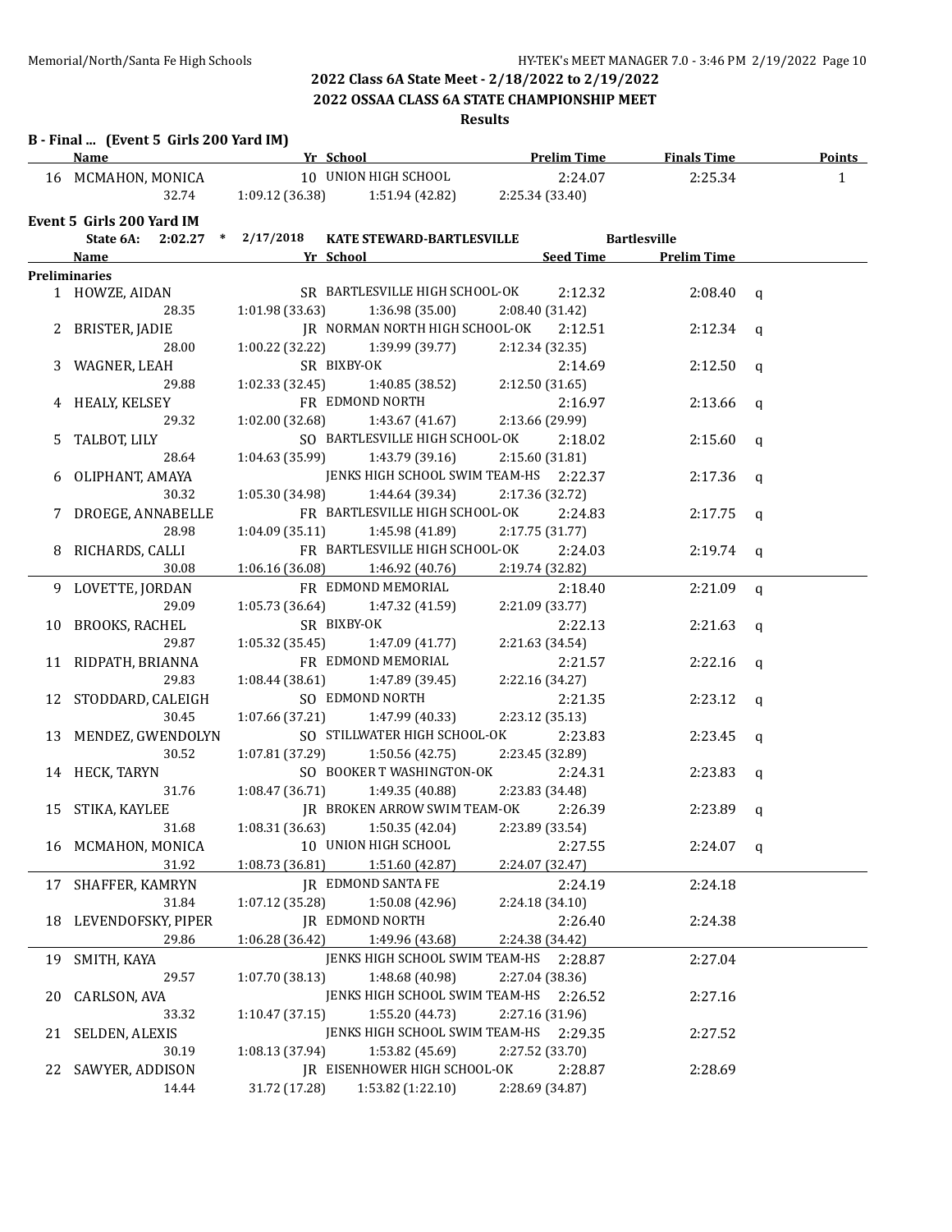2022 Class 6A State Meet - 2/18/2022 to 2/19/2022

2022 OSSAA CLASS 6A STATE CHAMPIONSHIP MEET

**Results**

**B - Final ... (Event 5 Girls 200 Yard IM)**

| | Name | Yr | School | Prelim Time | Finals Time | Points |
|---|---|---|---|---|---|---|
| 16 | MCMAHON, MONICA | 10 | UNION HIGH SCHOOL | 2:24.07 | 2:25.34 | 1 |
| | 32.74 | 1:09.12 (36.38) | 1:51.94 (42.82) | 2:25.34 (33.40) | | |

**Event 5 Girls 200 Yard IM**

State 6A: 2:02.27 * 2/17/2018 KATE STEWARD-BARTLESVILLE Bartlesville

| | Name | Yr | School | Seed Time | Prelim Time | |
|---|---|---|---|---|---|---|
| **Preliminaries** | | | | | | |
| 1 | HOWZE, AIDAN | SR | BARTLESVILLE HIGH SCHOOL-OK | 2:12.32 | 2:08.40 | q |
| | 28.35 | 1:01.98 (33.63) | 1:36.98 (35.00) | 2:08.40 (31.42) | | |
| 2 | BRISTER, JADIE | JR | NORMAN NORTH HIGH SCHOOL-OK | 2:12.51 | 2:12.34 | q |
| | 28.00 | 1:00.22 (32.22) | 1:39.99 (39.77) | 2:12.34 (32.35) | | |
| 3 | WAGNER, LEAH | SR | BIXBY-OK | 2:14.69 | 2:12.50 | q |
| | 29.88 | 1:02.33 (32.45) | 1:40.85 (38.52) | 2:12.50 (31.65) | | |
| 4 | HEALY, KELSEY | FR | EDMOND NORTH | 2:16.97 | 2:13.66 | q |
| | 29.32 | 1:02.00 (32.68) | 1:43.67 (41.67) | 2:13.66 (29.99) | | |
| 5 | TALBOT, LILY | SO | BARTLESVILLE HIGH SCHOOL-OK | 2:18.02 | 2:15.60 | q |
| | 28.64 | 1:04.63 (35.99) | 1:43.79 (39.16) | 2:15.60 (31.81) | | |
| 6 | OLIPHANT, AMAYA | | JENKS HIGH SCHOOL SWIM TEAM-HS | 2:22.37 | 2:17.36 | q |
| | 30.32 | 1:05.30 (34.98) | 1:44.64 (39.34) | 2:17.36 (32.72) | | |
| 7 | DROEGE, ANNABELLE | FR | BARTLESVILLE HIGH SCHOOL-OK | 2:24.83 | 2:17.75 | q |
| | 28.98 | 1:04.09 (35.11) | 1:45.98 (41.89) | 2:17.75 (31.77) | | |
| 8 | RICHARDS, CALLI | FR | BARTLESVILLE HIGH SCHOOL-OK | 2:24.03 | 2:19.74 | q |
| | 30.08 | 1:06.16 (36.08) | 1:46.92 (40.76) | 2:19.74 (32.82) | | |
| 9 | LOVETTE, JORDAN | FR | EDMOND MEMORIAL | 2:18.40 | 2:21.09 | q |
| | 29.09 | 1:05.73 (36.64) | 1:47.32 (41.59) | 2:21.09 (33.77) | | |
| 10 | BROOKS, RACHEL | SR | BIXBY-OK | 2:22.13 | 2:21.63 | q |
| | 29.87 | 1:05.32 (35.45) | 1:47.09 (41.77) | 2:21.63 (34.54) | | |
| 11 | RIDPATH, BRIANNA | FR | EDMOND MEMORIAL | 2:21.57 | 2:22.16 | q |
| | 29.83 | 1:08.44 (38.61) | 1:47.89 (39.45) | 2:22.16 (34.27) | | |
| 12 | STODDARD, CALEIGH | SO | EDMOND NORTH | 2:21.35 | 2:23.12 | q |
| | 30.45 | 1:07.66 (37.21) | 1:47.99 (40.33) | 2:23.12 (35.13) | | |
| 13 | MENDEZ, GWENDOLYN | SO | STILLWATER HIGH SCHOOL-OK | 2:23.83 | 2:23.45 | q |
| | 30.52 | 1:07.81 (37.29) | 1:50.56 (42.75) | 2:23.45 (32.89) | | |
| 14 | HECK, TARYN | SO | BOOKER T WASHINGTON-OK | 2:24.31 | 2:23.83 | q |
| | 31.76 | 1:08.47 (36.71) | 1:49.35 (40.88) | 2:23.83 (34.48) | | |
| 15 | STIKA, KAYLEE | JR | BROKEN ARROW SWIM TEAM-OK | 2:26.39 | 2:23.89 | q |
| | 31.68 | 1:08.31 (36.63) | 1:50.35 (42.04) | 2:23.89 (33.54) | | |
| 16 | MCMAHON, MONICA | 10 | UNION HIGH SCHOOL | 2:27.55 | 2:24.07 | q |
| | 31.92 | 1:08.73 (36.81) | 1:51.60 (42.87) | 2:24.07 (32.47) | | |
| 17 | SHAFFER, KAMRYN | JR | EDMOND SANTA FE | 2:24.19 | 2:24.18 | |
| | 31.84 | 1:07.12 (35.28) | 1:50.08 (42.96) | 2:24.18 (34.10) | | |
| 18 | LEVENDOFSKY, PIPER | JR | EDMOND NORTH | 2:26.40 | 2:24.38 | |
| | 29.86 | 1:06.28 (36.42) | 1:49.96 (43.68) | 2:24.38 (34.42) | | |
| 19 | SMITH, KAYA | | JENKS HIGH SCHOOL SWIM TEAM-HS | 2:28.87 | 2:27.04 | |
| | 29.57 | 1:07.70 (38.13) | 1:48.68 (40.98) | 2:27.04 (38.36) | | |
| 20 | CARLSON, AVA | | JENKS HIGH SCHOOL SWIM TEAM-HS | 2:26.52 | 2:27.16 | |
| | 33.32 | 1:10.47 (37.15) | 1:55.20 (44.73) | 2:27.16 (31.96) | | |
| 21 | SELDEN, ALEXIS | | JENKS HIGH SCHOOL SWIM TEAM-HS | 2:29.35 | 2:27.52 | |
| | 30.19 | 1:08.13 (37.94) | 1:53.82 (45.69) | 2:27.52 (33.70) | | |
| 22 | SAWYER, ADDISON | JR | EISENHOWER HIGH SCHOOL-OK | 2:28.87 | 2:28.69 | |
| | 14.44 | 31.72 (17.28) | 1:53.82 (1:22.10) | 2:28.69 (34.87) | | |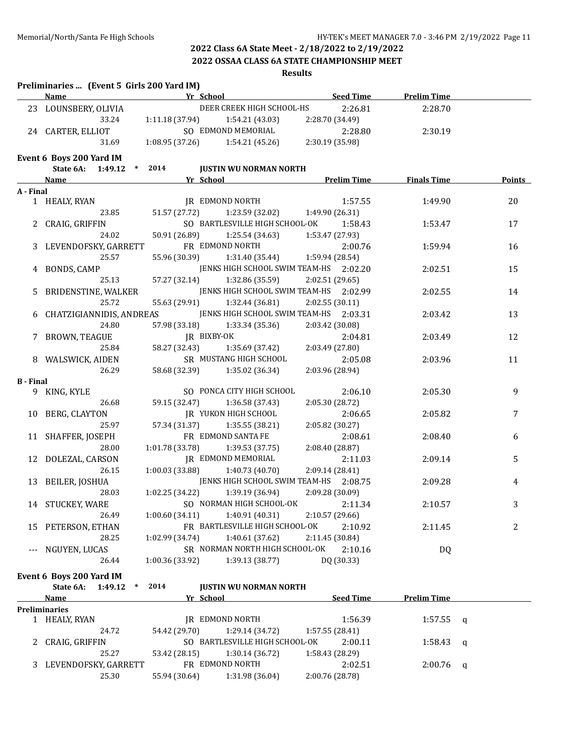## 2022 Class 6A State Meet - 2/18/2022 to 2/19/2022

## 2022 OSSAA CLASS 6A STATE CHAMPIONSHIP MEET

### Results

**Preliminaries ... (Event 5 Girls 200 Yard IM)**

| | Name | Yr | School | Seed Time | Prelim Time |
|---|---|---|---|---|---|
| 23 | LOUNSBERY, OLIVIA | | DEER CREEK HIGH SCHOOL-HS | 2:26.81 | 2:28.70 |
| | 33.24 | 1:11.18 (37.94) | 1:54.21 (43.03) | 2:28.70 (34.49) | |
| 24 | CARTER, ELLIOT | SO | EDMOND MEMORIAL | 2:28.80 | 2:30.19 |
| | 31.69 | 1:08.95 (37.26) | 1:54.21 (45.26) | 2:30.19 (35.98) | |

**Event 6 Boys 200 Yard IM**

State 6A: 1:49.12 * 2014 JUSTIN WU NORMAN NORTH

| | Name | Yr | School | Prelim Time | Finals Time | Points |
|---|---|---|---|---|---|---|
| **A - Final** | | | | | | |
| 1 | HEALY, RYAN | JR | EDMOND NORTH | 1:57.55 | 1:49.90 | 20 |
| | 23.85 | 51.57 (27.72) | 1:23.59 (32.02) | 1:49.90 (26.31) | | |
| 2 | CRAIG, GRIFFIN | SO | BARTLESVILLE HIGH SCHOOL-OK | 1:58.43 | 1:53.47 | 17 |
| | 24.02 | 50.91 (26.89) | 1:25.54 (34.63) | 1:53.47 (27.93) | | |
| 3 | LEVENDOFSKY, GARRETT | FR | EDMOND NORTH | 2:00.76 | 1:59.94 | 16 |
| | 25.57 | 55.96 (30.39) | 1:31.40 (35.44) | 1:59.94 (28.54) | | |
| 4 | BONDS, CAMP | | JENKS HIGH SCHOOL SWIM TEAM-HS | 2:02.20 | 2:02.51 | 15 |
| | 25.13 | 57.27 (32.14) | 1:32.86 (35.59) | 2:02.51 (29.65) | | |
| 5 | BRIDENSTINE, WALKER | | JENKS HIGH SCHOOL SWIM TEAM-HS | 2:02.99 | 2:02.55 | 14 |
| | 25.72 | 55.63 (29.91) | 1:32.44 (36.81) | 2:02.55 (30.11) | | |
| 6 | CHATZIGIANNIDIS, ANDREAS | | JENKS HIGH SCHOOL SWIM TEAM-HS | 2:03.31 | 2:03.42 | 13 |
| | 24.80 | 57.98 (33.18) | 1:33.34 (35.36) | 2:03.42 (30.08) | | |
| 7 | BROWN, TEAGUE | JR | BIXBY-OK | 2:04.81 | 2:03.49 | 12 |
| | 25.84 | 58.27 (32.43) | 1:35.69 (37.42) | 2:03.49 (27.80) | | |
| 8 | WALSWICK, AIDEN | SR | MUSTANG HIGH SCHOOL | 2:05.08 | 2:03.96 | 11 |
| | 26.29 | 58.68 (32.39) | 1:35.02 (36.34) | 2:03.96 (28.94) | | |
| **B - Final** | | | | | | |
| 9 | KING, KYLE | SO | PONCA CITY HIGH SCHOOL | 2:06.10 | 2:05.30 | 9 |
| | 26.68 | 59.15 (32.47) | 1:36.58 (37.43) | 2:05.30 (28.72) | | |
| 10 | BERG, CLAYTON | JR | YUKON HIGH SCHOOL | 2:06.65 | 2:05.82 | 7 |
| | 25.97 | 57.34 (31.37) | 1:35.55 (38.21) | 2:05.82 (30.27) | | |
| 11 | SHAFFER, JOSEPH | FR | EDMOND SANTA FE | 2:08.61 | 2:08.40 | 6 |
| | 28.00 | 1:01.78 (33.78) | 1:39.53 (37.75) | 2:08.40 (28.87) | | |
| 12 | DOLEZAL, CARSON | JR | EDMOND MEMORIAL | 2:11.03 | 2:09.14 | 5 |
| | 26.15 | 1:00.03 (33.88) | 1:40.73 (40.70) | 2:09.14 (28.41) | | |
| 13 | BEILER, JOSHUA | | JENKS HIGH SCHOOL SWIM TEAM-HS | 2:08.75 | 2:09.28 | 4 |
| | 28.03 | 1:02.25 (34.22) | 1:39.19 (36.94) | 2:09.28 (30.09) | | |
| 14 | STUCKEY, WARE | SO | NORMAN HIGH SCHOOL-OK | 2:11.34 | 2:10.57 | 3 |
| | 26.49 | 1:00.60 (34.11) | 1:40.91 (40.31) | 2:10.57 (29.66) | | |
| 15 | PETERSON, ETHAN | FR | BARTLESVILLE HIGH SCHOOL-OK | 2:10.92 | 2:11.45 | 2 |
| | 28.25 | 1:02.99 (34.74) | 1:40.61 (37.62) | 2:11.45 (30.84) | | |
| --- | NGUYEN, LUCAS | SR | NORMAN NORTH HIGH SCHOOL-OK | 2:10.16 | DQ | |
| | 26.44 | 1:00.36 (33.92) | 1:39.13 (38.77) | DQ (30.33) | | |

**Event 6 Boys 200 Yard IM**

State 6A: 1:49.12 * 2014 JUSTIN WU NORMAN NORTH

| | Name | Yr | School | Seed Time | Prelim Time | |
|---|---|---|---|---|---|---|
| **Preliminaries** | | | | | | |
| 1 | HEALY, RYAN | JR | EDMOND NORTH | 1:56.39 | 1:57.55 | q |
| | 24.72 | 54.42 (29.70) | 1:29.14 (34.72) | 1:57.55 (28.41) | | |
| 2 | CRAIG, GRIFFIN | SO | BARTLESVILLE HIGH SCHOOL-OK | 2:00.11 | 1:58.43 | q |
| | 25.27 | 53.42 (28.15) | 1:30.14 (36.72) | 1:58.43 (28.29) | | |
| 3 | LEVENDOFSKY, GARRETT | FR | EDMOND NORTH | 2:02.51 | 2:00.76 | q |
| | 25.30 | 55.94 (30.64) | 1:31.98 (36.04) | 2:00.76 (28.78) | | |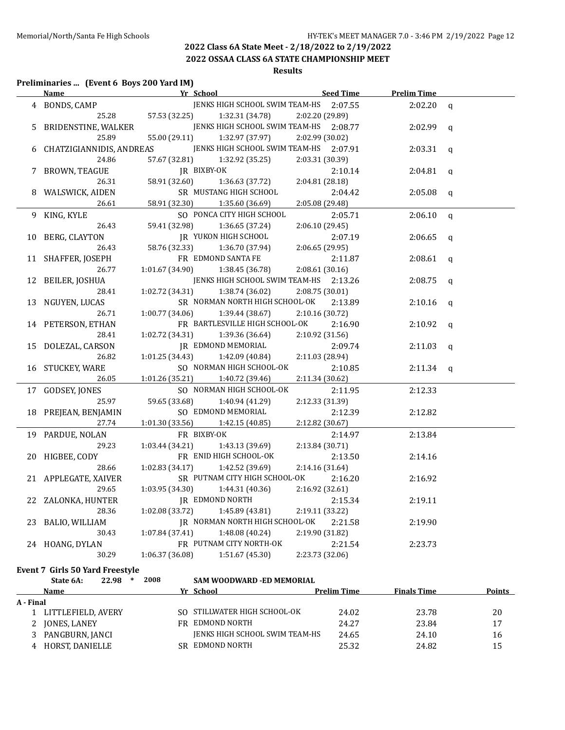## 2022 Class 6A State Meet - 2/18/2022 to 2/19/2022

## 2022 OSSAA CLASS 6A STATE CHAMPIONSHIP MEET

### Results

**Preliminaries ... (Event 6 Boys 200 Yard IM)**

| | Name | Yr | School | Seed Time | Prelim Time | |
|---|---|---|---|---|---|---|
| 4 | BONDS, CAMP | | JENKS HIGH SCHOOL SWIM TEAM-HS | 2:07.55 | 2:02.20 | q |
| | 25.28 | 57.53 (32.25) | 1:32.31 (34.78) | 2:02.20 (29.89) | | |
| 5 | BRIDENSTINE, WALKER | | JENKS HIGH SCHOOL SWIM TEAM-HS | 2:08.77 | 2:02.99 | q |
| | 25.89 | 55.00 (29.11) | 1:32.97 (37.97) | 2:02.99 (30.02) | | |
| 6 | CHATZIGIANNIDIS, ANDREAS | | JENKS HIGH SCHOOL SWIM TEAM-HS | 2:07.91 | 2:03.31 | q |
| | 24.86 | 57.67 (32.81) | 1:32.92 (35.25) | 2:03.31 (30.39) | | |
| 7 | BROWN, TEAGUE | JR | BIXBY-OK | 2:10.14 | 2:04.81 | q |
| | 26.31 | 58.91 (32.60) | 1:36.63 (37.72) | 2:04.81 (28.18) | | |
| 8 | WALSWICK, AIDEN | SR | MUSTANG HIGH SCHOOL | 2:04.42 | 2:05.08 | q |
| | 26.61 | 58.91 (32.30) | 1:35.60 (36.69) | 2:05.08 (29.48) | | |
| 9 | KING, KYLE | SO | PONCA CITY HIGH SCHOOL | 2:05.71 | 2:06.10 | q |
| | 26.43 | 59.41 (32.98) | 1:36.65 (37.24) | 2:06.10 (29.45) | | |
| 10 | BERG, CLAYTON | JR | YUKON HIGH SCHOOL | 2:07.19 | 2:06.65 | q |
| | 26.43 | 58.76 (32.33) | 1:36.70 (37.94) | 2:06.65 (29.95) | | |
| 11 | SHAFFER, JOSEPH | FR | EDMOND SANTA FE | 2:11.87 | 2:08.61 | q |
| | 26.77 | 1:01.67 (34.90) | 1:38.45 (36.78) | 2:08.61 (30.16) | | |
| 12 | BEILER, JOSHUA | | JENKS HIGH SCHOOL SWIM TEAM-HS | 2:13.26 | 2:08.75 | q |
| | 28.41 | 1:02.72 (34.31) | 1:38.74 (36.02) | 2:08.75 (30.01) | | |
| 13 | NGUYEN, LUCAS | SR | NORMAN NORTH HIGH SCHOOL-OK | 2:13.89 | 2:10.16 | q |
| | 26.71 | 1:00.77 (34.06) | 1:39.44 (38.67) | 2:10.16 (30.72) | | |
| 14 | PETERSON, ETHAN | FR | BARTLESVILLE HIGH SCHOOL-OK | 2:16.90 | 2:10.92 | q |
| | 28.41 | 1:02.72 (34.31) | 1:39.36 (36.64) | 2:10.92 (31.56) | | |
| 15 | DOLEZAL, CARSON | JR | EDMOND MEMORIAL | 2:09.74 | 2:11.03 | q |
| | 26.82 | 1:01.25 (34.43) | 1:42.09 (40.84) | 2:11.03 (28.94) | | |
| 16 | STUCKEY, WARE | SO | NORMAN HIGH SCHOOL-OK | 2:10.85 | 2:11.34 | q |
| | 26.05 | 1:01.26 (35.21) | 1:40.72 (39.46) | 2:11.34 (30.62) | | |
| 17 | GODSEY, JONES | SO | NORMAN HIGH SCHOOL-OK | 2:11.95 | 2:12.33 | |
| | 25.97 | 59.65 (33.68) | 1:40.94 (41.29) | 2:12.33 (31.39) | | |
| 18 | PREJEAN, BENJAMIN | SO | EDMOND MEMORIAL | 2:12.39 | 2:12.82 | |
| | 27.74 | 1:01.30 (33.56) | 1:42.15 (40.85) | 2:12.82 (30.67) | | |
| 19 | PARDUE, NOLAN | FR | BIXBY-OK | 2:14.97 | 2:13.84 | |
| | 29.23 | 1:03.44 (34.21) | 1:43.13 (39.69) | 2:13.84 (30.71) | | |
| 20 | HIGBEE, CODY | FR | ENID HIGH SCHOOL-OK | 2:13.50 | 2:14.16 | |
| | 28.66 | 1:02.83 (34.17) | 1:42.52 (39.69) | 2:14.16 (31.64) | | |
| 21 | APPLEGATE, XAIVER | SR | PUTNAM CITY HIGH SCHOOL-OK | 2:16.20 | 2:16.92 | |
| | 29.65 | 1:03.95 (34.30) | 1:44.31 (40.36) | 2:16.92 (32.61) | | |
| 22 | ZALONKA, HUNTER | JR | EDMOND NORTH | 2:15.34 | 2:19.11 | |
| | 28.36 | 1:02.08 (33.72) | 1:45.89 (43.81) | 2:19.11 (33.22) | | |
| 23 | BALIO, WILLIAM | JR | NORMAN NORTH HIGH SCHOOL-OK | 2:21.58 | 2:19.90 | |
| | 30.43 | 1:07.84 (37.41) | 1:48.08 (40.24) | 2:19.90 (31.82) | | |
| 24 | HOANG, DYLAN | FR | PUTNAM CITY NORTH-OK | 2:21.54 | 2:23.73 | |
| | 30.29 | 1:06.37 (36.08) | 1:51.67 (45.30) | 2:23.73 (32.06) | | |

**Event 7 Girls 50 Yard Freestyle**

State 6A: 22.98 * 2008 SAM WOODWARD -ED MEMORIAL

| | Name | Yr | School | Prelim Time | Finals Time | Points |
|---|---|---|---|---|---|---|
| **A - Final** | | | | | | |
| 1 | LITTLEFIELD, AVERY | SO | STILLWATER HIGH SCHOOL-OK | 24.02 | 23.78 | 20 |
| 2 | JONES, LANEY | FR | EDMOND NORTH | 24.27 | 23.84 | 17 |
| 3 | PANGBURN, JANCI | | JENKS HIGH SCHOOL SWIM TEAM-HS | 24.65 | 24.10 | 16 |
| 4 | HORST, DANIELLE | SR | EDMOND NORTH | 25.32 | 24.82 | 15 |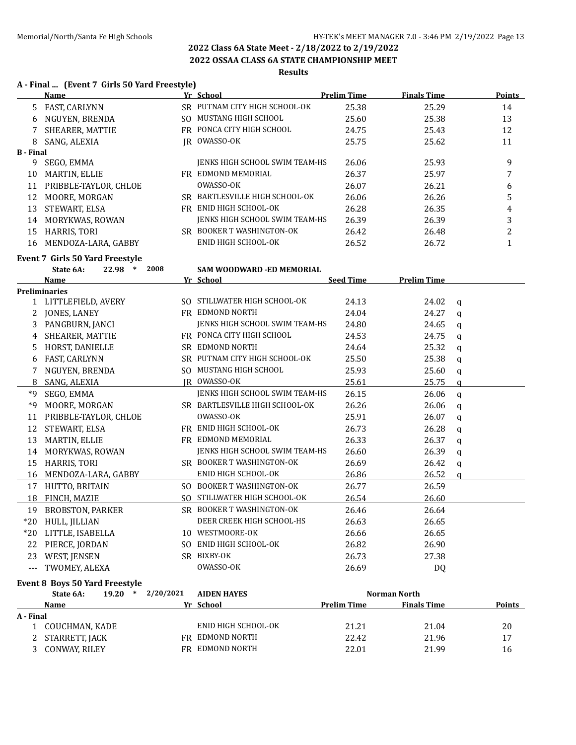## 2022 Class 6A State Meet - 2/18/2022 to 2/19/2022

## 2022 OSSAA CLASS 6A STATE CHAMPIONSHIP MEET

### Results

**A - Final ... (Event 7 Girls 50 Yard Freestyle)**

| | Name | Yr | School | Prelim Time | Finals Time | Points |
|---|---|---|---|---|---|---|
| 5 | FAST, CARLYNN | SR | PUTNAM CITY HIGH SCHOOL-OK | 25.38 | 25.29 | 14 |
| 6 | NGUYEN, BRENDA | SO | MUSTANG HIGH SCHOOL | 25.60 | 25.38 | 13 |
| 7 | SHEARER, MATTIE | FR | PONCA CITY HIGH SCHOOL | 24.75 | 25.43 | 12 |
| 8 | SANG, ALEXIA | JR | OWASSO-OK | 25.75 | 25.62 | 11 |
| **B - Final** | | | | | | |
| 9 | SEGO, EMMA | | JENKS HIGH SCHOOL SWIM TEAM-HS | 26.06 | 25.93 | 9 |
| 10 | MARTIN, ELLIE | FR | EDMOND MEMORIAL | 26.37 | 25.97 | 7 |
| 11 | PRIBBLE-TAYLOR, CHLOE | | OWASSO-OK | 26.07 | 26.21 | 6 |
| 12 | MOORE, MORGAN | SR | BARTLESVILLE HIGH SCHOOL-OK | 26.06 | 26.26 | 5 |
| 13 | STEWART, ELSA | FR | ENID HIGH SCHOOL-OK | 26.28 | 26.35 | 4 |
| 14 | MORYKWAS, ROWAN | | JENKS HIGH SCHOOL SWIM TEAM-HS | 26.39 | 26.39 | 3 |
| 15 | HARRIS, TORI | SR | BOOKER T WASHINGTON-OK | 26.42 | 26.48 | 2 |
| 16 | MENDOZA-LARA, GABBY | | ENID HIGH SCHOOL-OK | 26.52 | 26.72 | 1 |

**Event 7 Girls 50 Yard Freestyle**

State 6A: 22.98 * 2008 SAM WOODWARD -ED MEMORIAL

| | Name | Yr | School | Seed Time | Prelim Time | |
|---|---|---|---|---|---|---|
| **Preliminaries** | | | | | | |
| 1 | LITTLEFIELD, AVERY | SO | STILLWATER HIGH SCHOOL-OK | 24.13 | 24.02 | q |
| 2 | JONES, LANEY | FR | EDMOND NORTH | 24.04 | 24.27 | q |
| 3 | PANGBURN, JANCI | | JENKS HIGH SCHOOL SWIM TEAM-HS | 24.80 | 24.65 | q |
| 4 | SHEARER, MATTIE | FR | PONCA CITY HIGH SCHOOL | 24.53 | 24.75 | q |
| 5 | HORST, DANIELLE | SR | EDMOND NORTH | 24.64 | 25.32 | q |
| 6 | FAST, CARLYNN | SR | PUTNAM CITY HIGH SCHOOL-OK | 25.50 | 25.38 | q |
| 7 | NGUYEN, BRENDA | SO | MUSTANG HIGH SCHOOL | 25.93 | 25.60 | q |
| 8 | SANG, ALEXIA | JR | OWASSO-OK | 25.61 | 25.75 | q |
| *9 | SEGO, EMMA | | JENKS HIGH SCHOOL SWIM TEAM-HS | 26.15 | 26.06 | q |
| *9 | MOORE, MORGAN | SR | BARTLESVILLE HIGH SCHOOL-OK | 26.26 | 26.06 | q |
| 11 | PRIBBLE-TAYLOR, CHLOE | | OWASSO-OK | 25.91 | 26.07 | q |
| 12 | STEWART, ELSA | FR | ENID HIGH SCHOOL-OK | 26.73 | 26.28 | q |
| 13 | MARTIN, ELLIE | FR | EDMOND MEMORIAL | 26.33 | 26.37 | q |
| 14 | MORYKWAS, ROWAN | | JENKS HIGH SCHOOL SWIM TEAM-HS | 26.60 | 26.39 | q |
| 15 | HARRIS, TORI | SR | BOOKER T WASHINGTON-OK | 26.69 | 26.42 | q |
| 16 | MENDOZA-LARA, GABBY | | ENID HIGH SCHOOL-OK | 26.86 | 26.52 | q |
| 17 | HUTTO, BRITAIN | SO | BOOKER T WASHINGTON-OK | 26.77 | 26.59 | |
| 18 | FINCH, MAZIE | SO | STILLWATER HIGH SCHOOL-OK | 26.54 | 26.60 | |
| 19 | BROBSTON, PARKER | SR | BOOKER T WASHINGTON-OK | 26.46 | 26.64 | |
| *20 | HULL, JILLIAN | | DEER CREEK HIGH SCHOOL-HS | 26.63 | 26.65 | |
| *20 | LITTLE, ISABELLA | 10 | WESTMOORE-OK | 26.66 | 26.65 | |
| 22 | PIERCE, JORDAN | SO | ENID HIGH SCHOOL-OK | 26.82 | 26.90 | |
| 23 | WEST, JENSEN | SR | BIXBY-OK | 26.73 | 27.38 | |
| --- | TWOMEY, ALEXA | | OWASSO-OK | 26.69 | DQ | |

**Event 8 Boys 50 Yard Freestyle**

State 6A: 19.20 * 2/20/2021 AIDEN HAYES Norman North

| | Name | Yr | School | Prelim Time | Finals Time | Points |
|---|---|---|---|---|---|---|
| **A - Final** | | | | | | |
| 1 | COUCHMAN, KADE | | ENID HIGH SCHOOL-OK | 21.21 | 21.04 | 20 |
| 2 | STARRETT, JACK | FR | EDMOND NORTH | 22.42 | 21.96 | 17 |
| 3 | CONWAY, RILEY | FR | EDMOND NORTH | 22.01 | 21.99 | 16 |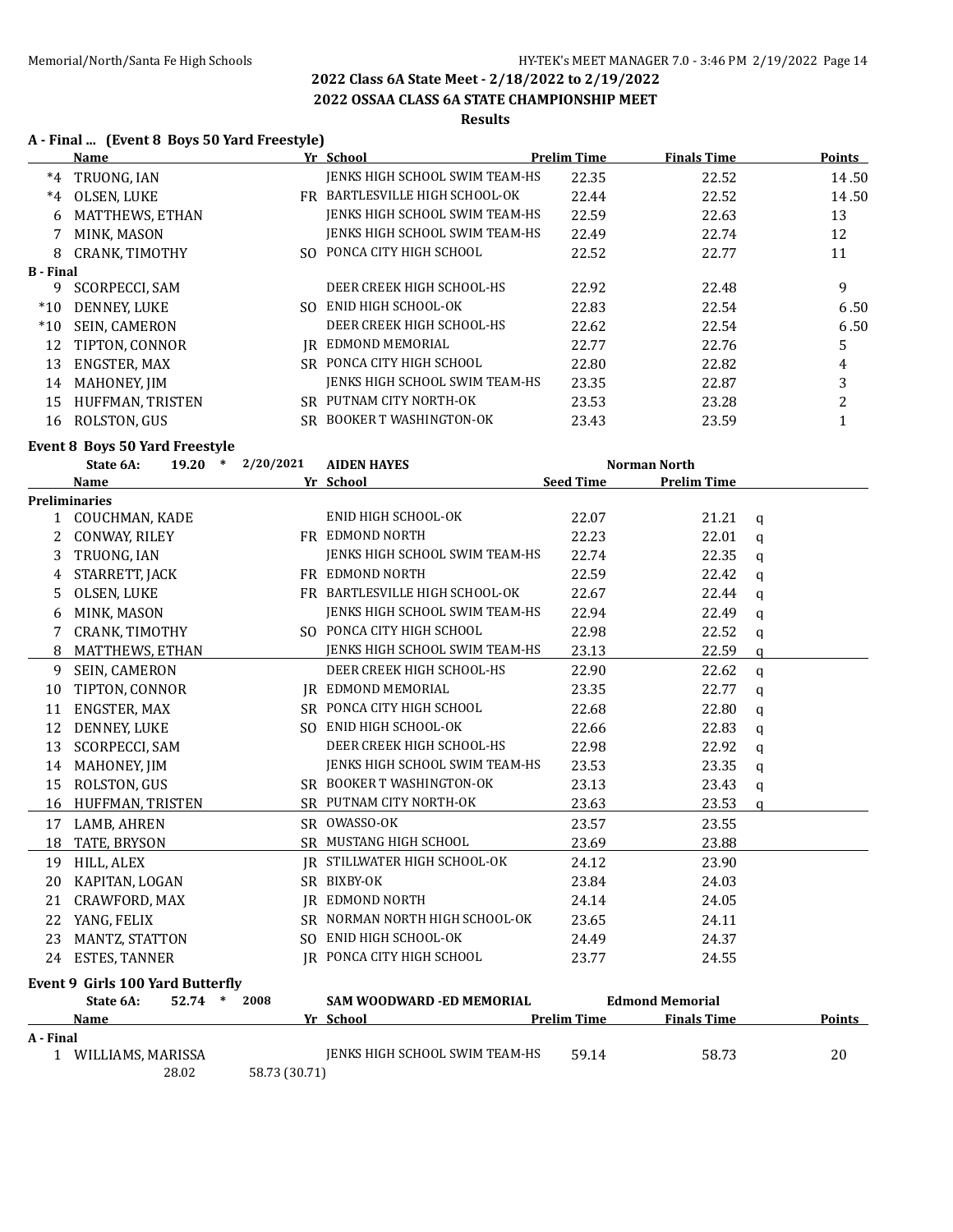## 2022 Class 6A State Meet - 2/18/2022 to 2/19/2022

## 2022 OSSAA CLASS 6A STATE CHAMPIONSHIP MEET

### Results

**A - Final ... (Event 8 Boys 50 Yard Freestyle)**

| | Name | Yr | School | Prelim Time | Finals Time | Points |
|---|---|---|---|---|---|---|
| *4 | TRUONG, IAN | | JENKS HIGH SCHOOL SWIM TEAM-HS | 22.35 | 22.52 | 14.50 |
| *4 | OLSEN, LUKE | FR | BARTLESVILLE HIGH SCHOOL-OK | 22.44 | 22.52 | 14.50 |
| 6 | MATTHEWS, ETHAN | | JENKS HIGH SCHOOL SWIM TEAM-HS | 22.59 | 22.63 | 13 |
| 7 | MINK, MASON | | JENKS HIGH SCHOOL SWIM TEAM-HS | 22.49 | 22.74 | 12 |
| 8 | CRANK, TIMOTHY | SO | PONCA CITY HIGH SCHOOL | 22.52 | 22.77 | 11 |
| **B - Final** | | | | | | |
| 9 | SCORPECCI, SAM | | DEER CREEK HIGH SCHOOL-HS | 22.92 | 22.48 | 9 |
| *10 | DENNEY, LUKE | SO | ENID HIGH SCHOOL-OK | 22.83 | 22.54 | 6.50 |
| *10 | SEIN, CAMERON | | DEER CREEK HIGH SCHOOL-HS | 22.62 | 22.54 | 6.50 |
| 12 | TIPTON, CONNOR | JR | EDMOND MEMORIAL | 22.77 | 22.76 | 5 |
| 13 | ENGSTER, MAX | SR | PONCA CITY HIGH SCHOOL | 22.80 | 22.82 | 4 |
| 14 | MAHONEY, JIM | | JENKS HIGH SCHOOL SWIM TEAM-HS | 23.35 | 22.87 | 3 |
| 15 | HUFFMAN, TRISTEN | SR | PUTNAM CITY NORTH-OK | 23.53 | 23.28 | 2 |
| 16 | ROLSTON, GUS | SR | BOOKER T WASHINGTON-OK | 23.43 | 23.59 | 1 |

### Event 8 Boys 50 Yard Freestyle

State 6A: 19.20 * 2/20/2021 AIDEN HAYES Norman North

| | Name | Yr | School | Seed Time | Prelim Time | |
|---|---|---|---|---|---|---|
| **Preliminaries** | | | | | | |
| 1 | COUCHMAN, KADE | | ENID HIGH SCHOOL-OK | 22.07 | 21.21 | q |
| 2 | CONWAY, RILEY | FR | EDMOND NORTH | 22.23 | 22.01 | q |
| 3 | TRUONG, IAN | | JENKS HIGH SCHOOL SWIM TEAM-HS | 22.74 | 22.35 | q |
| 4 | STARRETT, JACK | FR | EDMOND NORTH | 22.59 | 22.42 | q |
| 5 | OLSEN, LUKE | FR | BARTLESVILLE HIGH SCHOOL-OK | 22.67 | 22.44 | q |
| 6 | MINK, MASON | | JENKS HIGH SCHOOL SWIM TEAM-HS | 22.94 | 22.49 | q |
| 7 | CRANK, TIMOTHY | SO | PONCA CITY HIGH SCHOOL | 22.98 | 22.52 | q |
| 8 | MATTHEWS, ETHAN | | JENKS HIGH SCHOOL SWIM TEAM-HS | 23.13 | 22.59 | q |
| 9 | SEIN, CAMERON | | DEER CREEK HIGH SCHOOL-HS | 22.90 | 22.62 | q |
| 10 | TIPTON, CONNOR | JR | EDMOND MEMORIAL | 23.35 | 22.77 | q |
| 11 | ENGSTER, MAX | SR | PONCA CITY HIGH SCHOOL | 22.68 | 22.80 | q |
| 12 | DENNEY, LUKE | SO | ENID HIGH SCHOOL-OK | 22.66 | 22.83 | q |
| 13 | SCORPECCI, SAM | | DEER CREEK HIGH SCHOOL-HS | 22.98 | 22.92 | q |
| 14 | MAHONEY, JIM | | JENKS HIGH SCHOOL SWIM TEAM-HS | 23.53 | 23.35 | q |
| 15 | ROLSTON, GUS | SR | BOOKER T WASHINGTON-OK | 23.13 | 23.43 | q |
| 16 | HUFFMAN, TRISTEN | SR | PUTNAM CITY NORTH-OK | 23.63 | 23.53 | q |
| 17 | LAMB, AHREN | SR | OWASSO-OK | 23.57 | 23.55 | |
| 18 | TATE, BRYSON | SR | MUSTANG HIGH SCHOOL | 23.69 | 23.88 | |
| 19 | HILL, ALEX | JR | STILLWATER HIGH SCHOOL-OK | 24.12 | 23.90 | |
| 20 | KAPITAN, LOGAN | SR | BIXBY-OK | 23.84 | 24.03 | |
| 21 | CRAWFORD, MAX | JR | EDMOND NORTH | 24.14 | 24.05 | |
| 22 | YANG, FELIX | SR | NORMAN NORTH HIGH SCHOOL-OK | 23.65 | 24.11 | |
| 23 | MANTZ, STATTON | SO | ENID HIGH SCHOOL-OK | 24.49 | 24.37 | |
| 24 | ESTES, TANNER | JR | PONCA CITY HIGH SCHOOL | 23.77 | 24.55 | |

### Event 9 Girls 100 Yard Butterfly

State 6A: 52.74 * 2008 SAM WOODWARD -ED MEMORIAL Edmond Memorial

| | Name | Yr | School | Prelim Time | Finals Time | Points |
|---|---|---|---|---|---|---|
| **A - Final** | | | | | | |
| 1 | WILLIAMS, MARISSA | | JENKS HIGH SCHOOL SWIM TEAM-HS | 59.14 | 58.73 | 20 |
| | 28.02 | | 58.73 (30.71) | | | |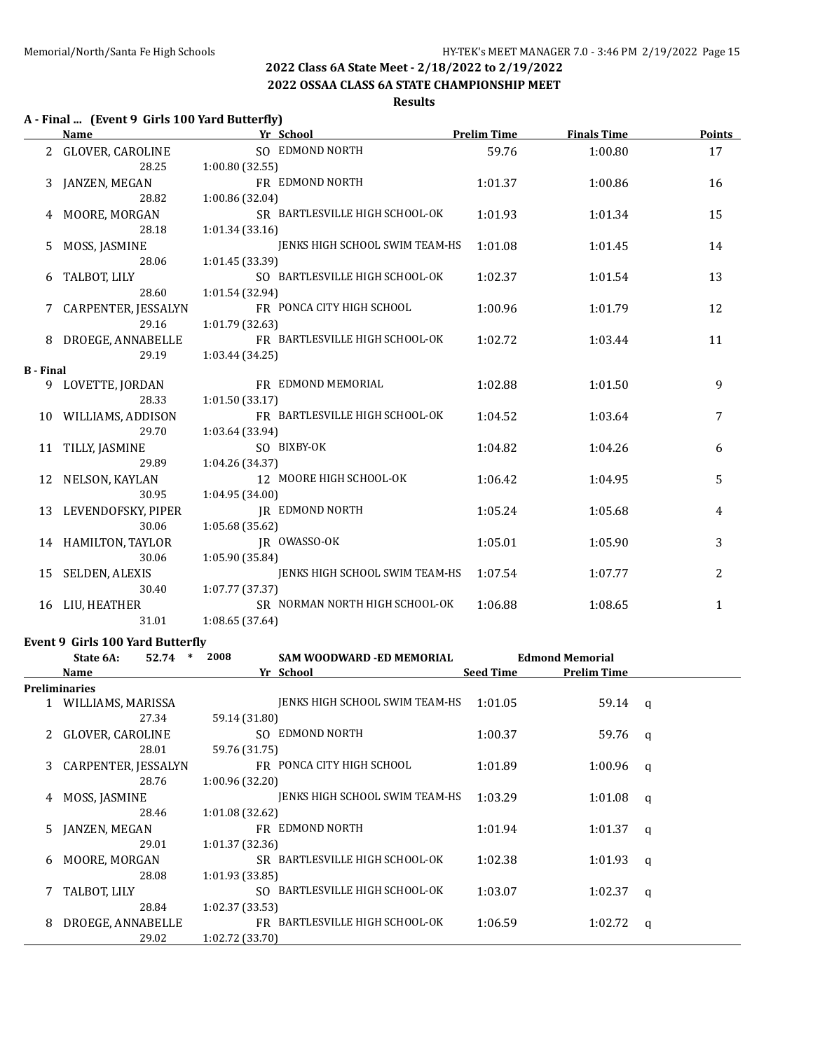## 2022 Class 6A State Meet - 2/18/2022 to 2/19/2022

## 2022 OSSAA CLASS 6A STATE CHAMPIONSHIP MEET

### Results

### A - Final ... (Event 9 Girls 100 Yard Butterfly)

| | Name | Yr | School | Prelim Time | Finals Time | Points |
|---|---|---|---|---|---|---|
| 2 | GLOVER, CAROLINE | SO | EDMOND NORTH | 59.76 | 1:00.80 | 17 |
| | 28.25 | 1:00.80 (32.55) | | | | |
| 3 | JANZEN, MEGAN | FR | EDMOND NORTH | 1:01.37 | 1:00.86 | 16 |
| | 28.82 | 1:00.86 (32.04) | | | | |
| 4 | MOORE, MORGAN | SR | BARTLESVILLE HIGH SCHOOL-OK | 1:01.93 | 1:01.34 | 15 |
| | 28.18 | 1:01.34 (33.16) | | | | |
| 5 | MOSS, JASMINE | | JENKS HIGH SCHOOL SWIM TEAM-HS | 1:01.08 | 1:01.45 | 14 |
| | 28.06 | 1:01.45 (33.39) | | | | |
| 6 | TALBOT, LILY | SO | BARTLESVILLE HIGH SCHOOL-OK | 1:02.37 | 1:01.54 | 13 |
| | 28.60 | 1:01.54 (32.94) | | | | |
| 7 | CARPENTER, JESSALYN | FR | PONCA CITY HIGH SCHOOL | 1:00.96 | 1:01.79 | 12 |
| | 29.16 | 1:01.79 (32.63) | | | | |
| 8 | DROEGE, ANNABELLE | FR | BARTLESVILLE HIGH SCHOOL-OK | 1:02.72 | 1:03.44 | 11 |
| | 29.19 | 1:03.44 (34.25) | | | | |
| **B - Final** | | | | | | |
| 9 | LOVETTE, JORDAN | FR | EDMOND MEMORIAL | 1:02.88 | 1:01.50 | 9 |
| | 28.33 | 1:01.50 (33.17) | | | | |
| 10 | WILLIAMS, ADDISON | FR | BARTLESVILLE HIGH SCHOOL-OK | 1:04.52 | 1:03.64 | 7 |
| | 29.70 | 1:03.64 (33.94) | | | | |
| 11 | TILLY, JASMINE | SO | BIXBY-OK | 1:04.82 | 1:04.26 | 6 |
| | 29.89 | 1:04.26 (34.37) | | | | |
| 12 | NELSON, KAYLAN | 12 | MOORE HIGH SCHOOL-OK | 1:06.42 | 1:04.95 | 5 |
| | 30.95 | 1:04.95 (34.00) | | | | |
| 13 | LEVENDOFSKY, PIPER | JR | EDMOND NORTH | 1:05.24 | 1:05.68 | 4 |
| | 30.06 | 1:05.68 (35.62) | | | | |
| 14 | HAMILTON, TAYLOR | JR | OWASSO-OK | 1:05.01 | 1:05.90 | 3 |
| | 30.06 | 1:05.90 (35.84) | | | | |
| 15 | SELDEN, ALEXIS | | JENKS HIGH SCHOOL SWIM TEAM-HS | 1:07.54 | 1:07.77 | 2 |
| | 30.40 | 1:07.77 (37.37) | | | | |
| 16 | LIU, HEATHER | SR | NORMAN NORTH HIGH SCHOOL-OK | 1:06.88 | 1:08.65 | 1 |
| | 31.01 | 1:08.65 (37.64) | | | | |

### Event 9 Girls 100 Yard Butterfly

State 6A: 52.74 * 2008 SAM WOODWARD -ED MEMORIAL Edmond Memorial

| | Name | Yr | School | Seed Time | Prelim Time | |
|---|---|---|---|---|---|---|
| **Preliminaries** | | | | | | |
| 1 | WILLIAMS, MARISSA | | JENKS HIGH SCHOOL SWIM TEAM-HS | 1:01.05 | 59.14 | q |
| | 27.34 | 59.14 (31.80) | | | | |
| 2 | GLOVER, CAROLINE | SO | EDMOND NORTH | 1:00.37 | 59.76 | q |
| | 28.01 | 59.76 (31.75) | | | | |
| 3 | CARPENTER, JESSALYN | FR | PONCA CITY HIGH SCHOOL | 1:01.89 | 1:00.96 | q |
| | 28.76 | 1:00.96 (32.20) | | | | |
| 4 | MOSS, JASMINE | | JENKS HIGH SCHOOL SWIM TEAM-HS | 1:03.29 | 1:01.08 | q |
| | 28.46 | 1:01.08 (32.62) | | | | |
| 5 | JANZEN, MEGAN | FR | EDMOND NORTH | 1:01.94 | 1:01.37 | q |
| | 29.01 | 1:01.37 (32.36) | | | | |
| 6 | MOORE, MORGAN | SR | BARTLESVILLE HIGH SCHOOL-OK | 1:02.38 | 1:01.93 | q |
| | 28.08 | 1:01.93 (33.85) | | | | |
| 7 | TALBOT, LILY | SO | BARTLESVILLE HIGH SCHOOL-OK | 1:03.07 | 1:02.37 | q |
| | 28.84 | 1:02.37 (33.53) | | | | |
| 8 | DROEGE, ANNABELLE | FR | BARTLESVILLE HIGH SCHOOL-OK | 1:06.59 | 1:02.72 | q |
| | 29.02 | 1:02.72 (33.70) | | | | |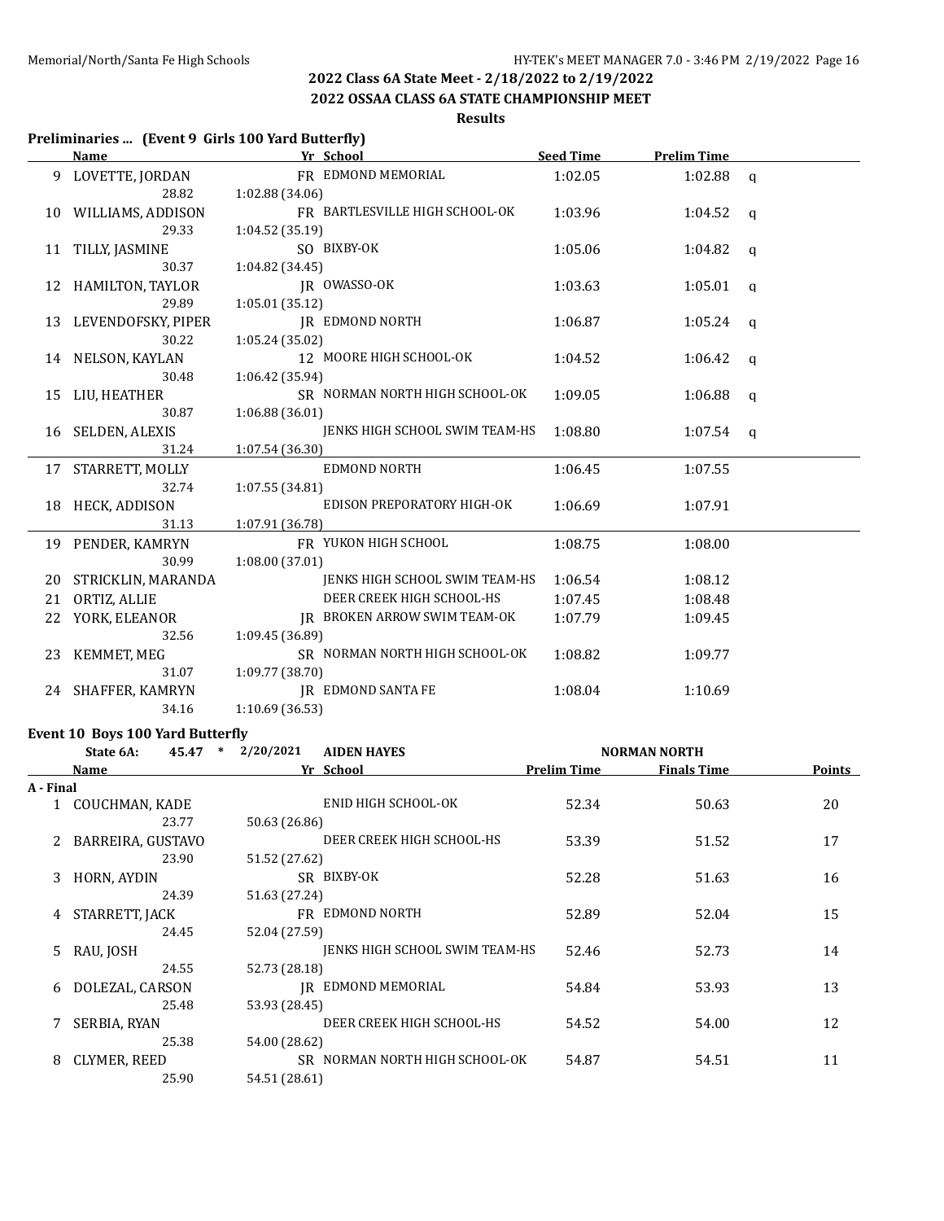## 2022 Class 6A State Meet - 2/18/2022 to 2/19/2022

## 2022 OSSAA CLASS 6A STATE CHAMPIONSHIP MEET

### Results

**Preliminaries ... (Event 9 Girls 100 Yard Butterfly)**

| | Name | Yr | School | Seed Time | Prelim Time | |
|---|---|---|---|---|---|---|
| 9 | LOVETTE, JORDAN | FR | EDMOND MEMORIAL | 1:02.05 | 1:02.88 | q |
| | 28.82 | 1:02.88 (34.06) | | | | |
| 10 | WILLIAMS, ADDISON | FR | BARTLESVILLE HIGH SCHOOL-OK | 1:03.96 | 1:04.52 | q |
| | 29.33 | 1:04.52 (35.19) | | | | |
| 11 | TILLY, JASMINE | SO | BIXBY-OK | 1:05.06 | 1:04.82 | q |
| | 30.37 | 1:04.82 (34.45) | | | | |
| 12 | HAMILTON, TAYLOR | JR | OWASSO-OK | 1:03.63 | 1:05.01 | q |
| | 29.89 | 1:05.01 (35.12) | | | | |
| 13 | LEVENDOFSKY, PIPER | JR | EDMOND NORTH | 1:06.87 | 1:05.24 | q |
| | 30.22 | 1:05.24 (35.02) | | | | |
| 14 | NELSON, KAYLAN | 12 | MOORE HIGH SCHOOL-OK | 1:04.52 | 1:06.42 | q |
| | 30.48 | 1:06.42 (35.94) | | | | |
| 15 | LIU, HEATHER | SR | NORMAN NORTH HIGH SCHOOL-OK | 1:09.05 | 1:06.88 | q |
| | 30.87 | 1:06.88 (36.01) | | | | |
| 16 | SELDEN, ALEXIS | | JENKS HIGH SCHOOL SWIM TEAM-HS | 1:08.80 | 1:07.54 | q |
| | 31.24 | 1:07.54 (36.30) | | | | |
| 17 | STARRETT, MOLLY | | EDMOND NORTH | 1:06.45 | 1:07.55 | |
| | 32.74 | 1:07.55 (34.81) | | | | |
| 18 | HECK, ADDISON | | EDISON PREPORATORY HIGH-OK | 1:06.69 | 1:07.91 | |
| | 31.13 | 1:07.91 (36.78) | | | | |
| 19 | PENDER, KAMRYN | FR | YUKON HIGH SCHOOL | 1:08.75 | 1:08.00 | |
| | 30.99 | 1:08.00 (37.01) | | | | |
| 20 | STRICKLIN, MARANDA | | JENKS HIGH SCHOOL SWIM TEAM-HS | 1:06.54 | 1:08.12 | |
| 21 | ORTIZ, ALLIE | | DEER CREEK HIGH SCHOOL-HS | 1:07.45 | 1:08.48 | |
| 22 | YORK, ELEANOR | JR | BROKEN ARROW SWIM TEAM-OK | 1:07.79 | 1:09.45 | |
| | 32.56 | 1:09.45 (36.89) | | | | |
| 23 | KEMMET, MEG | SR | NORMAN NORTH HIGH SCHOOL-OK | 1:08.82 | 1:09.77 | |
| | 31.07 | 1:09.77 (38.70) | | | | |
| 24 | SHAFFER, KAMRYN | JR | EDMOND SANTA FE | 1:08.04 | 1:10.69 | |
| | 34.16 | 1:10.69 (36.53) | | | | |

**Event 10 Boys 100 Yard Butterfly**

State 6A: 45.47 * 2/20/2021 AIDEN HAYES NORMAN NORTH

| | Name | Yr | School | Prelim Time | Finals Time | Points |
|---|---|---|---|---|---|---|
| **A - Final** | | | | | | |
| 1 | COUCHMAN, KADE | | ENID HIGH SCHOOL-OK | 52.34 | 50.63 | 20 |
| | 23.77 | 50.63 (26.86) | | | | |
| 2 | BARREIRA, GUSTAVO | | DEER CREEK HIGH SCHOOL-HS | 53.39 | 51.52 | 17 |
| | 23.90 | 51.52 (27.62) | | | | |
| 3 | HORN, AYDIN | SR | BIXBY-OK | 52.28 | 51.63 | 16 |
| | 24.39 | 51.63 (27.24) | | | | |
| 4 | STARRETT, JACK | FR | EDMOND NORTH | 52.89 | 52.04 | 15 |
| | 24.45 | 52.04 (27.59) | | | | |
| 5 | RAU, JOSH | | JENKS HIGH SCHOOL SWIM TEAM-HS | 52.46 | 52.73 | 14 |
| | 24.55 | 52.73 (28.18) | | | | |
| 6 | DOLEZAL, CARSON | JR | EDMOND MEMORIAL | 54.84 | 53.93 | 13 |
| | 25.48 | 53.93 (28.45) | | | | |
| 7 | SERBIA, RYAN | | DEER CREEK HIGH SCHOOL-HS | 54.52 | 54.00 | 12 |
| | 25.38 | 54.00 (28.62) | | | | |
| 8 | CLYMER, REED | SR | NORMAN NORTH HIGH SCHOOL-OK | 54.87 | 54.51 | 11 |
| | 25.90 | 54.51 (28.61) | | | | |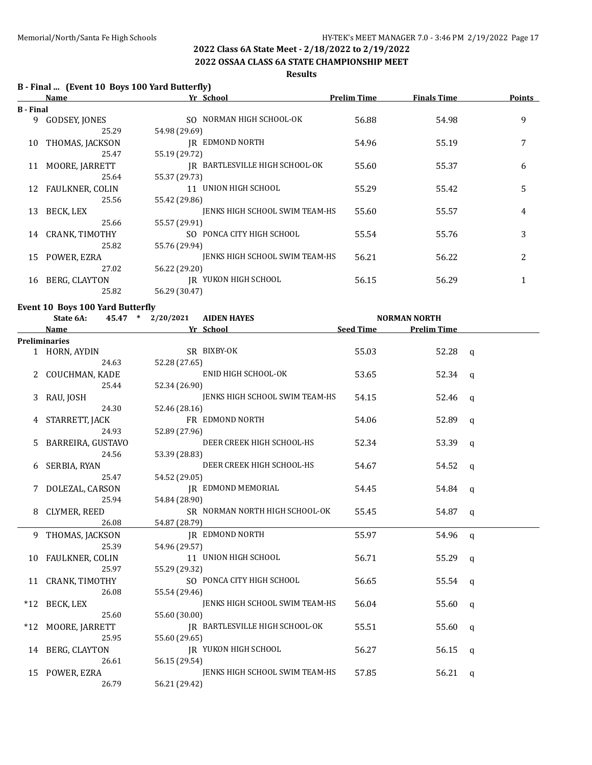## 2022 Class 6A State Meet - 2/18/2022 to 2/19/2022

## 2022 OSSAA CLASS 6A STATE CHAMPIONSHIP MEET

### Results

### B - Final ... (Event 10 Boys 100 Yard Butterfly)

| | Name | Yr | School | Prelim Time | Finals Time | Points |
|---|---|---|---|---|---|---|
| **B - Final** | | | | | | |
| 9 | GODSEY, JONES | SO | NORMAN HIGH SCHOOL-OK | 56.88 | 54.98 | 9 |
| | 25.29 | 54.98 (29.69) | | | | |
| 10 | THOMAS, JACKSON | JR | EDMOND NORTH | 54.96 | 55.19 | 7 |
| | 25.47 | 55.19 (29.72) | | | | |
| 11 | MOORE, JARRETT | JR | BARTLESVILLE HIGH SCHOOL-OK | 55.60 | 55.37 | 6 |
| | 25.64 | 55.37 (29.73) | | | | |
| 12 | FAULKNER, COLIN | 11 | UNION HIGH SCHOOL | 55.29 | 55.42 | 5 |
| | 25.56 | 55.42 (29.86) | | | | |
| 13 | BECK, LEX | | JENKS HIGH SCHOOL SWIM TEAM-HS | 55.60 | 55.57 | 4 |
| | 25.66 | 55.57 (29.91) | | | | |
| 14 | CRANK, TIMOTHY | SO | PONCA CITY HIGH SCHOOL | 55.54 | 55.76 | 3 |
| | 25.82 | 55.76 (29.94) | | | | |
| 15 | POWER, EZRA | | JENKS HIGH SCHOOL SWIM TEAM-HS | 56.21 | 56.22 | 2 |
| | 27.02 | 56.22 (29.20) | | | | |
| 16 | BERG, CLAYTON | JR | YUKON HIGH SCHOOL | 56.15 | 56.29 | 1 |
| | 25.82 | 56.29 (30.47) | | | | |

### Event 10 Boys 100 Yard Butterfly

State 6A: 45.47 * 2/20/2021 AIDEN HAYES NORMAN NORTH

| | Name | Yr | School | Seed Time | Prelim Time | |
|---|---|---|---|---|---|---|
| **Preliminaries** | | | | | | |
| 1 | HORN, AYDIN | SR | BIXBY-OK | 55.03 | 52.28 | q |
| | 24.63 | 52.28 (27.65) | | | | |
| 2 | COUCHMAN, KADE | | ENID HIGH SCHOOL-OK | 53.65 | 52.34 | q |
| | 25.44 | 52.34 (26.90) | | | | |
| 3 | RAU, JOSH | | JENKS HIGH SCHOOL SWIM TEAM-HS | 54.15 | 52.46 | q |
| | 24.30 | 52.46 (28.16) | | | | |
| 4 | STARRETT, JACK | FR | EDMOND NORTH | 54.06 | 52.89 | q |
| | 24.93 | 52.89 (27.96) | | | | |
| 5 | BARREIRA, GUSTAVO | | DEER CREEK HIGH SCHOOL-HS | 52.34 | 53.39 | q |
| | 24.56 | 53.39 (28.83) | | | | |
| 6 | SERBIA, RYAN | | DEER CREEK HIGH SCHOOL-HS | 54.67 | 54.52 | q |
| | 25.47 | 54.52 (29.05) | | | | |
| 7 | DOLEZAL, CARSON | JR | EDMOND MEMORIAL | 54.45 | 54.84 | q |
| | 25.94 | 54.84 (28.90) | | | | |
| 8 | CLYMER, REED | SR | NORMAN NORTH HIGH SCHOOL-OK | 55.45 | 54.87 | q |
| | 26.08 | 54.87 (28.79) | | | | |
| 9 | THOMAS, JACKSON | JR | EDMOND NORTH | 55.97 | 54.96 | q |
| | 25.39 | 54.96 (29.57) | | | | |
| 10 | FAULKNER, COLIN | 11 | UNION HIGH SCHOOL | 56.71 | 55.29 | q |
| | 25.97 | 55.29 (29.32) | | | | |
| 11 | CRANK, TIMOTHY | SO | PONCA CITY HIGH SCHOOL | 56.65 | 55.54 | q |
| | 26.08 | 55.54 (29.46) | | | | |
| *12 | BECK, LEX | | JENKS HIGH SCHOOL SWIM TEAM-HS | 56.04 | 55.60 | q |
| | 25.60 | 55.60 (30.00) | | | | |
| *12 | MOORE, JARRETT | JR | BARTLESVILLE HIGH SCHOOL-OK | 55.51 | 55.60 | q |
| | 25.95 | 55.60 (29.65) | | | | |
| 14 | BERG, CLAYTON | JR | YUKON HIGH SCHOOL | 56.27 | 56.15 | q |
| | 26.61 | 56.15 (29.54) | | | | |
| 15 | POWER, EZRA | | JENKS HIGH SCHOOL SWIM TEAM-HS | 57.85 | 56.21 | q |
| | 26.79 | 56.21 (29.42) | | | | |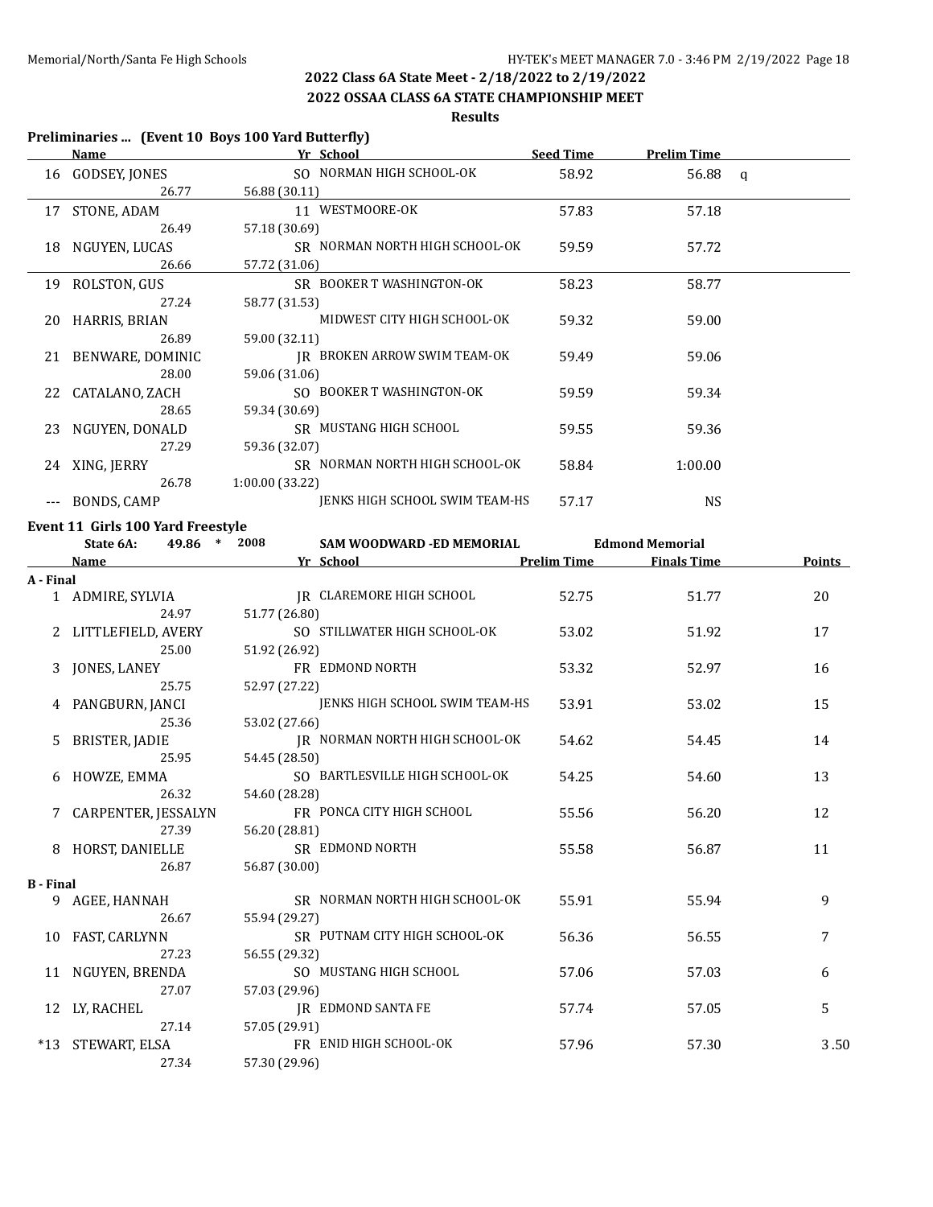## 2022 Class 6A State Meet - 2/18/2022 to 2/19/2022

## 2022 OSSAA CLASS 6A STATE CHAMPIONSHIP MEET

### Results

**Preliminaries ... (Event 10 Boys 100 Yard Butterfly)**

| | Name | Yr | School | Seed Time | Prelim Time | |
|---|---|---|---|---|---|---|
| 16 | GODSEY, JONES | SO | NORMAN HIGH SCHOOL-OK | 58.92 | 56.88 | q |
| | 26.77 | 56.88 (30.11) | | | | |
| 17 | STONE, ADAM | 11 | WESTMOORE-OK | 57.83 | 57.18 | |
| | 26.49 | 57.18 (30.69) | | | | |
| 18 | NGUYEN, LUCAS | SR | NORMAN NORTH HIGH SCHOOL-OK | 59.59 | 57.72 | |
| | 26.66 | 57.72 (31.06) | | | | |
| 19 | ROLSTON, GUS | SR | BOOKER T WASHINGTON-OK | 58.23 | 58.77 | |
| | 27.24 | 58.77 (31.53) | | | | |
| 20 | HARRIS, BRIAN | | MIDWEST CITY HIGH SCHOOL-OK | 59.32 | 59.00 | |
| | 26.89 | 59.00 (32.11) | | | | |
| 21 | BENWARE, DOMINIC | JR | BROKEN ARROW SWIM TEAM-OK | 59.49 | 59.06 | |
| | 28.00 | 59.06 (31.06) | | | | |
| 22 | CATALANO, ZACH | SO | BOOKER T WASHINGTON-OK | 59.59 | 59.34 | |
| | 28.65 | 59.34 (30.69) | | | | |
| 23 | NGUYEN, DONALD | SR | MUSTANG HIGH SCHOOL | 59.55 | 59.36 | |
| | 27.29 | 59.36 (32.07) | | | | |
| 24 | XING, JERRY | SR | NORMAN NORTH HIGH SCHOOL-OK | 58.84 | 1:00.00 | |
| | 26.78 | 1:00.00 (33.22) | | | | |
| --- | BONDS, CAMP | | JENKS HIGH SCHOOL SWIM TEAM-HS | 57.17 | NS | |

**Event 11 Girls 100 Yard Freestyle**

State 6A: 49.86 * 2008 SAM WOODWARD -ED MEMORIAL Edmond Memorial

| | Name | Yr | School | Prelim Time | Finals Time | Points |
|---|---|---|---|---|---|---|
| **A - Final** | | | | | | |
| 1 | ADMIRE, SYLVIA | JR | CLAREMORE HIGH SCHOOL | 52.75 | 51.77 | 20 |
| | 24.97 | 51.77 (26.80) | | | | |
| 2 | LITTLEFIELD, AVERY | SO | STILLWATER HIGH SCHOOL-OK | 53.02 | 51.92 | 17 |
| | 25.00 | 51.92 (26.92) | | | | |
| 3 | JONES, LANEY | FR | EDMOND NORTH | 53.32 | 52.97 | 16 |
| | 25.75 | 52.97 (27.22) | | | | |
| 4 | PANGBURN, JANCI | | JENKS HIGH SCHOOL SWIM TEAM-HS | 53.91 | 53.02 | 15 |
| | 25.36 | 53.02 (27.66) | | | | |
| 5 | BRISTER, JADIE | JR | NORMAN NORTH HIGH SCHOOL-OK | 54.62 | 54.45 | 14 |
| | 25.95 | 54.45 (28.50) | | | | |
| 6 | HOWZE, EMMA | SO | BARTLESVILLE HIGH SCHOOL-OK | 54.25 | 54.60 | 13 |
| | 26.32 | 54.60 (28.28) | | | | |
| 7 | CARPENTER, JESSALYN | FR | PONCA CITY HIGH SCHOOL | 55.56 | 56.20 | 12 |
| | 27.39 | 56.20 (28.81) | | | | |
| 8 | HORST, DANIELLE | SR | EDMOND NORTH | 55.58 | 56.87 | 11 |
| | 26.87 | 56.87 (30.00) | | | | |
| **B - Final** | | | | | | |
| 9 | AGEE, HANNAH | SR | NORMAN NORTH HIGH SCHOOL-OK | 55.91 | 55.94 | 9 |
| | 26.67 | 55.94 (29.27) | | | | |
| 10 | FAST, CARLYNN | SR | PUTNAM CITY HIGH SCHOOL-OK | 56.36 | 56.55 | 7 |
| | 27.23 | 56.55 (29.32) | | | | |
| 11 | NGUYEN, BRENDA | SO | MUSTANG HIGH SCHOOL | 57.06 | 57.03 | 6 |
| | 27.07 | 57.03 (29.96) | | | | |
| 12 | LY, RACHEL | JR | EDMOND SANTA FE | 57.74 | 57.05 | 5 |
| | 27.14 | 57.05 (29.91) | | | | |
| *13 | STEWART, ELSA | FR | ENID HIGH SCHOOL-OK | 57.96 | 57.30 | 3.50 |
| | 27.34 | 57.30 (29.96) | | | | |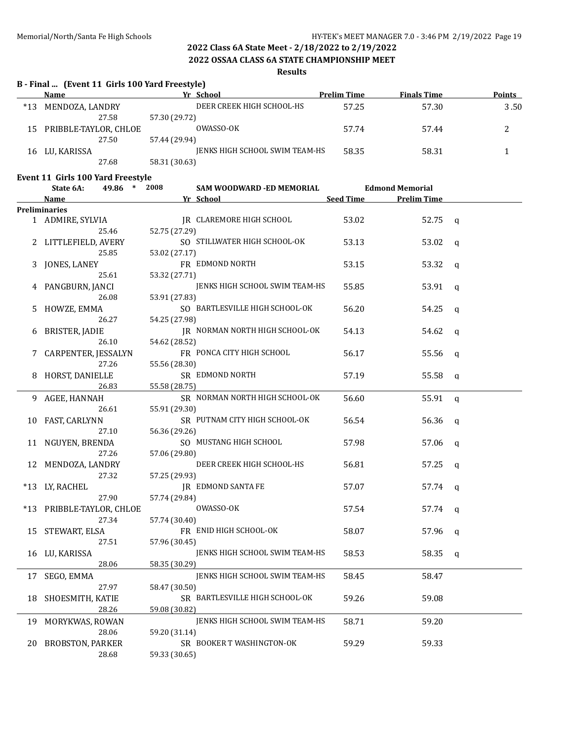## 2022 Class 6A State Meet - 2/18/2022 to 2/19/2022

## 2022 OSSAA CLASS 6A STATE CHAMPIONSHIP MEET

### Results

**B - Final ... (Event 11 Girls 100 Yard Freestyle)**

| | Name | Yr | School | Prelim Time | Finals Time | Points |
|---|---|---|---|---|---|---|
| *13 | MENDOZA, LANDRY | | DEER CREEK HIGH SCHOOL-HS | 57.25 | 57.30 | 3.50 |
| | 27.58 | 57.30 (29.72) | | | | |
| 15 | PRIBBLE-TAYLOR, CHLOE | | OWASSO-OK | 57.74 | 57.44 | 2 |
| | 27.50 | 57.44 (29.94) | | | | |
| 16 | LU, KARISSA | | JENKS HIGH SCHOOL SWIM TEAM-HS | 58.35 | 58.31 | 1 |
| | 27.68 | 58.31 (30.63) | | | | |

**Event 11 Girls 100 Yard Freestyle**

State 6A: 49.86 * 2008 SAM WOODWARD -ED MEMORIAL Edmond Memorial

| | Name | Yr | School | Seed Time | Prelim Time | |
|---|---|---|---|---|---|---|
| **Preliminaries** | | | | | | |
| 1 | ADMIRE, SYLVIA | JR | CLAREMORE HIGH SCHOOL | 53.02 | 52.75 | q |
| | 25.46 | 52.75 (27.29) | | | | |
| 2 | LITTLEFIELD, AVERY | SO | STILLWATER HIGH SCHOOL-OK | 53.13 | 53.02 | q |
| | 25.85 | 53.02 (27.17) | | | | |
| 3 | JONES, LANEY | FR | EDMOND NORTH | 53.15 | 53.32 | q |
| | 25.61 | 53.32 (27.71) | | | | |
| 4 | PANGBURN, JANCI | | JENKS HIGH SCHOOL SWIM TEAM-HS | 55.85 | 53.91 | q |
| | 26.08 | 53.91 (27.83) | | | | |
| 5 | HOWZE, EMMA | SO | BARTLESVILLE HIGH SCHOOL-OK | 56.20 | 54.25 | q |
| | 26.27 | 54.25 (27.98) | | | | |
| 6 | BRISTER, JADIE | JR | NORMAN NORTH HIGH SCHOOL-OK | 54.13 | 54.62 | q |
| | 26.10 | 54.62 (28.52) | | | | |
| 7 | CARPENTER, JESSALYN | FR | PONCA CITY HIGH SCHOOL | 56.17 | 55.56 | q |
| | 27.26 | 55.56 (28.30) | | | | |
| 8 | HORST, DANIELLE | SR | EDMOND NORTH | 57.19 | 55.58 | q |
| | 26.83 | 55.58 (28.75) | | | | |
| 9 | AGEE, HANNAH | SR | NORMAN NORTH HIGH SCHOOL-OK | 56.60 | 55.91 | q |
| | 26.61 | 55.91 (29.30) | | | | |
| 10 | FAST, CARLYNN | SR | PUTNAM CITY HIGH SCHOOL-OK | 56.54 | 56.36 | q |
| | 27.10 | 56.36 (29.26) | | | | |
| 11 | NGUYEN, BRENDA | SO | MUSTANG HIGH SCHOOL | 57.98 | 57.06 | q |
| | 27.26 | 57.06 (29.80) | | | | |
| 12 | MENDOZA, LANDRY | | DEER CREEK HIGH SCHOOL-HS | 56.81 | 57.25 | q |
| | 27.32 | 57.25 (29.93) | | | | |
| *13 | LY, RACHEL | JR | EDMOND SANTA FE | 57.07 | 57.74 | q |
| | 27.90 | 57.74 (29.84) | | | | |
| *13 | PRIBBLE-TAYLOR, CHLOE | | OWASSO-OK | 57.54 | 57.74 | q |
| | 27.34 | 57.74 (30.40) | | | | |
| 15 | STEWART, ELSA | FR | ENID HIGH SCHOOL-OK | 58.07 | 57.96 | q |
| | 27.51 | 57.96 (30.45) | | | | |
| 16 | LU, KARISSA | | JENKS HIGH SCHOOL SWIM TEAM-HS | 58.53 | 58.35 | q |
| | 28.06 | 58.35 (30.29) | | | | |
| 17 | SEGO, EMMA | | JENKS HIGH SCHOOL SWIM TEAM-HS | 58.45 | 58.47 | |
| | 27.97 | 58.47 (30.50) | | | | |
| 18 | SHOESMITH, KATIE | SR | BARTLESVILLE HIGH SCHOOL-OK | 59.26 | 59.08 | |
| | 28.26 | 59.08 (30.82) | | | | |
| 19 | MORYKWAS, ROWAN | | JENKS HIGH SCHOOL SWIM TEAM-HS | 58.71 | 59.20 | |
| | 28.06 | 59.20 (31.14) | | | | |
| 20 | BROBSTON, PARKER | SR | BOOKER T WASHINGTON-OK | 59.29 | 59.33 | |
| | 28.68 | 59.33 (30.65) | | | | |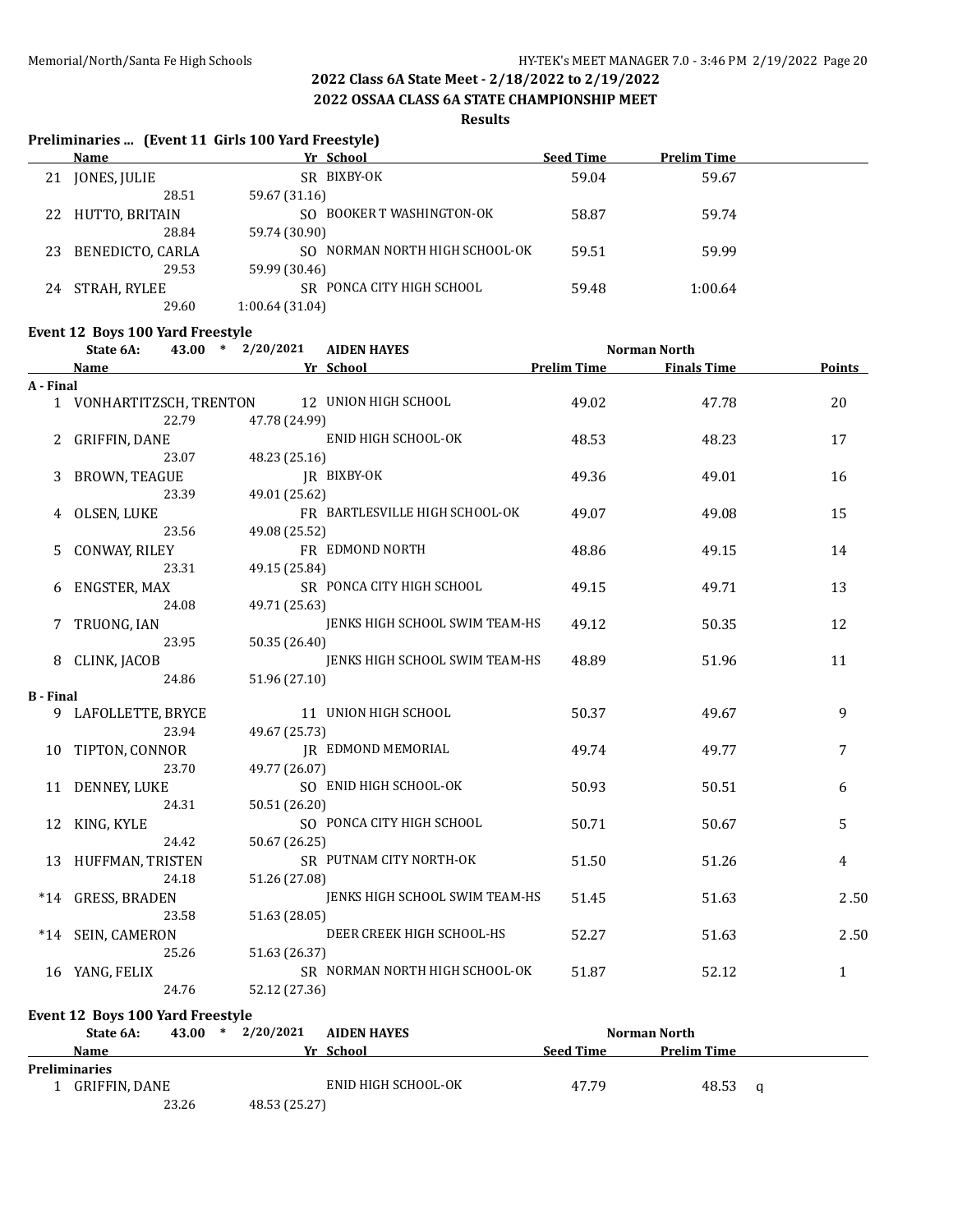## 2022 Class 6A State Meet - 2/18/2022 to 2/19/2022

## 2022 OSSAA CLASS 6A STATE CHAMPIONSHIP MEET

### Results

### Preliminaries ... (Event 11 Girls 100 Yard Freestyle)

| | Name | Yr | School | Seed Time | Prelim Time |
|---|---|---|---|---|---|
| 21 | JONES, JULIE | SR | BIXBY-OK | 59.04 | 59.67 |
| | 28.51 | 59.67 (31.16) | | | |
| 22 | HUTTO, BRITAIN | SO | BOOKER T WASHINGTON-OK | 58.87 | 59.74 |
| | 28.84 | 59.74 (30.90) | | | |
| 23 | BENEDICTO, CARLA | SO | NORMAN NORTH HIGH SCHOOL-OK | 59.51 | 59.99 |
| | 29.53 | 59.99 (30.46) | | | |
| 24 | STRAH, RYLEE | SR | PONCA CITY HIGH SCHOOL | 59.48 | 1:00.64 |
| | 29.60 | 1:00.64 (31.04) | | | |

### Event 12 Boys 100 Yard Freestyle

State 6A: 43.00 * 2/20/2021 AIDEN HAYES Norman North

| | Name | Yr | School | Prelim Time | Finals Time | Points |
|---|---|---|---|---|---|---|
| **A - Final** | | | | | | |
| 1 | VONHARTITZSCH, TRENTON | 12 | UNION HIGH SCHOOL | 49.02 | 47.78 | 20 |
| | 22.79 | 47.78 (24.99) | | | | |
| 2 | GRIFFIN, DANE | | ENID HIGH SCHOOL-OK | 48.53 | 48.23 | 17 |
| | 23.07 | 48.23 (25.16) | | | | |
| 3 | BROWN, TEAGUE | JR | BIXBY-OK | 49.36 | 49.01 | 16 |
| | 23.39 | 49.01 (25.62) | | | | |
| 4 | OLSEN, LUKE | FR | BARTLESVILLE HIGH SCHOOL-OK | 49.07 | 49.08 | 15 |
| | 23.56 | 49.08 (25.52) | | | | |
| 5 | CONWAY, RILEY | FR | EDMOND NORTH | 48.86 | 49.15 | 14 |
| | 23.31 | 49.15 (25.84) | | | | |
| 6 | ENGSTER, MAX | SR | PONCA CITY HIGH SCHOOL | 49.15 | 49.71 | 13 |
| | 24.08 | 49.71 (25.63) | | | | |
| 7 | TRUONG, IAN | | JENKS HIGH SCHOOL SWIM TEAM-HS | 49.12 | 50.35 | 12 |
| | 23.95 | 50.35 (26.40) | | | | |
| 8 | CLINK, JACOB | | JENKS HIGH SCHOOL SWIM TEAM-HS | 48.89 | 51.96 | 11 |
| | 24.86 | 51.96 (27.10) | | | | |
| **B - Final** | | | | | | |
| 9 | LAFOLLETTE, BRYCE | 11 | UNION HIGH SCHOOL | 50.37 | 49.67 | 9 |
| | 23.94 | 49.67 (25.73) | | | | |
| 10 | TIPTON, CONNOR | JR | EDMOND MEMORIAL | 49.74 | 49.77 | 7 |
| | 23.70 | 49.77 (26.07) | | | | |
| 11 | DENNEY, LUKE | SO | ENID HIGH SCHOOL-OK | 50.93 | 50.51 | 6 |
| | 24.31 | 50.51 (26.20) | | | | |
| 12 | KING, KYLE | SO | PONCA CITY HIGH SCHOOL | 50.71 | 50.67 | 5 |
| | 24.42 | 50.67 (26.25) | | | | |
| 13 | HUFFMAN, TRISTEN | SR | PUTNAM CITY NORTH-OK | 51.50 | 51.26 | 4 |
| | 24.18 | 51.26 (27.08) | | | | |
| *14 | GRESS, BRADEN | | JENKS HIGH SCHOOL SWIM TEAM-HS | 51.45 | 51.63 | 2.50 |
| | 23.58 | 51.63 (28.05) | | | | |
| *14 | SEIN, CAMERON | | DEER CREEK HIGH SCHOOL-HS | 52.27 | 51.63 | 2.50 |
| | 25.26 | 51.63 (26.37) | | | | |
| 16 | YANG, FELIX | SR | NORMAN NORTH HIGH SCHOOL-OK | 51.87 | 52.12 | 1 |
| | 24.76 | 52.12 (27.36) | | | | |

### Event 12 Boys 100 Yard Freestyle

State 6A: 43.00 * 2/20/2021 AIDEN HAYES Norman North

| | Name | Yr | School | Seed Time | Prelim Time | |
|---|---|---|---|---|---|---|
| **Preliminaries** | | | | | | |
| 1 | GRIFFIN, DANE | | ENID HIGH SCHOOL-OK | 47.79 | 48.53 | q |
| | 23.26 | 48.53 (25.27) | | | | |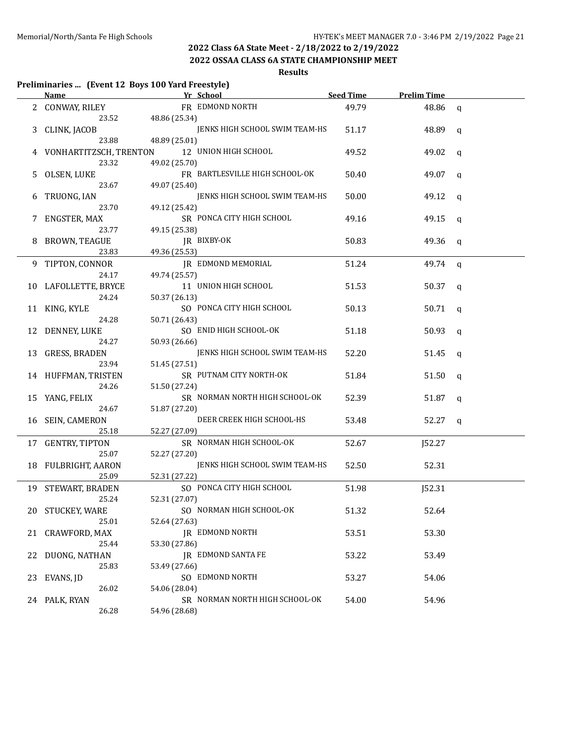## 2022 Class 6A State Meet - 2/18/2022 to 2/19/2022

## 2022 OSSAA CLASS 6A STATE CHAMPIONSHIP MEET

### Results

**Preliminaries ... (Event 12 Boys 100 Yard Freestyle)**

| | Name | Yr | School | Seed Time | Prelim Time | |
|---|---|---|---|---|---|---|
| 2 | CONWAY, RILEY | FR | EDMOND NORTH | 49.79 | 48.86 | q |
| | 23.52 | 48.86 (25.34) | | | | |
| 3 | CLINK, JACOB | | JENKS HIGH SCHOOL SWIM TEAM-HS | 51.17 | 48.89 | q |
| | 23.88 | 48.89 (25.01) | | | | |
| 4 | VONHARTITZSCH, TRENTON | 12 | UNION HIGH SCHOOL | 49.52 | 49.02 | q |
| | 23.32 | 49.02 (25.70) | | | | |
| 5 | OLSEN, LUKE | FR | BARTLESVILLE HIGH SCHOOL-OK | 50.40 | 49.07 | q |
| | 23.67 | 49.07 (25.40) | | | | |
| 6 | TRUONG, IAN | | JENKS HIGH SCHOOL SWIM TEAM-HS | 50.00 | 49.12 | q |
| | 23.70 | 49.12 (25.42) | | | | |
| 7 | ENGSTER, MAX | SR | PONCA CITY HIGH SCHOOL | 49.16 | 49.15 | q |
| | 23.77 | 49.15 (25.38) | | | | |
| 8 | BROWN, TEAGUE | JR | BIXBY-OK | 50.83 | 49.36 | q |
| | 23.83 | 49.36 (25.53) | | | | |
| 9 | TIPTON, CONNOR | JR | EDMOND MEMORIAL | 51.24 | 49.74 | q |
| | 24.17 | 49.74 (25.57) | | | | |
| 10 | LAFOLLETTE, BRYCE | 11 | UNION HIGH SCHOOL | 51.53 | 50.37 | q |
| | 24.24 | 50.37 (26.13) | | | | |
| 11 | KING, KYLE | SO | PONCA CITY HIGH SCHOOL | 50.13 | 50.71 | q |
| | 24.28 | 50.71 (26.43) | | | | |
| 12 | DENNEY, LUKE | SO | ENID HIGH SCHOOL-OK | 51.18 | 50.93 | q |
| | 24.27 | 50.93 (26.66) | | | | |
| 13 | GRESS, BRADEN | | JENKS HIGH SCHOOL SWIM TEAM-HS | 52.20 | 51.45 | q |
| | 23.94 | 51.45 (27.51) | | | | |
| 14 | HUFFMAN, TRISTEN | SR | PUTNAM CITY NORTH-OK | 51.84 | 51.50 | q |
| | 24.26 | 51.50 (27.24) | | | | |
| 15 | YANG, FELIX | SR | NORMAN NORTH HIGH SCHOOL-OK | 52.39 | 51.87 | q |
| | 24.67 | 51.87 (27.20) | | | | |
| 16 | SEIN, CAMERON | | DEER CREEK HIGH SCHOOL-HS | 53.48 | 52.27 | q |
| | 25.18 | 52.27 (27.09) | | | | |
| 17 | GENTRY, TIPTON | SR | NORMAN HIGH SCHOOL-OK | 52.67 | J52.27 | |
| | 25.07 | 52.27 (27.20) | | | | |
| 18 | FULBRIGHT, AARON | | JENKS HIGH SCHOOL SWIM TEAM-HS | 52.50 | 52.31 | |
| | 25.09 | 52.31 (27.22) | | | | |
| 19 | STEWART, BRADEN | SO | PONCA CITY HIGH SCHOOL | 51.98 | J52.31 | |
| | 25.24 | 52.31 (27.07) | | | | |
| 20 | STUCKEY, WARE | SO | NORMAN HIGH SCHOOL-OK | 51.32 | 52.64 | |
| | 25.01 | 52.64 (27.63) | | | | |
| 21 | CRAWFORD, MAX | JR | EDMOND NORTH | 53.51 | 53.30 | |
| | 25.44 | 53.30 (27.86) | | | | |
| 22 | DUONG, NATHAN | JR | EDMOND SANTA FE | 53.22 | 53.49 | |
| | 25.83 | 53.49 (27.66) | | | | |
| 23 | EVANS, JD | SO | EDMOND NORTH | 53.27 | 54.06 | |
| | 26.02 | 54.06 (28.04) | | | | |
| 24 | PALK, RYAN | SR | NORMAN NORTH HIGH SCHOOL-OK | 54.00 | 54.96 | |
| | 26.28 | 54.96 (28.68) | | | | |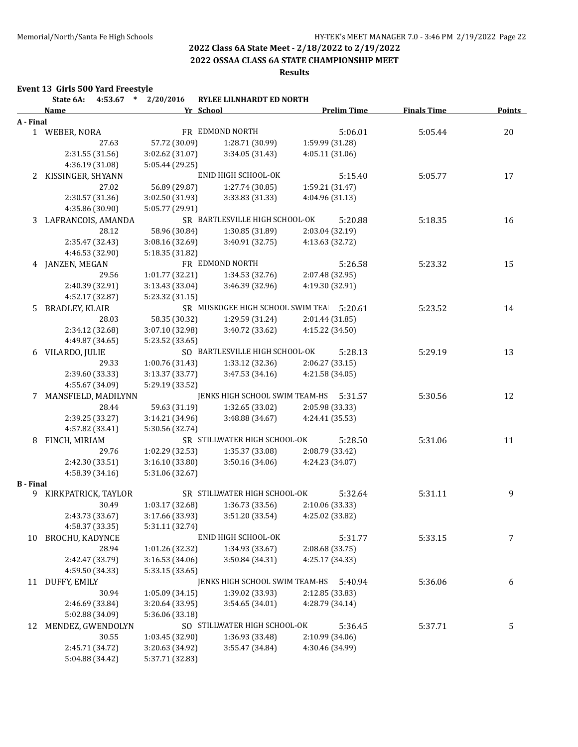## 2022 Class 6A State Meet - 2/18/2022 to 2/19/2022

## 2022 OSSAA CLASS 6A STATE CHAMPIONSHIP MEET

### Results

**Event 13 Girls 500 Yard Freestyle**

State 6A: 4:53.67 * 2/20/2016 RYLEE LILNHARDT ED NORTH

| Name | Yr | School | Prelim Time | Finals Time | Points |
|---|---|---|---|---|---|
| **A - Final** | | | | | |
| 1 WEBER, NORA | FR | EDMOND NORTH | 5:06.01 | 5:05.44 | 20 |
| 27.63 / 57.72 (30.09) / 1:28.71 (30.99) / 1:59.99 (31.28) / 2:31.55 (31.56) / 3:02.62 (31.07) / 3:34.05 (31.43) / 4:05.11 (31.06) / 4:36.19 (31.08) / 5:05.44 (29.25) | | | | | |
| 2 KISSINGER, SHYANN | | ENID HIGH SCHOOL-OK | 5:15.40 | 5:05.77 | 17 |
| 27.02 / 56.89 (29.87) / 1:27.74 (30.85) / 1:59.21 (31.47) / 2:30.57 (31.36) / 3:02.50 (31.93) / 3:33.83 (31.33) / 4:04.96 (31.13) / 4:35.86 (30.90) / 5:05.77 (29.91) | | | | | |
| 3 LAFRANCOIS, AMANDA | SR | BARTLESVILLE HIGH SCHOOL-OK | 5:20.88 | 5:18.35 | 16 |
| 28.12 / 58.96 (30.84) / 1:30.85 (31.89) / 2:03.04 (32.19) / 2:35.47 (32.43) / 3:08.16 (32.69) / 3:40.91 (32.75) / 4:13.63 (32.72) / 4:46.53 (32.90) / 5:18.35 (31.82) | | | | | |
| 4 JANZEN, MEGAN | FR | EDMOND NORTH | 5:26.58 | 5:23.32 | 15 |
| 29.56 / 1:01.77 (32.21) / 1:34.53 (32.76) / 2:07.48 (32.95) / 2:40.39 (32.91) / 3:13.43 (33.04) / 3:46.39 (32.96) / 4:19.30 (32.91) / 4:52.17 (32.87) / 5:23.32 (31.15) | | | | | |
| 5 BRADLEY, KLAIR | SR | MUSKOGEE HIGH SCHOOL SWIM TEA! | 5:20.61 | 5:23.52 | 14 |
| 28.03 / 58.35 (30.32) / 1:29.59 (31.24) / 2:01.44 (31.85) / 2:34.12 (32.68) / 3:07.10 (32.98) / 3:40.72 (33.62) / 4:15.22 (34.50) / 4:49.87 (34.65) / 5:23.52 (33.65) | | | | | |
| 6 VILARDO, JULIE | SO | BARTLESVILLE HIGH SCHOOL-OK | 5:28.13 | 5:29.19 | 13 |
| 29.33 / 1:00.76 (31.43) / 1:33.12 (32.36) / 2:06.27 (33.15) / 2:39.60 (33.33) / 3:13.37 (33.77) / 3:47.53 (34.16) / 4:21.58 (34.05) / 4:55.67 (34.09) / 5:29.19 (33.52) | | | | | |
| 7 MANSFIELD, MADILYNN | | JENKS HIGH SCHOOL SWIM TEAM-HS | 5:31.57 | 5:30.56 | 12 |
| 28.44 / 59.63 (31.19) / 1:32.65 (33.02) / 2:05.98 (33.33) / 2:39.25 (33.27) / 3:14.21 (34.96) / 3:48.88 (34.67) / 4:24.41 (35.53) / 4:57.82 (33.41) / 5:30.56 (32.74) | | | | | |
| 8 FINCH, MIRIAM | SR | STILLWATER HIGH SCHOOL-OK | 5:28.50 | 5:31.06 | 11 |
| 29.76 / 1:02.29 (32.53) / 1:35.37 (33.08) / 2:08.79 (33.42) / 2:42.30 (33.51) / 3:16.10 (33.80) / 3:50.16 (34.06) / 4:24.23 (34.07) / 4:58.39 (34.16) / 5:31.06 (32.67) | | | | | |
| **B - Final** | | | | | |
| 9 KIRKPATRICK, TAYLOR | SR | STILLWATER HIGH SCHOOL-OK | 5:32.64 | 5:31.11 | 9 |
| 30.49 / 1:03.17 (32.68) / 1:36.73 (33.56) / 2:10.06 (33.33) / 2:43.73 (33.67) / 3:17.66 (33.93) / 3:51.20 (33.54) / 4:25.02 (33.82) / 4:58.37 (33.35) / 5:31.11 (32.74) | | | | | |
| 10 BROCHU, KADYNCE | | ENID HIGH SCHOOL-OK | 5:31.77 | 5:33.15 | 7 |
| 28.94 / 1:01.26 (32.32) / 1:34.93 (33.67) / 2:08.68 (33.75) / 2:42.47 (33.79) / 3:16.53 (34.06) / 3:50.84 (34.31) / 4:25.17 (34.33) / 4:59.50 (34.33) / 5:33.15 (33.65) | | | | | |
| 11 DUFFY, EMILY | | JENKS HIGH SCHOOL SWIM TEAM-HS | 5:40.94 | 5:36.06 | 6 |
| 30.94 / 1:05.09 (34.15) / 1:39.02 (33.93) / 2:12.85 (33.83) / 2:46.69 (33.84) / 3:20.64 (33.95) / 3:54.65 (34.01) / 4:28.79 (34.14) / 5:02.88 (34.09) / 5:36.06 (33.18) | | | | | |
| 12 MENDEZ, GWENDOLYN | SO | STILLWATER HIGH SCHOOL-OK | 5:36.45 | 5:37.71 | 5 |
| 30.55 / 1:03.45 (32.90) / 1:36.93 (33.48) / 2:10.99 (34.06) / 2:45.71 (34.72) / 3:20.63 (34.92) / 3:55.47 (34.84) / 4:30.46 (34.99) / 5:04.88 (34.42) / 5:37.71 (32.83) | | | | | |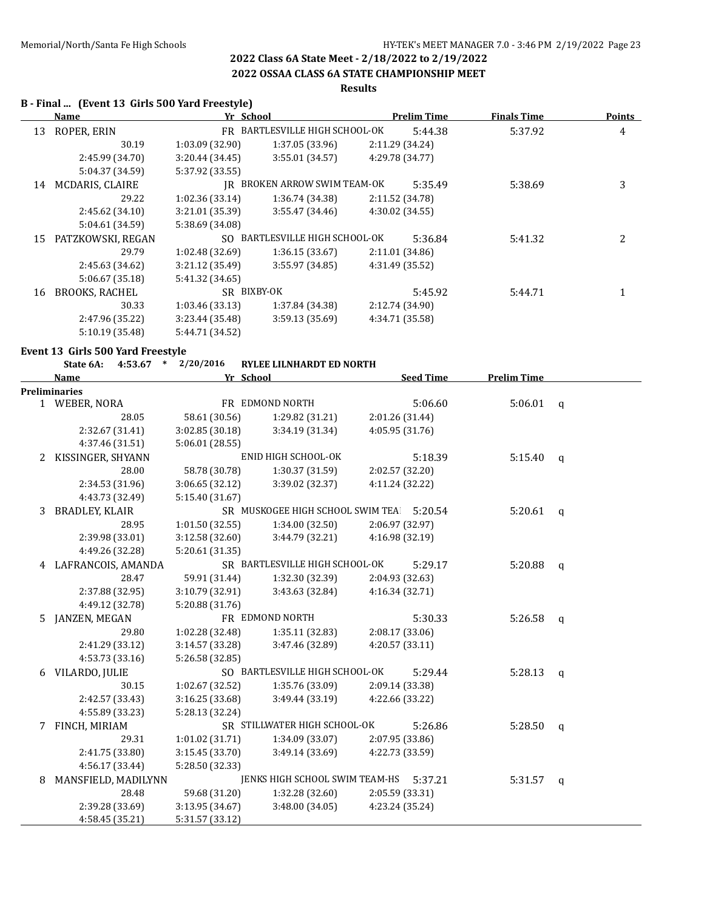## 2022 Class 6A State Meet - 2/18/2022 to 2/19/2022

## 2022 OSSAA CLASS 6A STATE CHAMPIONSHIP MEET

### Results

### B - Final ... (Event 13 Girls 500 Yard Freestyle)

| | Name | Yr | School | Prelim Time | Finals Time | Points |
|---|---|---|---|---|---|---|
| 13 | ROPER, ERIN | FR | BARTLESVILLE HIGH SCHOOL-OK | 5:44.38 | 5:37.92 | 4 |
| | 30.19 | 1:03.09 (32.90) | 1:37.05 (33.96) | 2:11.29 (34.24) | | |
| | 2:45.99 (34.70) | 3:20.44 (34.45) | 3:55.01 (34.57) | 4:29.78 (34.77) | | |
| | 5:04.37 (34.59) | 5:37.92 (33.55) | | | | |
| 14 | MCDARIS, CLAIRE | JR | BROKEN ARROW SWIM TEAM-OK | 5:35.49 | 5:38.69 | 3 |
| | 29.22 | 1:02.36 (33.14) | 1:36.74 (34.38) | 2:11.52 (34.78) | | |
| | 2:45.62 (34.10) | 3:21.01 (35.39) | 3:55.47 (34.46) | 4:30.02 (34.55) | | |
| | 5:04.61 (34.59) | 5:38.69 (34.08) | | | | |
| 15 | PATZKOWSKI, REGAN | SO | BARTLESVILLE HIGH SCHOOL-OK | 5:36.84 | 5:41.32 | 2 |
| | 29.79 | 1:02.48 (32.69) | 1:36.15 (33.67) | 2:11.01 (34.86) | | |
| | 2:45.63 (34.62) | 3:21.12 (35.49) | 3:55.97 (34.85) | 4:31.49 (35.52) | | |
| | 5:06.67 (35.18) | 5:41.32 (34.65) | | | | |
| 16 | BROOKS, RACHEL | SR | BIXBY-OK | 5:45.92 | 5:44.71 | 1 |
| | 30.33 | 1:03.46 (33.13) | 1:37.84 (34.38) | 2:12.74 (34.90) | | |
| | 2:47.96 (35.22) | 3:23.44 (35.48) | 3:59.13 (35.69) | 4:34.71 (35.58) | | |
| | 5:10.19 (35.48) | 5:44.71 (34.52) | | | | |

### Event 13 Girls 500 Yard Freestyle

**State 6A: 4:53.67 * 2/20/2016 RYLEE LILNHARDT ED NORTH**

| | Name | Yr | School | Seed Time | Prelim Time | |
|---|---|---|---|---|---|---|
| **Preliminaries** | | | | | | |
| 1 | WEBER, NORA | FR | EDMOND NORTH | 5:06.60 | 5:06.01 | q |
| | 28.05 | 58.61 (30.56) | 1:29.82 (31.21) | 2:01.26 (31.44) | | |
| | 2:32.67 (31.41) | 3:02.85 (30.18) | 3:34.19 (31.34) | 4:05.95 (31.76) | | |
| | 4:37.46 (31.51) | 5:06.01 (28.55) | | | | |
| 2 | KISSINGER, SHYANN | | ENID HIGH SCHOOL-OK | 5:18.39 | 5:15.40 | q |
| | 28.00 | 58.78 (30.78) | 1:30.37 (31.59) | 2:02.57 (32.20) | | |
| | 2:34.53 (31.96) | 3:06.65 (32.12) | 3:39.02 (32.37) | 4:11.24 (32.22) | | |
| | 4:43.73 (32.49) | 5:15.40 (31.67) | | | | |
| 3 | BRADLEY, KLAIR | SR | MUSKOGEE HIGH SCHOOL SWIM TEAI | 5:20.54 | 5:20.61 | q |
| | 28.95 | 1:01.50 (32.55) | 1:34.00 (32.50) | 2:06.97 (32.97) | | |
| | 2:39.98 (33.01) | 3:12.58 (32.60) | 3:44.79 (32.21) | 4:16.98 (32.19) | | |
| | 4:49.26 (32.28) | 5:20.61 (31.35) | | | | |
| 4 | LAFRANCOIS, AMANDA | SR | BARTLESVILLE HIGH SCHOOL-OK | 5:29.17 | 5:20.88 | q |
| | 28.47 | 59.91 (31.44) | 1:32.30 (32.39) | 2:04.93 (32.63) | | |
| | 2:37.88 (32.95) | 3:10.79 (32.91) | 3:43.63 (32.84) | 4:16.34 (32.71) | | |
| | 4:49.12 (32.78) | 5:20.88 (31.76) | | | | |
| 5 | JANZEN, MEGAN | FR | EDMOND NORTH | 5:30.33 | 5:26.58 | q |
| | 29.80 | 1:02.28 (32.48) | 1:35.11 (32.83) | 2:08.17 (33.06) | | |
| | 2:41.29 (33.12) | 3:14.57 (33.28) | 3:47.46 (32.89) | 4:20.57 (33.11) | | |
| | 4:53.73 (33.16) | 5:26.58 (32.85) | | | | |
| 6 | VILARDO, JULIE | SO | BARTLESVILLE HIGH SCHOOL-OK | 5:29.44 | 5:28.13 | q |
| | 30.15 | 1:02.67 (32.52) | 1:35.76 (33.09) | 2:09.14 (33.38) | | |
| | 2:42.57 (33.43) | 3:16.25 (33.68) | 3:49.44 (33.19) | 4:22.66 (33.22) | | |
| | 4:55.89 (33.23) | 5:28.13 (32.24) | | | | |
| 7 | FINCH, MIRIAM | SR | STILLWATER HIGH SCHOOL-OK | 5:26.86 | 5:28.50 | q |
| | 29.31 | 1:01.02 (31.71) | 1:34.09 (33.07) | 2:07.95 (33.86) | | |
| | 2:41.75 (33.80) | 3:15.45 (33.70) | 3:49.14 (33.69) | 4:22.73 (33.59) | | |
| | 4:56.17 (33.44) | 5:28.50 (32.33) | | | | |
| 8 | MANSFIELD, MADILYNN | | JENKS HIGH SCHOOL SWIM TEAM-HS | 5:37.21 | 5:31.57 | q |
| | 28.48 | 59.68 (31.20) | 1:32.28 (32.60) | 2:05.59 (33.31) | | |
| | 2:39.28 (33.69) | 3:13.95 (34.67) | 3:48.00 (34.05) | 4:23.24 (35.24) | | |
| | 4:58.45 (35.21) | 5:31.57 (33.12) | | | | |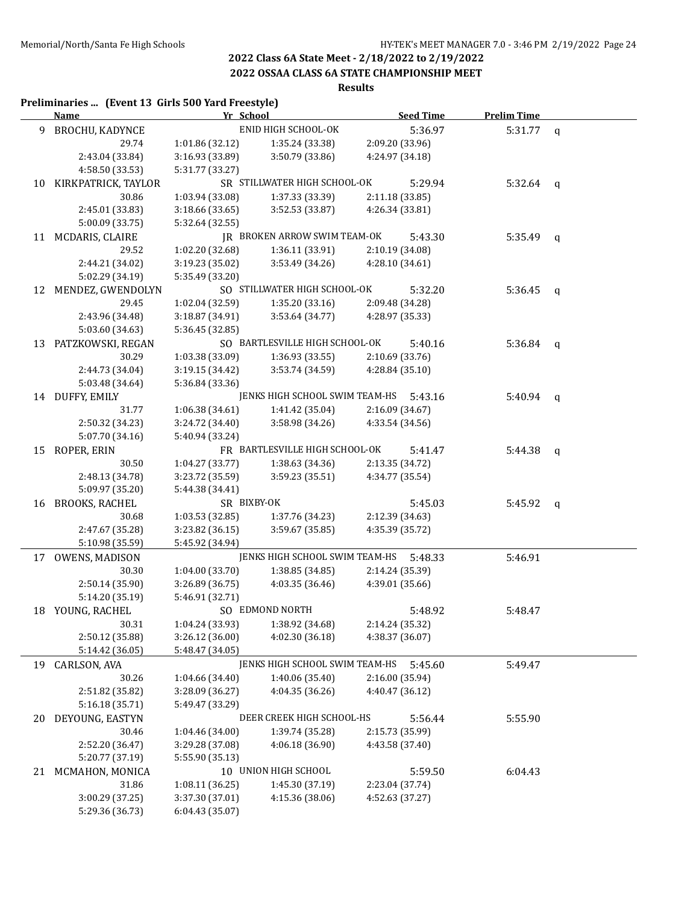## 2022 Class 6A State Meet - 2/18/2022 to 2/19/2022

## 2022 OSSAA CLASS 6A STATE CHAMPIONSHIP MEET

### Results

**Preliminaries ... (Event 13 Girls 500 Yard Freestyle)**

| | Name | Yr | School | Seed Time | Prelim Time | |
|---|---|---|---|---|---|---|
| 9 | BROCHU, KADYNCE | | ENID HIGH SCHOOL-OK | 5:36.97 | 5:31.77 | q |
| | 29.74 | 1:01.86 (32.12) | 1:35.24 (33.38) | 2:09.20 (33.96) | | |
| | 2:43.04 (33.84) | 3:16.93 (33.89) | 3:50.79 (33.86) | 4:24.97 (34.18) | | |
| | 4:58.50 (33.53) | 5:31.77 (33.27) | | | | |
| 10 | KIRKPATRICK, TAYLOR | SR | STILLWATER HIGH SCHOOL-OK | 5:29.94 | 5:32.64 | q |
| | 30.86 | 1:03.94 (33.08) | 1:37.33 (33.39) | 2:11.18 (33.85) | | |
| | 2:45.01 (33.83) | 3:18.66 (33.65) | 3:52.53 (33.87) | 4:26.34 (33.81) | | |
| | 5:00.09 (33.75) | 5:32.64 (32.55) | | | | |
| 11 | MCDARIS, CLAIRE | JR | BROKEN ARROW SWIM TEAM-OK | 5:43.30 | 5:35.49 | q |
| | 29.52 | 1:02.20 (32.68) | 1:36.11 (33.91) | 2:10.19 (34.08) | | |
| | 2:44.21 (34.02) | 3:19.23 (35.02) | 3:53.49 (34.26) | 4:28.10 (34.61) | | |
| | 5:02.29 (34.19) | 5:35.49 (33.20) | | | | |
| 12 | MENDEZ, GWENDOLYN | SO | STILLWATER HIGH SCHOOL-OK | 5:32.20 | 5:36.45 | q |
| | 29.45 | 1:02.04 (32.59) | 1:35.20 (33.16) | 2:09.48 (34.28) | | |
| | 2:43.96 (34.48) | 3:18.87 (34.91) | 3:53.64 (34.77) | 4:28.97 (35.33) | | |
| | 5:03.60 (34.63) | 5:36.45 (32.85) | | | | |
| 13 | PATZKOWSKI, REGAN | SO | BARTLESVILLE HIGH SCHOOL-OK | 5:40.16 | 5:36.84 | q |
| | 30.29 | 1:03.38 (33.09) | 1:36.93 (33.55) | 2:10.69 (33.76) | | |
| | 2:44.73 (34.04) | 3:19.15 (34.42) | 3:53.74 (34.59) | 4:28.84 (35.10) | | |
| | 5:03.48 (34.64) | 5:36.84 (33.36) | | | | |
| 14 | DUFFY, EMILY | | JENKS HIGH SCHOOL SWIM TEAM-HS | 5:43.16 | 5:40.94 | q |
| | 31.77 | 1:06.38 (34.61) | 1:41.42 (35.04) | 2:16.09 (34.67) | | |
| | 2:50.32 (34.23) | 3:24.72 (34.40) | 3:58.98 (34.26) | 4:33.54 (34.56) | | |
| | 5:07.70 (34.16) | 5:40.94 (33.24) | | | | |
| 15 | ROPER, ERIN | FR | BARTLESVILLE HIGH SCHOOL-OK | 5:41.47 | 5:44.38 | q |
| | 30.50 | 1:04.27 (33.77) | 1:38.63 (34.36) | 2:13.35 (34.72) | | |
| | 2:48.13 (34.78) | 3:23.72 (35.59) | 3:59.23 (35.51) | 4:34.77 (35.54) | | |
| | 5:09.97 (35.20) | 5:44.38 (34.41) | | | | |
| 16 | BROOKS, RACHEL | SR | BIXBY-OK | 5:45.03 | 5:45.92 | q |
| | 30.68 | 1:03.53 (32.85) | 1:37.76 (34.23) | 2:12.39 (34.63) | | |
| | 2:47.67 (35.28) | 3:23.82 (36.15) | 3:59.67 (35.85) | 4:35.39 (35.72) | | |
| | 5:10.98 (35.59) | 5:45.92 (34.94) | | | | |
| 17 | OWENS, MADISON | | JENKS HIGH SCHOOL SWIM TEAM-HS | 5:48.33 | 5:46.91 | |
| | 30.30 | 1:04.00 (33.70) | 1:38.85 (34.85) | 2:14.24 (35.39) | | |
| | 2:50.14 (35.90) | 3:26.89 (36.75) | 4:03.35 (36.46) | 4:39.01 (35.66) | | |
| | 5:14.20 (35.19) | 5:46.91 (32.71) | | | | |
| 18 | YOUNG, RACHEL | SO | EDMOND NORTH | 5:48.92 | 5:48.47 | |
| | 30.31 | 1:04.24 (33.93) | 1:38.92 (34.68) | 2:14.24 (35.32) | | |
| | 2:50.12 (35.88) | 3:26.12 (36.00) | 4:02.30 (36.18) | 4:38.37 (36.07) | | |
| | 5:14.42 (36.05) | 5:48.47 (34.05) | | | | |
| 19 | CARLSON, AVA | | JENKS HIGH SCHOOL SWIM TEAM-HS | 5:45.60 | 5:49.47 | |
| | 30.26 | 1:04.66 (34.40) | 1:40.06 (35.40) | 2:16.00 (35.94) | | |
| | 2:51.82 (35.82) | 3:28.09 (36.27) | 4:04.35 (36.26) | 4:40.47 (36.12) | | |
| | 5:16.18 (35.71) | 5:49.47 (33.29) | | | | |
| 20 | DEYOUNG, EASTYN | | DEER CREEK HIGH SCHOOL-HS | 5:56.44 | 5:55.90 | |
| | 30.46 | 1:04.46 (34.00) | 1:39.74 (35.28) | 2:15.73 (35.99) | | |
| | 2:52.20 (36.47) | 3:29.28 (37.08) | 4:06.18 (36.90) | 4:43.58 (37.40) | | |
| | 5:20.77 (37.19) | 5:55.90 (35.13) | | | | |
| 21 | MCMAHON, MONICA | 10 | UNION HIGH SCHOOL | 5:59.50 | 6:04.43 | |
| | 31.86 | 1:08.11 (36.25) | 1:45.30 (37.19) | 2:23.04 (37.74) | | |
| | 3:00.29 (37.25) | 3:37.30 (37.01) | 4:15.36 (38.06) | 4:52.63 (37.27) | | |
| | 5:29.36 (36.73) | 6:04.43 (35.07) | | | | |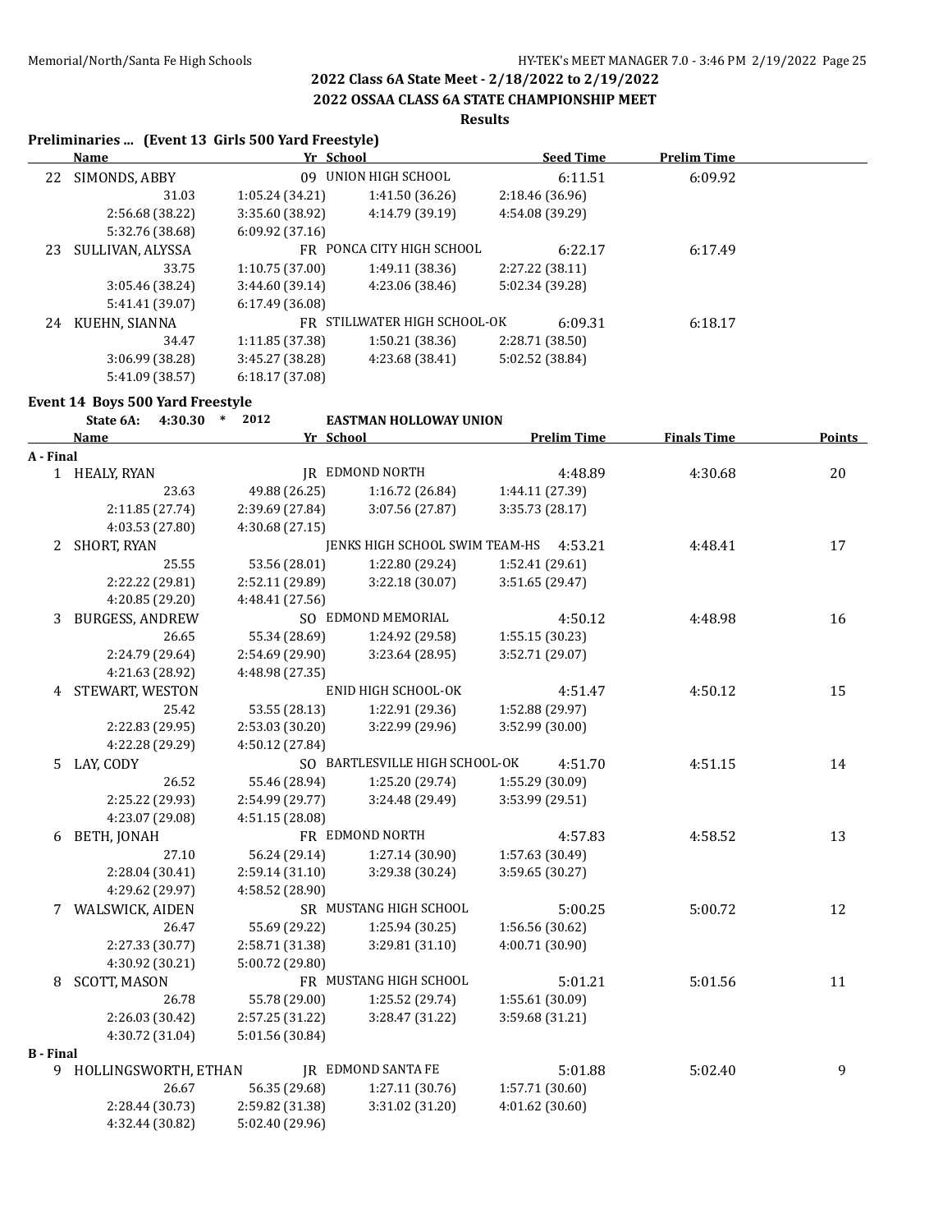## 2022 Class 6A State Meet - 2/18/2022 to 2/19/2022

## 2022 OSSAA CLASS 6A STATE CHAMPIONSHIP MEET

### Results

**Preliminaries ... (Event 13 Girls 500 Yard Freestyle)**

| | Name | Yr | School | Seed Time | Prelim Time |
|---|---|---|---|---|---|
| 22 | SIMONDS, ABBY | 09 | UNION HIGH SCHOOL | 6:11.51 | 6:09.92 |
| | 31.03 | 1:05.24 (34.21) | 1:41.50 (36.26) | 2:18.46 (36.96) | |
| | 2:56.68 (38.22) | 3:35.60 (38.92) | 4:14.79 (39.19) | 4:54.08 (39.29) | |
| | 5:32.76 (38.68) | 6:09.92 (37.16) | | | |
| 23 | SULLIVAN, ALYSSA | FR | PONCA CITY HIGH SCHOOL | 6:22.17 | 6:17.49 |
| | 33.75 | 1:10.75 (37.00) | 1:49.11 (38.36) | 2:27.22 (38.11) | |
| | 3:05.46 (38.24) | 3:44.60 (39.14) | 4:23.06 (38.46) | 5:02.34 (39.28) | |
| | 5:41.41 (39.07) | 6:17.49 (36.08) | | | |
| 24 | KUEHN, SIANNA | FR | STILLWATER HIGH SCHOOL-OK | 6:09.31 | 6:18.17 |
| | 34.47 | 1:11.85 (37.38) | 1:50.21 (38.36) | 2:28.71 (38.50) | |
| | 3:06.99 (38.28) | 3:45.27 (38.28) | 4:23.68 (38.41) | 5:02.52 (38.84) | |
| | 5:41.09 (38.57) | 6:18.17 (37.08) | | | |

**Event 14 Boys 500 Yard Freestyle**

State 6A: 4:30.30 * 2012 EASTMAN HOLLOWAY UNION

| | Name | Yr | School | Prelim Time | Finals Time | Points |
|---|---|---|---|---|---|---|
| **A - Final** | | | | | | |
| 1 | HEALY, RYAN | JR | EDMOND NORTH | 4:48.89 | 4:30.68 | 20 |
| | 23.63 | 49.88 (26.25) | 1:16.72 (26.84) | 1:44.11 (27.39) | | |
| | 2:11.85 (27.74) | 2:39.69 (27.84) | 3:07.56 (27.87) | 3:35.73 (28.17) | | |
| | 4:03.53 (27.80) | 4:30.68 (27.15) | | | | |
| 2 | SHORT, RYAN | | JENKS HIGH SCHOOL SWIM TEAM-HS | 4:53.21 | 4:48.41 | 17 |
| | 25.55 | 53.56 (28.01) | 1:22.80 (29.24) | 1:52.41 (29.61) | | |
| | 2:22.22 (29.81) | 2:52.11 (29.89) | 3:22.18 (30.07) | 3:51.65 (29.47) | | |
| | 4:20.85 (29.20) | 4:48.41 (27.56) | | | | |
| 3 | BURGESS, ANDREW | SO | EDMOND MEMORIAL | 4:50.12 | 4:48.98 | 16 |
| | 26.65 | 55.34 (28.69) | 1:24.92 (29.58) | 1:55.15 (30.23) | | |
| | 2:24.79 (29.64) | 2:54.69 (29.90) | 3:23.64 (28.95) | 3:52.71 (29.07) | | |
| | 4:21.63 (28.92) | 4:48.98 (27.35) | | | | |
| 4 | STEWART, WESTON | | ENID HIGH SCHOOL-OK | 4:51.47 | 4:50.12 | 15 |
| | 25.42 | 53.55 (28.13) | 1:22.91 (29.36) | 1:52.88 (29.97) | | |
| | 2:22.83 (29.95) | 2:53.03 (30.20) | 3:22.99 (29.96) | 3:52.99 (30.00) | | |
| | 4:22.28 (29.29) | 4:50.12 (27.84) | | | | |
| 5 | LAY, CODY | SO | BARTLESVILLE HIGH SCHOOL-OK | 4:51.70 | 4:51.15 | 14 |
| | 26.52 | 55.46 (28.94) | 1:25.20 (29.74) | 1:55.29 (30.09) | | |
| | 2:25.22 (29.93) | 2:54.99 (29.77) | 3:24.48 (29.49) | 3:53.99 (29.51) | | |
| | 4:23.07 (29.08) | 4:51.15 (28.08) | | | | |
| 6 | BETH, JONAH | FR | EDMOND NORTH | 4:57.83 | 4:58.52 | 13 |
| | 27.10 | 56.24 (29.14) | 1:27.14 (30.90) | 1:57.63 (30.49) | | |
| | 2:28.04 (30.41) | 2:59.14 (31.10) | 3:29.38 (30.24) | 3:59.65 (30.27) | | |
| | 4:29.62 (29.97) | 4:58.52 (28.90) | | | | |
| 7 | WALSWICK, AIDEN | SR | MUSTANG HIGH SCHOOL | 5:00.25 | 5:00.72 | 12 |
| | 26.47 | 55.69 (29.22) | 1:25.94 (30.25) | 1:56.56 (30.62) | | |
| | 2:27.33 (30.77) | 2:58.71 (31.38) | 3:29.81 (31.10) | 4:00.71 (30.90) | | |
| | 4:30.92 (30.21) | 5:00.72 (29.80) | | | | |
| 8 | SCOTT, MASON | FR | MUSTANG HIGH SCHOOL | 5:01.21 | 5:01.56 | 11 |
| | 26.78 | 55.78 (29.00) | 1:25.52 (29.74) | 1:55.61 (30.09) | | |
| | 2:26.03 (30.42) | 2:57.25 (31.22) | 3:28.47 (31.22) | 3:59.68 (31.21) | | |
| | 4:30.72 (31.04) | 5:01.56 (30.84) | | | | |
| **B - Final** | | | | | | |
| 9 | HOLLINGSWORTH, ETHAN | JR | EDMOND SANTA FE | 5:01.88 | 5:02.40 | 9 |
| | 26.67 | 56.35 (29.68) | 1:27.11 (30.76) | 1:57.71 (30.60) | | |
| | 2:28.44 (30.73) | 2:59.82 (31.38) | 3:31.02 (31.20) | 4:01.62 (30.60) | | |
| | 4:32.44 (30.82) | 5:02.40 (29.96) | | | | |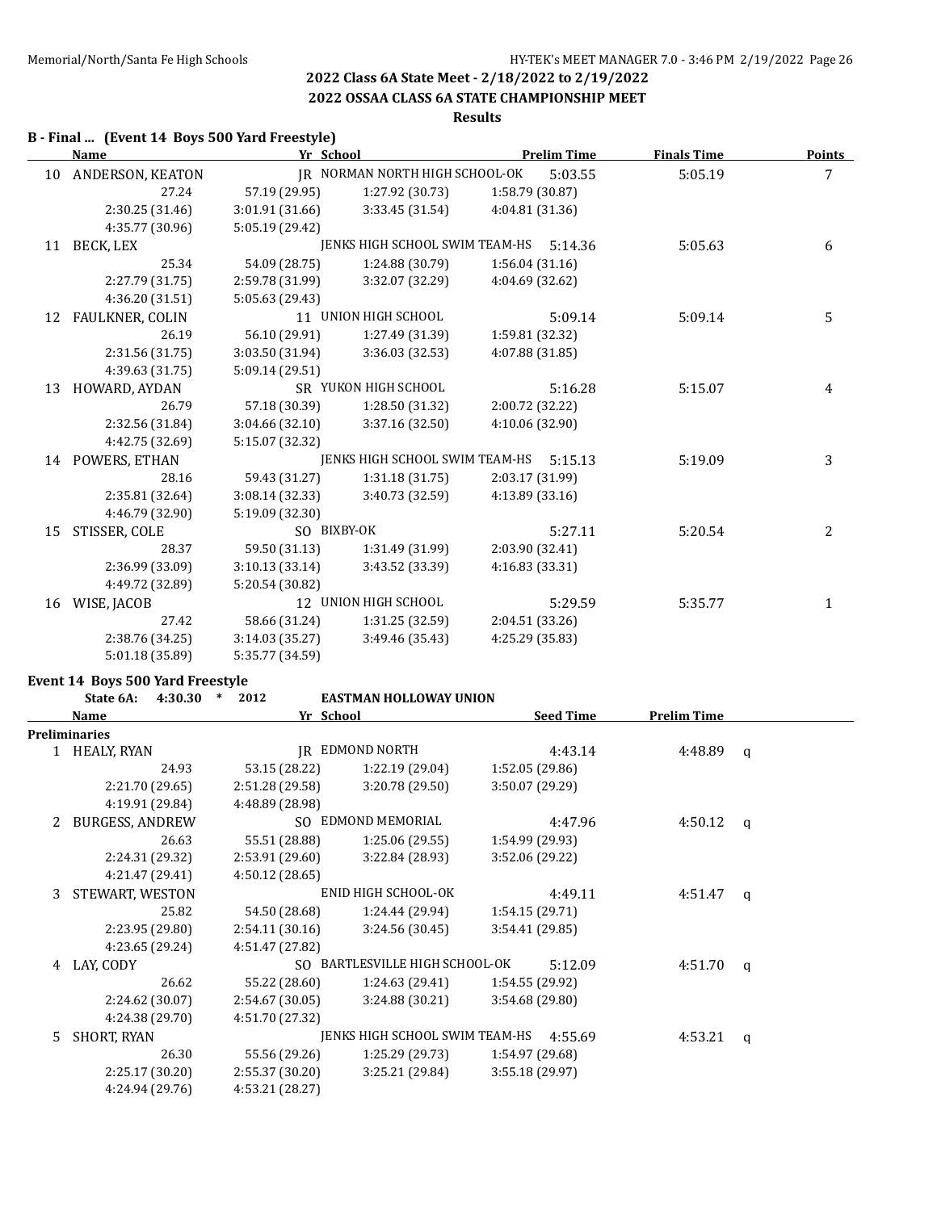## 2022 Class 6A State Meet - 2/18/2022 to 2/19/2022

## 2022 OSSAA CLASS 6A STATE CHAMPIONSHIP MEET

### Results

### B - Final ... (Event 14 Boys 500 Yard Freestyle)

| | Name | Yr | School | Prelim Time | Finals Time | Points |
|---|---|---|---|---|---|---|
| 10 | ANDERSON, KEATON | JR | NORMAN NORTH HIGH SCHOOL-OK | 5:03.55 | 5:05.19 | 7 |
| | 27.24 / 57.19 (29.95) / 1:27.92 (30.73) / 1:58.79 (30.87) / 2:30.25 (31.46) / 3:01.91 (31.66) / 3:33.45 (31.54) / 4:04.81 (31.36) / 4:35.77 (30.96) / 5:05.19 (29.42) | | | | | |
| 11 | BECK, LEX | | JENKS HIGH SCHOOL SWIM TEAM-HS | 5:14.36 | 5:05.63 | 6 |
| | 25.34 / 54.09 (28.75) / 1:24.88 (30.79) / 1:56.04 (31.16) / 2:27.79 (31.75) / 2:59.78 (31.99) / 3:32.07 (32.29) / 4:04.69 (32.62) / 4:36.20 (31.51) / 5:05.63 (29.43) | | | | | |
| 12 | FAULKNER, COLIN | 11 | UNION HIGH SCHOOL | 5:09.14 | 5:09.14 | 5 |
| | 26.19 / 56.10 (29.91) / 1:27.49 (31.39) / 1:59.81 (32.32) / 2:31.56 (31.75) / 3:03.50 (31.94) / 3:36.03 (32.53) / 4:07.88 (31.85) / 4:39.63 (31.75) / 5:09.14 (29.51) | | | | | |
| 13 | HOWARD, AYDAN | SR | YUKON HIGH SCHOOL | 5:16.28 | 5:15.07 | 4 |
| | 26.79 / 57.18 (30.39) / 1:28.50 (31.32) / 2:00.72 (32.22) / 2:32.56 (31.84) / 3:04.66 (32.10) / 3:37.16 (32.50) / 4:10.06 (32.90) / 4:42.75 (32.69) / 5:15.07 (32.32) | | | | | |
| 14 | POWERS, ETHAN | | JENKS HIGH SCHOOL SWIM TEAM-HS | 5:15.13 | 5:19.09 | 3 |
| | 28.16 / 59.43 (31.27) / 1:31.18 (31.75) / 2:03.17 (31.99) / 2:35.81 (32.64) / 3:08.14 (32.33) / 3:40.73 (32.59) / 4:13.89 (33.16) / 4:46.79 (32.90) / 5:19.09 (32.30) | | | | | |
| 15 | STISSER, COLE | SO | BIXBY-OK | 5:27.11 | 5:20.54 | 2 |
| | 28.37 / 59.50 (31.13) / 1:31.49 (31.99) / 2:03.90 (32.41) / 2:36.99 (33.09) / 3:10.13 (33.14) / 3:43.52 (33.39) / 4:16.83 (33.31) / 4:49.72 (32.89) / 5:20.54 (30.82) | | | | | |
| 16 | WISE, JACOB | 12 | UNION HIGH SCHOOL | 5:29.59 | 5:35.77 | 1 |
| | 27.42 / 58.66 (31.24) / 1:31.25 (32.59) / 2:04.51 (33.26) / 2:38.76 (34.25) / 3:14.03 (35.27) / 3:49.46 (35.43) / 4:25.29 (35.83) / 5:01.18 (35.89) / 5:35.77 (34.59) | | | | | |

### Event 14 Boys 500 Yard Freestyle

State 6A: 4:30.30 * 2012 EASTMAN HOLLOWAY UNION

**Preliminaries**

| | Name | Yr | School | Seed Time | Prelim Time | |
|---|---|---|---|---|---|---|
| 1 | HEALY, RYAN | JR | EDMOND NORTH | 4:43.14 | 4:48.89 | q |
| | 24.93 / 53.15 (28.22) / 1:22.19 (29.04) / 1:52.05 (29.86) / 2:21.70 (29.65) / 2:51.28 (29.58) / 3:20.78 (29.50) / 3:50.07 (29.29) / 4:19.91 (29.84) / 4:48.89 (28.98) | | | | | |
| 2 | BURGESS, ANDREW | SO | EDMOND MEMORIAL | 4:47.96 | 4:50.12 | q |
| | 26.63 / 55.51 (28.88) / 1:25.06 (29.55) / 1:54.99 (29.93) / 2:24.31 (29.32) / 2:53.91 (29.60) / 3:22.84 (28.93) / 3:52.06 (29.22) / 4:21.47 (29.41) / 4:50.12 (28.65) | | | | | |
| 3 | STEWART, WESTON | | ENID HIGH SCHOOL-OK | 4:49.11 | 4:51.47 | q |
| | 25.82 / 54.50 (28.68) / 1:24.44 (29.94) / 1:54.15 (29.71) / 2:23.95 (29.80) / 2:54.11 (30.16) / 3:24.56 (30.45) / 3:54.41 (29.85) / 4:23.65 (29.24) / 4:51.47 (27.82) | | | | | |
| 4 | LAY, CODY | SO | BARTLESVILLE HIGH SCHOOL-OK | 5:12.09 | 4:51.70 | q |
| | 26.62 / 55.22 (28.60) / 1:24.63 (29.41) / 1:54.55 (29.92) / 2:24.62 (30.07) / 2:54.67 (30.05) / 3:24.88 (30.21) / 3:54.68 (29.80) / 4:24.38 (29.70) / 4:51.70 (27.32) | | | | | |
| 5 | SHORT, RYAN | | JENKS HIGH SCHOOL SWIM TEAM-HS | 4:55.69 | 4:53.21 | q |
| | 26.30 / 55.56 (29.26) / 1:25.29 (29.73) / 1:54.97 (29.68) / 2:25.17 (30.20) / 2:55.37 (30.20) / 3:25.21 (29.84) / 3:55.18 (29.97) / 4:24.94 (29.76) / 4:53.21 (28.27) | | | | | |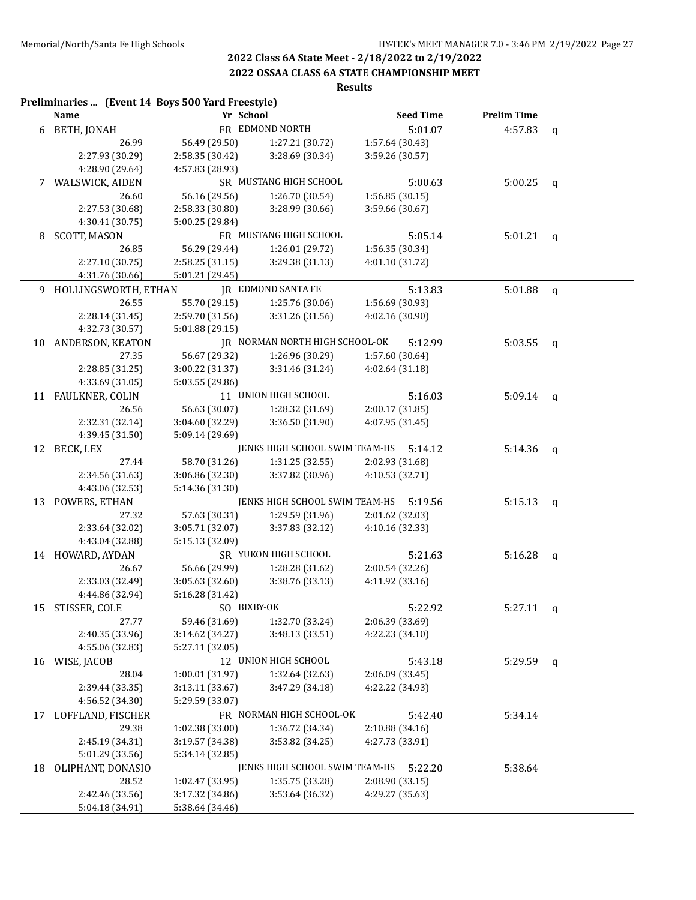## 2022 Class 6A State Meet - 2/18/2022 to 2/19/2022

## 2022 OSSAA CLASS 6A STATE CHAMPIONSHIP MEET

### Results

**Preliminaries ... (Event 14 Boys 500 Yard Freestyle)**

| | Name | Yr | School | Seed Time | Prelim Time | |
|---|---|---|---|---|---|---|
| 6 | BETH, JONAH | FR | EDMOND NORTH | 5:01.07 | 4:57.83 | q |
| | 26.99 | 56.49 (29.50) | 1:27.21 (30.72) | 1:57.64 (30.43) | | |
| | 2:27.93 (30.29) | 2:58.35 (30.42) | 3:28.69 (30.34) | 3:59.26 (30.57) | | |
| | 4:28.90 (29.64) | 4:57.83 (28.93) | | | | |
| 7 | WALSWICK, AIDEN | SR | MUSTANG HIGH SCHOOL | 5:00.63 | 5:00.25 | q |
| | 26.60 | 56.16 (29.56) | 1:26.70 (30.54) | 1:56.85 (30.15) | | |
| | 2:27.53 (30.68) | 2:58.33 (30.80) | 3:28.99 (30.66) | 3:59.66 (30.67) | | |
| | 4:30.41 (30.75) | 5:00.25 (29.84) | | | | |
| 8 | SCOTT, MASON | FR | MUSTANG HIGH SCHOOL | 5:05.14 | 5:01.21 | q |
| | 26.85 | 56.29 (29.44) | 1:26.01 (29.72) | 1:56.35 (30.34) | | |
| | 2:27.10 (30.75) | 2:58.25 (31.15) | 3:29.38 (31.13) | 4:01.10 (31.72) | | |
| | 4:31.76 (30.66) | 5:01.21 (29.45) | | | | |
| 9 | HOLLINGSWORTH, ETHAN | JR | EDMOND SANTA FE | 5:13.83 | 5:01.88 | q |
| | 26.55 | 55.70 (29.15) | 1:25.76 (30.06) | 1:56.69 (30.93) | | |
| | 2:28.14 (31.45) | 2:59.70 (31.56) | 3:31.26 (31.56) | 4:02.16 (30.90) | | |
| | 4:32.73 (30.57) | 5:01.88 (29.15) | | | | |
| 10 | ANDERSON, KEATON | JR | NORMAN NORTH HIGH SCHOOL-OK | 5:12.99 | 5:03.55 | q |
| | 27.35 | 56.67 (29.32) | 1:26.96 (30.29) | 1:57.60 (30.64) | | |
| | 2:28.85 (31.25) | 3:00.22 (31.37) | 3:31.46 (31.24) | 4:02.64 (31.18) | | |
| | 4:33.69 (31.05) | 5:03.55 (29.86) | | | | |
| 11 | FAULKNER, COLIN | 11 | UNION HIGH SCHOOL | 5:16.03 | 5:09.14 | q |
| | 26.56 | 56.63 (30.07) | 1:28.32 (31.69) | 2:00.17 (31.85) | | |
| | 2:32.31 (32.14) | 3:04.60 (32.29) | 3:36.50 (31.90) | 4:07.95 (31.45) | | |
| | 4:39.45 (31.50) | 5:09.14 (29.69) | | | | |
| 12 | BECK, LEX | | JENKS HIGH SCHOOL SWIM TEAM-HS | 5:14.12 | 5:14.36 | q |
| | 27.44 | 58.70 (31.26) | 1:31.25 (32.55) | 2:02.93 (31.68) | | |
| | 2:34.56 (31.63) | 3:06.86 (32.30) | 3:37.82 (30.96) | 4:10.53 (32.71) | | |
| | 4:43.06 (32.53) | 5:14.36 (31.30) | | | | |
| 13 | POWERS, ETHAN | | JENKS HIGH SCHOOL SWIM TEAM-HS | 5:19.56 | 5:15.13 | q |
| | 27.32 | 57.63 (30.31) | 1:29.59 (31.96) | 2:01.62 (32.03) | | |
| | 2:33.64 (32.02) | 3:05.71 (32.07) | 3:37.83 (32.12) | 4:10.16 (32.33) | | |
| | 4:43.04 (32.88) | 5:15.13 (32.09) | | | | |
| 14 | HOWARD, AYDAN | SR | YUKON HIGH SCHOOL | 5:21.63 | 5:16.28 | q |
| | 26.67 | 56.66 (29.99) | 1:28.28 (31.62) | 2:00.54 (32.26) | | |
| | 2:33.03 (32.49) | 3:05.63 (32.60) | 3:38.76 (33.13) | 4:11.92 (33.16) | | |
| | 4:44.86 (32.94) | 5:16.28 (31.42) | | | | |
| 15 | STISSER, COLE | SO | BIXBY-OK | 5:22.92 | 5:27.11 | q |
| | 27.77 | 59.46 (31.69) | 1:32.70 (33.24) | 2:06.39 (33.69) | | |
| | 2:40.35 (33.96) | 3:14.62 (34.27) | 3:48.13 (33.51) | 4:22.23 (34.10) | | |
| | 4:55.06 (32.83) | 5:27.11 (32.05) | | | | |
| 16 | WISE, JACOB | 12 | UNION HIGH SCHOOL | 5:43.18 | 5:29.59 | q |
| | 28.04 | 1:00.01 (31.97) | 1:32.64 (32.63) | 2:06.09 (33.45) | | |
| | 2:39.44 (33.35) | 3:13.11 (33.67) | 3:47.29 (34.18) | 4:22.22 (34.93) | | |
| | 4:56.52 (34.30) | 5:29.59 (33.07) | | | | |
| 17 | LOFFLAND, FISCHER | FR | NORMAN HIGH SCHOOL-OK | 5:42.40 | 5:34.14 | |
| | 29.38 | 1:02.38 (33.00) | 1:36.72 (34.34) | 2:10.88 (34.16) | | |
| | 2:45.19 (34.31) | 3:19.57 (34.38) | 3:53.82 (34.25) | 4:27.73 (33.91) | | |
| | 5:01.29 (33.56) | 5:34.14 (32.85) | | | | |
| 18 | OLIPHANT, DONASIO | | JENKS HIGH SCHOOL SWIM TEAM-HS | 5:22.20 | 5:38.64 | |
| | 28.52 | 1:02.47 (33.95) | 1:35.75 (33.28) | 2:08.90 (33.15) | | |
| | 2:42.46 (33.56) | 3:17.32 (34.86) | 3:53.64 (36.32) | 4:29.27 (35.63) | | |
| | 5:04.18 (34.91) | 5:38.64 (34.46) | | | | |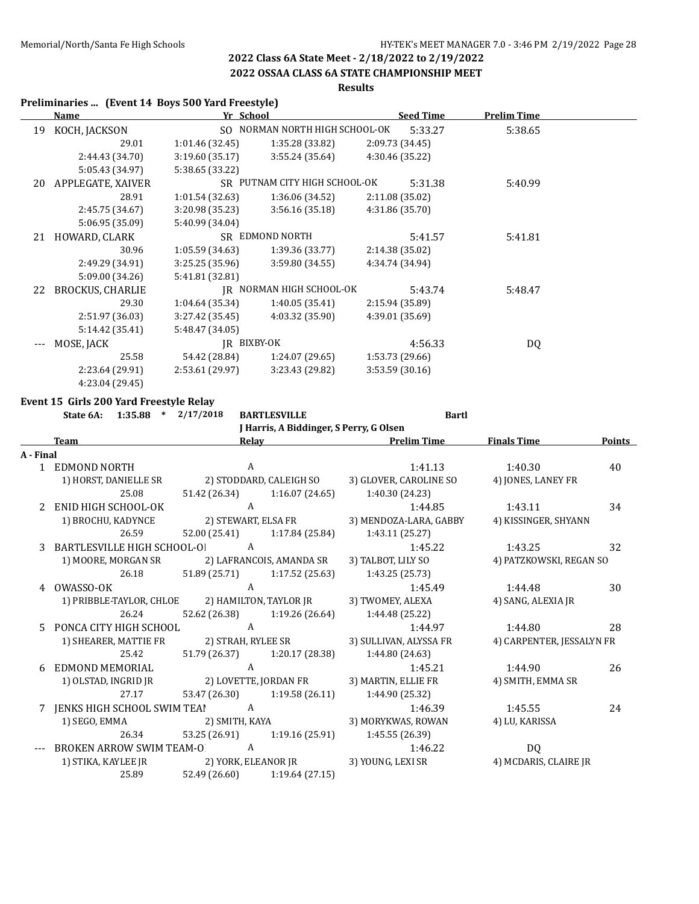## 2022 Class 6A State Meet - 2/18/2022 to 2/19/2022

### 2022 OSSAA CLASS 6A STATE CHAMPIONSHIP MEET

#### Results

**Preliminaries ... (Event 14 Boys 500 Yard Freestyle)**

| | Name | Yr | School | Seed Time | Prelim Time |
|---|---|---|---|---|---|
| 19 | KOCH, JACKSON | SO | NORMAN NORTH HIGH SCHOOL-OK | 5:33.27 | 5:38.65 |
| | 29.01 | 1:01.46 (32.45) | 1:35.28 (33.82) | 2:09.73 (34.45) | |
| | 2:44.43 (34.70) | 3:19.60 (35.17) | 3:55.24 (35.64) | 4:30.46 (35.22) | |
| | 5:05.43 (34.97) | 5:38.65 (33.22) | | | |
| 20 | APPLEGATE, XAIVER | SR | PUTNAM CITY HIGH SCHOOL-OK | 5:31.38 | 5:40.99 |
| | 28.91 | 1:01.54 (32.63) | 1:36.06 (34.52) | 2:11.08 (35.02) | |
| | 2:45.75 (34.67) | 3:20.98 (35.23) | 3:56.16 (35.18) | 4:31.86 (35.70) | |
| | 5:06.95 (35.09) | 5:40.99 (34.04) | | | |
| 21 | HOWARD, CLARK | SR | EDMOND NORTH | 5:41.57 | 5:41.81 |
| | 30.96 | 1:05.59 (34.63) | 1:39.36 (33.77) | 2:14.38 (35.02) | |
| | 2:49.29 (34.91) | 3:25.25 (35.96) | 3:59.80 (34.55) | 4:34.74 (34.94) | |
| | 5:09.00 (34.26) | 5:41.81 (32.81) | | | |
| 22 | BROCKUS, CHARLIE | JR | NORMAN HIGH SCHOOL-OK | 5:43.74 | 5:48.47 |
| | 29.30 | 1:04.64 (35.34) | 1:40.05 (35.41) | 2:15.94 (35.89) | |
| | 2:51.97 (36.03) | 3:27.42 (35.45) | 4:03.32 (35.90) | 4:39.01 (35.69) | |
| | 5:14.42 (35.41) | 5:48.47 (34.05) | | | |
| --- | MOSE, JACK | JR | BIXBY-OK | 4:56.33 | DQ |
| | 25.58 | 54.42 (28.84) | 1:24.07 (29.65) | 1:53.73 (29.66) | |
| | 2:23.64 (29.91) | 2:53.61 (29.97) | 3:23.43 (29.82) | 3:53.59 (30.16) | |
| | 4:23.04 (29.45) | | | | |

**Event 15 Girls 200 Yard Freestyle Relay**

**State 6A: 1:35.88 * 2/17/2018 BARTLESVILLE Bartl**
**J Harris, A Biddinger, S Perry, G Olsen**

| | Team | Relay | | Prelim Time | Finals Time | Points |
|---|---|---|---|---|---|---|
| **A - Final** | | | | | | |
| 1 | EDMOND NORTH | A | | 1:41.13 | 1:40.30 | 40 |
| | 1) HORST, DANIELLE SR | 2) STODDARD, CALEIGH SO | | 3) GLOVER, CAROLINE SO | 4) JONES, LANEY FR | |
| | 25.08 | 51.42 (26.34) | 1:16.07 (24.65) | 1:40.30 (24.23) | | |
| 2 | ENID HIGH SCHOOL-OK | A | | 1:44.85 | 1:43.11 | 34 |
| | 1) BROCHU, KADYNCE | 2) STEWART, ELSA FR | | 3) MENDOZA-LARA, GABBY | 4) KISSINGER, SHYANN | |
| | 26.59 | 52.00 (25.41) | 1:17.84 (25.84) | 1:43.11 (25.27) | | |
| 3 | BARTLESVILLE HIGH SCHOOL-OI | A | | 1:45.22 | 1:43.25 | 32 |
| | 1) MOORE, MORGAN SR | 2) LAFRANCOIS, AMANDA SR | | 3) TALBOT, LILY SO | 4) PATZKOWSKI, REGAN SO | |
| | 26.18 | 51.89 (25.71) | 1:17.52 (25.63) | 1:43.25 (25.73) | | |
| 4 | OWASSO-OK | A | | 1:45.49 | 1:44.48 | 30 |
| | 1) PRIBBLE-TAYLOR, CHLOE | 2) HAMILTON, TAYLOR JR | | 3) TWOMEY, ALEXA | 4) SANG, ALEXIA JR | |
| | 26.24 | 52.62 (26.38) | 1:19.26 (26.64) | 1:44.48 (25.22) | | |
| 5 | PONCA CITY HIGH SCHOOL | A | | 1:44.97 | 1:44.80 | 28 |
| | 1) SHEARER, MATTIE FR | 2) STRAH, RYLEE SR | | 3) SULLIVAN, ALYSSA FR | 4) CARPENTER, JESSALYN FR | |
| | 25.42 | 51.79 (26.37) | 1:20.17 (28.38) | 1:44.80 (24.63) | | |
| 6 | EDMOND MEMORIAL | A | | 1:45.21 | 1:44.90 | 26 |
| | 1) OLSTAD, INGRID JR | 2) LOVETTE, JORDAN FR | | 3) MARTIN, ELLIE FR | 4) SMITH, EMMA SR | |
| | 27.17 | 53.47 (26.30) | 1:19.58 (26.11) | 1:44.90 (25.32) | | |
| 7 | JENKS HIGH SCHOOL SWIM TEAI | A | | 1:46.39 | 1:45.55 | 24 |
| | 1) SEGO, EMMA | 2) SMITH, KAYA | | 3) MORYKWAS, ROWAN | 4) LU, KARISSA | |
| | 26.34 | 53.25 (26.91) | 1:19.16 (25.91) | 1:45.55 (26.39) | | |
| --- | BROKEN ARROW SWIM TEAM-O | A | | 1:46.22 | DQ | |
| | 1) STIKA, KAYLEE JR | 2) YORK, ELEANOR JR | | 3) YOUNG, LEXI SR | 4) MCDARIS, CLAIRE JR | |
| | 25.89 | 52.49 (26.60) | 1:19.64 (27.15) | | | |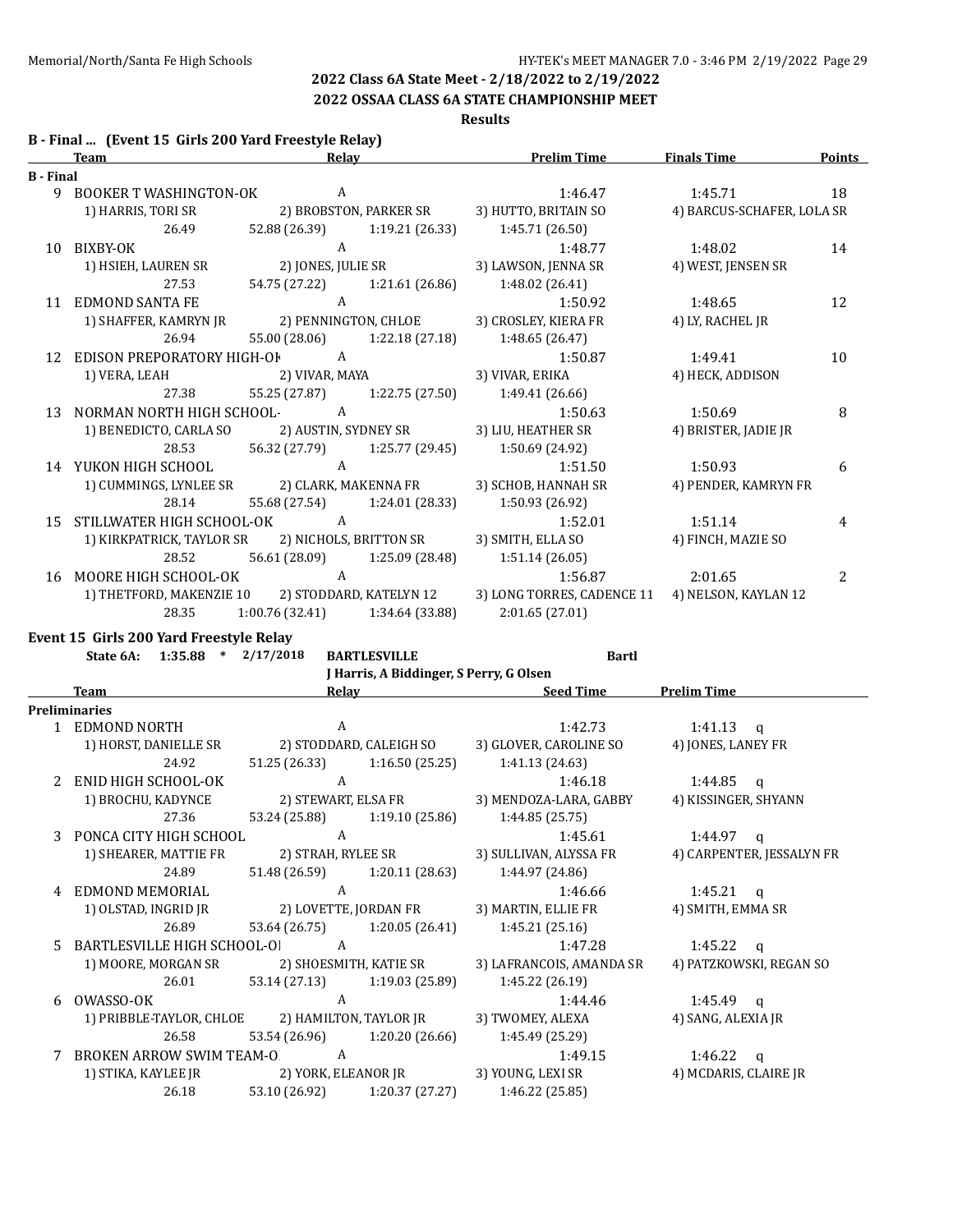2022 Class 6A State Meet - 2/18/2022 to 2/19/2022

2022 OSSAA CLASS 6A STATE CHAMPIONSHIP MEET

Results

## B - Final ... (Event 15 Girls 200 Yard Freestyle Relay)

| | Team | Relay | | Prelim Time | Finals Time | Points |
|---|---|---|---|---|---|---|
| **B - Final** | | | | | | |
| 9 | BOOKER T WASHINGTON-OK | A | | 1:46.47 | 1:45.71 | 18 |
| | 1) HARRIS, TORI SR | 2) BROBSTON, PARKER SR | | 3) HUTTO, BRITAIN SO | 4) BARCUS-SCHAFER, LOLA SR | |
| | 26.49 | 52.88 (26.39) | 1:19.21 (26.33) | 1:45.71 (26.50) | | |
| 10 | BIXBY-OK | A | | 1:48.77 | 1:48.02 | 14 |
| | 1) HSIEH, LAUREN SR | 2) JONES, JULIE SR | | 3) LAWSON, JENNA SR | 4) WEST, JENSEN SR | |
| | 27.53 | 54.75 (27.22) | 1:21.61 (26.86) | 1:48.02 (26.41) | | |
| 11 | EDMOND SANTA FE | A | | 1:50.92 | 1:48.65 | 12 |
| | 1) SHAFFER, KAMRYN JR | 2) PENNINGTON, CHLOE | | 3) CROSLEY, KIERA FR | 4) LY, RACHEL JR | |
| | 26.94 | 55.00 (28.06) | 1:22.18 (27.18) | 1:48.65 (26.47) | | |
| 12 | EDISON PREPORATORY HIGH-OK | A | | 1:50.87 | 1:49.41 | 10 |
| | 1) VERA, LEAH | 2) VIVAR, MAYA | | 3) VIVAR, ERIKA | 4) HECK, ADDISON | |
| | 27.38 | 55.25 (27.87) | 1:22.75 (27.50) | 1:49.41 (26.66) | | |
| 13 | NORMAN NORTH HIGH SCHOOL- | A | | 1:50.63 | 1:50.69 | 8 |
| | 1) BENEDICTO, CARLA SO | 2) AUSTIN, SYDNEY SR | | 3) LIU, HEATHER SR | 4) BRISTER, JADIE JR | |
| | 28.53 | 56.32 (27.79) | 1:25.77 (29.45) | 1:50.69 (24.92) | | |
| 14 | YUKON HIGH SCHOOL | A | | 1:51.50 | 1:50.93 | 6 |
| | 1) CUMMINGS, LYNLEE SR | 2) CLARK, MAKENNA FR | | 3) SCHOB, HANNAH SR | 4) PENDER, KAMRYN FR | |
| | 28.14 | 55.68 (27.54) | 1:24.01 (28.33) | 1:50.93 (26.92) | | |
| 15 | STILLWATER HIGH SCHOOL-OK | A | | 1:52.01 | 1:51.14 | 4 |
| | 1) KIRKPATRICK, TAYLOR SR | 2) NICHOLS, BRITTON SR | | 3) SMITH, ELLA SO | 4) FINCH, MAZIE SO | |
| | 28.52 | 56.61 (28.09) | 1:25.09 (28.48) | 1:51.14 (26.05) | | |
| 16 | MOORE HIGH SCHOOL-OK | A | | 1:56.87 | 2:01.65 | 2 |
| | 1) THETFORD, MAKENZIE 10 | 2) STODDARD, KATELYN 12 | | 3) LONG TORRES, CADENCE 11 | 4) NELSON, KAYLAN 12 | |
| | 28.35 | 1:00.76 (32.41) | 1:34.64 (33.88) | 2:01.65 (27.01) | | |

## Event 15 Girls 200 Yard Freestyle Relay

State 6A: 1:35.88 * 2/17/2018 BARTLESVILLE Bartl
J Harris, A Biddinger, S Perry, G Olsen

| | Team | Relay | | Seed Time | Prelim Time |
|---|---|---|---|---|---|
| **Preliminaries** | | | | | |
| 1 | EDMOND NORTH | A | | 1:42.73 | 1:41.13 q |
| | 1) HORST, DANIELLE SR | 2) STODDARD, CALEIGH SO | | 3) GLOVER, CAROLINE SO | 4) JONES, LANEY FR |
| | 24.92 | 51.25 (26.33) | 1:16.50 (25.25) | 1:41.13 (24.63) | |
| 2 | ENID HIGH SCHOOL-OK | A | | 1:46.18 | 1:44.85 q |
| | 1) BROCHU, KADYNCE | 2) STEWART, ELSA FR | | 3) MENDOZA-LARA, GABBY | 4) KISSINGER, SHYANN |
| | 27.36 | 53.24 (25.88) | 1:19.10 (25.86) | 1:44.85 (25.75) | |
| 3 | PONCA CITY HIGH SCHOOL | A | | 1:45.61 | 1:44.97 q |
| | 1) SHEARER, MATTIE FR | 2) STRAH, RYLEE SR | | 3) SULLIVAN, ALYSSA FR | 4) CARPENTER, JESSALYN FR |
| | 24.89 | 51.48 (26.59) | 1:20.11 (28.63) | 1:44.97 (24.86) | |
| 4 | EDMOND MEMORIAL | A | | 1:46.66 | 1:45.21 q |
| | 1) OLSTAD, INGRID JR | 2) LOVETTE, JORDAN FR | | 3) MARTIN, ELLIE FR | 4) SMITH, EMMA SR |
| | 26.89 | 53.64 (26.75) | 1:20.05 (26.41) | 1:45.21 (25.16) | |
| 5 | BARTLESVILLE HIGH SCHOOL-OI | A | | 1:47.28 | 1:45.22 q |
| | 1) MOORE, MORGAN SR | 2) SHOESMITH, KATIE SR | | 3) LAFRANCOIS, AMANDA SR | 4) PATZKOWSKI, REGAN SO |
| | 26.01 | 53.14 (27.13) | 1:19.03 (25.89) | 1:45.22 (26.19) | |
| 6 | OWASSO-OK | A | | 1:44.46 | 1:45.49 q |
| | 1) PRIBBLE-TAYLOR, CHLOE | 2) HAMILTON, TAYLOR JR | | 3) TWOMEY, ALEXA | 4) SANG, ALEXIA JR |
| | 26.58 | 53.54 (26.96) | 1:20.20 (26.66) | 1:45.49 (25.29) | |
| 7 | BROKEN ARROW SWIM TEAM-OI | A | | 1:49.15 | 1:46.22 q |
| | 1) STIKA, KAYLEE JR | 2) YORK, ELEANOR JR | | 3) YOUNG, LEXI SR | 4) MCDARIS, CLAIRE JR |
| | 26.18 | 53.10 (26.92) | 1:20.37 (27.27) | 1:46.22 (25.85) | |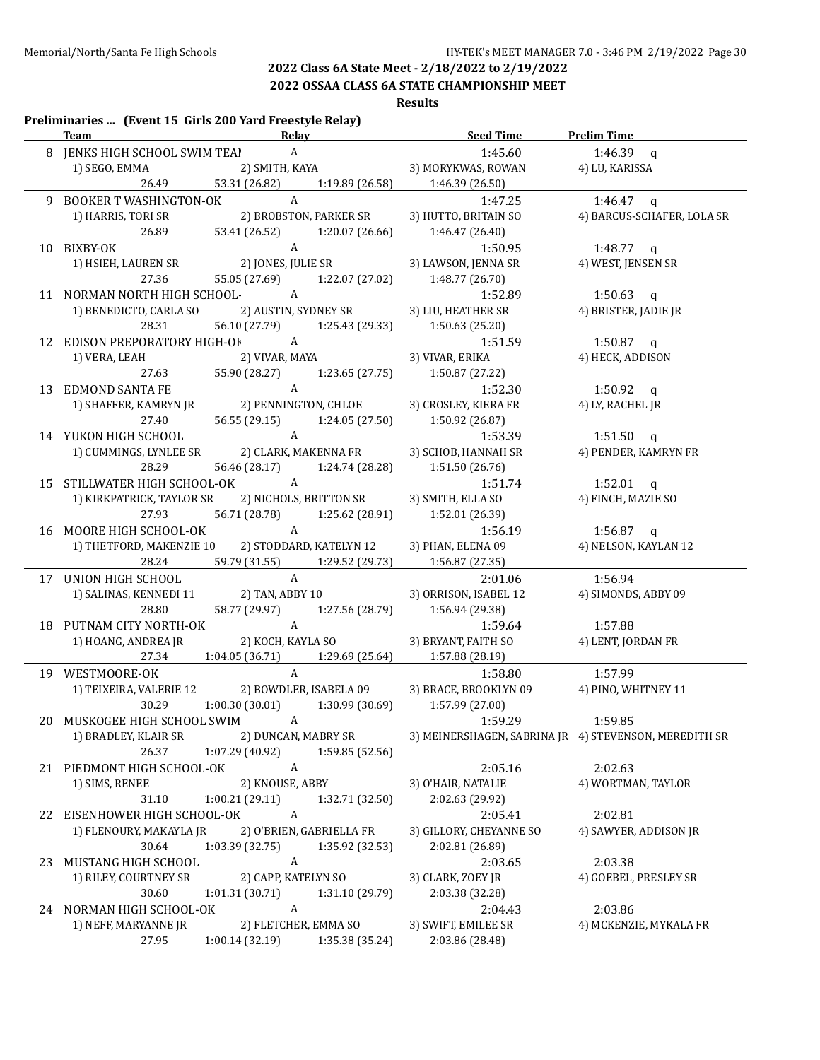## 2022 Class 6A State Meet - 2/18/2022 to 2/19/2022

## 2022 OSSAA CLASS 6A STATE CHAMPIONSHIP MEET

### Results

**Preliminaries ... (Event 15 Girls 200 Yard Freestyle Relay)**

| | Team | Relay | | Seed Time | Prelim Time |
|---|---|---|---|---|---|
| 8 | JENKS HIGH SCHOOL SWIM TEAI | A | | 1:45.60 | 1:46.39 q |
| | 1) SEGO, EMMA | 2) SMITH, KAYA | | 3) MORYKWAS, ROWAN | 4) LU, KARISSA |
| | 26.49 | 53.31 (26.82) | 1:19.89 (26.58) | 1:46.39 (26.50) | |
| 9 | BOOKER T WASHINGTON-OK | A | | 1:47.25 | 1:46.47 q |
| | 1) HARRIS, TORI SR | 2) BROBSTON, PARKER SR | | 3) HUTTO, BRITAIN SO | 4) BARCUS-SCHAFER, LOLA SR |
| | 26.89 | 53.41 (26.52) | 1:20.07 (26.66) | 1:46.47 (26.40) | |
| 10 | BIXBY-OK | A | | 1:50.95 | 1:48.77 q |
| | 1) HSIEH, LAUREN SR | 2) JONES, JULIE SR | | 3) LAWSON, JENNA SR | 4) WEST, JENSEN SR |
| | 27.36 | 55.05 (27.69) | 1:22.07 (27.02) | 1:48.77 (26.70) | |
| 11 | NORMAN NORTH HIGH SCHOOL- | A | | 1:52.89 | 1:50.63 q |
| | 1) BENEDICTO, CARLA SO | 2) AUSTIN, SYDNEY SR | | 3) LIU, HEATHER SR | 4) BRISTER, JADIE JR |
| | 28.31 | 56.10 (27.79) | 1:25.43 (29.33) | 1:50.63 (25.20) | |
| 12 | EDISON PREPORATORY HIGH-OI | A | | 1:51.59 | 1:50.87 q |
| | 1) VERA, LEAH | 2) VIVAR, MAYA | | 3) VIVAR, ERIKA | 4) HECK, ADDISON |
| | 27.63 | 55.90 (28.27) | 1:23.65 (27.75) | 1:50.87 (27.22) | |
| 13 | EDMOND SANTA FE | A | | 1:52.30 | 1:50.92 q |
| | 1) SHAFFER, KAMRYN JR | 2) PENNINGTON, CHLOE | | 3) CROSLEY, KIERA FR | 4) LY, RACHEL JR |
| | 27.40 | 56.55 (29.15) | 1:24.05 (27.50) | 1:50.92 (26.87) | |
| 14 | YUKON HIGH SCHOOL | A | | 1:53.39 | 1:51.50 q |
| | 1) CUMMINGS, LYNLEE SR | 2) CLARK, MAKENNA FR | | 3) SCHOB, HANNAH SR | 4) PENDER, KAMRYN FR |
| | 28.29 | 56.46 (28.17) | 1:24.74 (28.28) | 1:51.50 (26.76) | |
| 15 | STILLWATER HIGH SCHOOL-OK | A | | 1:51.74 | 1:52.01 q |
| | 1) KIRKPATRICK, TAYLOR SR | 2) NICHOLS, BRITTON SR | | 3) SMITH, ELLA SO | 4) FINCH, MAZIE SO |
| | 27.93 | 56.71 (28.78) | 1:25.62 (28.91) | 1:52.01 (26.39) | |
| 16 | MOORE HIGH SCHOOL-OK | A | | 1:56.19 | 1:56.87 q |
| | 1) THETFORD, MAKENZIE 10 | 2) STODDARD, KATELYN 12 | | 3) PHAN, ELENA 09 | 4) NELSON, KAYLAN 12 |
| | 28.24 | 59.79 (31.55) | 1:29.52 (29.73) | 1:56.87 (27.35) | |
| 17 | UNION HIGH SCHOOL | A | | 2:01.06 | 1:56.94 |
| | 1) SALINAS, KENNEDI 11 | 2) TAN, ABBY 10 | | 3) ORRISON, ISABEL 12 | 4) SIMONDS, ABBY 09 |
| | 28.80 | 58.77 (29.97) | 1:27.56 (28.79) | 1:56.94 (29.38) | |
| 18 | PUTNAM CITY NORTH-OK | A | | 1:59.64 | 1:57.88 |
| | 1) HOANG, ANDREA JR | 2) KOCH, KAYLA SO | | 3) BRYANT, FAITH SO | 4) LENT, JORDAN FR |
| | 27.34 | 1:04.05 (36.71) | 1:29.69 (25.64) | 1:57.88 (28.19) | |
| 19 | WESTMOORE-OK | A | | 1:58.80 | 1:57.99 |
| | 1) TEIXEIRA, VALERIE 12 | 2) BOWDLER, ISABELA 09 | | 3) BRACE, BROOKLYN 09 | 4) PINO, WHITNEY 11 |
| | 30.29 | 1:00.30 (30.01) | 1:30.99 (30.69) | 1:57.99 (27.00) | |
| 20 | MUSKOGEE HIGH SCHOOL SWIM | A | | 1:59.29 | 1:59.85 |
| | 1) BRADLEY, KLAIR SR | 2) DUNCAN, MABRY SR | | 3) MEINERSHAGEN, SABRINA JR | 4) STEVENSON, MEREDITH SR |
| | 26.37 | 1:07.29 (40.92) | 1:59.85 (52.56) | | |
| 21 | PIEDMONT HIGH SCHOOL-OK | A | | 2:05.16 | 2:02.63 |
| | 1) SIMS, RENEE | 2) KNOUSE, ABBY | | 3) O'HAIR, NATALIE | 4) WORTMAN, TAYLOR |
| | 31.10 | 1:00.21 (29.11) | 1:32.71 (32.50) | 2:02.63 (29.92) | |
| 22 | EISENHOWER HIGH SCHOOL-OK | A | | 2:05.41 | 2:02.81 |
| | 1) FLENOURY, MAKAYLA JR | 2) O'BRIEN, GABRIELLA FR | | 3) GILLORY, CHEYANNE SO | 4) SAWYER, ADDISON JR |
| | 30.64 | 1:03.39 (32.75) | 1:35.92 (32.53) | 2:02.81 (26.89) | |
| 23 | MUSTANG HIGH SCHOOL | A | | 2:03.65 | 2:03.38 |
| | 1) RILEY, COURTNEY SR | 2) CAPP, KATELYN SO | | 3) CLARK, ZOEY JR | 4) GOEBEL, PRESLEY SR |
| | 30.60 | 1:01.31 (30.71) | 1:31.10 (29.79) | 2:03.38 (32.28) | |
| 24 | NORMAN HIGH SCHOOL-OK | A | | 2:04.43 | 2:03.86 |
| | 1) NEFF, MARYANNE JR | 2) FLETCHER, EMMA SO | | 3) SWIFT, EMILEE SR | 4) MCKENZIE, MYKALA FR |
| | 27.95 | 1:00.14 (32.19) | 1:35.38 (35.24) | 2:03.86 (28.48) | |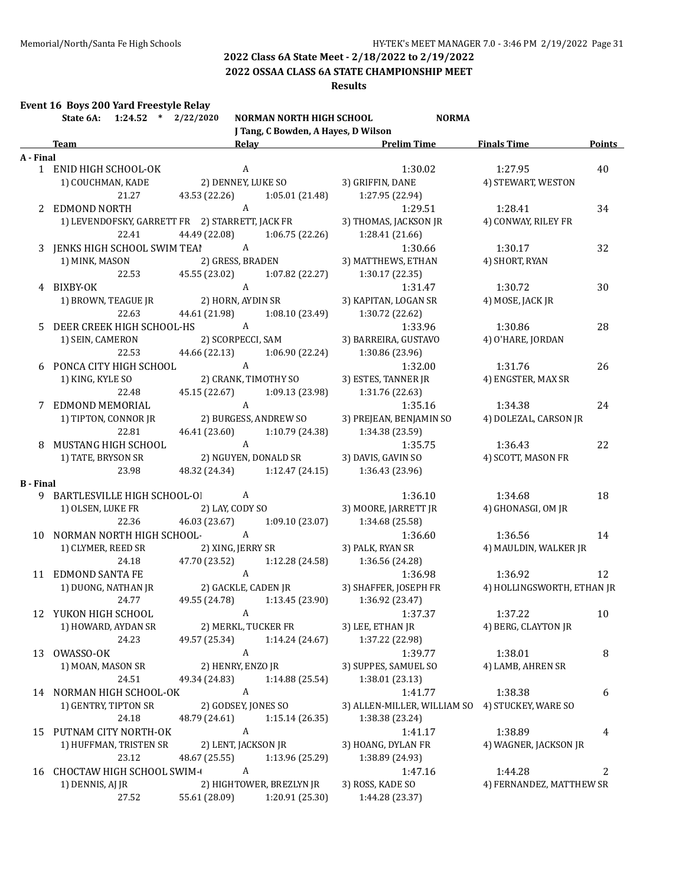## 2022 Class 6A State Meet - 2/18/2022 to 2/19/2022

## 2022 OSSAA CLASS 6A STATE CHAMPIONSHIP MEET

### Results

**Event 16 Boys 200 Yard Freestyle Relay**

**State 6A: 1:24.52 * 2/22/2020 NORMAN NORTH HIGH SCHOOL NORMA**
**J Tang, C Bowden, A Hayes, D Wilson**

| | Team | Relay | Prelim Time | Finals Time | Points |
|---|---|---|---|---|---|
| **A - Final** | | | | | |
| 1 | ENID HIGH SCHOOL-OK | A | 1:30.02 | 1:27.95 | 40 |
| | 1) COUCHMAN, KADE | 2) DENNEY, LUKE SO | 3) GRIFFIN, DANE | 4) STEWART, WESTON | |
| | 21.27 | 43.53 (22.26) | 1:05.01 (21.48) | 1:27.95 (22.94) | |
| 2 | EDMOND NORTH | A | 1:29.51 | 1:28.41 | 34 |
| | 1) LEVENDOFSKY, GARRETT FR | 2) STARRETT, JACK FR | 3) THOMAS, JACKSON JR | 4) CONWAY, RILEY FR | |
| | 22.41 | 44.49 (22.08) | 1:06.75 (22.26) | 1:28.41 (21.66) | |
| 3 | JENKS HIGH SCHOOL SWIM TEAM | A | 1:30.66 | 1:30.17 | 32 |
| | 1) MINK, MASON | 2) GRESS, BRADEN | 3) MATTHEWS, ETHAN | 4) SHORT, RYAN | |
| | 22.53 | 45.55 (23.02) | 1:07.82 (22.27) | 1:30.17 (22.35) | |
| 4 | BIXBY-OK | A | 1:31.47 | 1:30.72 | 30 |
| | 1) BROWN, TEAGUE JR | 2) HORN, AYDIN SR | 3) KAPITAN, LOGAN SR | 4) MOSE, JACK JR | |
| | 22.63 | 44.61 (21.98) | 1:08.10 (23.49) | 1:30.72 (22.62) | |
| 5 | DEER CREEK HIGH SCHOOL-HS | A | 1:33.96 | 1:30.86 | 28 |
| | 1) SEIN, CAMERON | 2) SCORPECCI, SAM | 3) BARREIRA, GUSTAVO | 4) O'HARE, JORDAN | |
| | 22.53 | 44.66 (22.13) | 1:06.90 (22.24) | 1:30.86 (23.96) | |
| 6 | PONCA CITY HIGH SCHOOL | A | 1:32.00 | 1:31.76 | 26 |
| | 1) KING, KYLE SO | 2) CRANK, TIMOTHY SO | 3) ESTES, TANNER JR | 4) ENGSTER, MAX SR | |
| | 22.48 | 45.15 (22.67) | 1:09.13 (23.98) | 1:31.76 (22.63) | |
| 7 | EDMOND MEMORIAL | A | 1:35.16 | 1:34.38 | 24 |
| | 1) TIPTON, CONNOR JR | 2) BURGESS, ANDREW SO | 3) PREJEAN, BENJAMIN SO | 4) DOLEZAL, CARSON JR | |
| | 22.81 | 46.41 (23.60) | 1:10.79 (24.38) | 1:34.38 (23.59) | |
| 8 | MUSTANG HIGH SCHOOL | A | 1:35.75 | 1:36.43 | 22 |
| | 1) TATE, BRYSON SR | 2) NGUYEN, DONALD SR | 3) DAVIS, GAVIN SO | 4) SCOTT, MASON FR | |
| | 23.98 | 48.32 (24.34) | 1:12.47 (24.15) | 1:36.43 (23.96) | |
| **B - Final** | | | | | |
| 9 | BARTLESVILLE HIGH SCHOOL-OI | A | 1:36.10 | 1:34.68 | 18 |
| | 1) OLSEN, LUKE FR | 2) LAY, CODY SO | 3) MOORE, JARRETT JR | 4) GHONASGI, OM JR | |
| | 22.36 | 46.03 (23.67) | 1:09.10 (23.07) | 1:34.68 (25.58) | |
| 10 | NORMAN NORTH HIGH SCHOOL- | A | 1:36.60 | 1:36.56 | 14 |
| | 1) CLYMER, REED SR | 2) XING, JERRY SR | 3) PALK, RYAN SR | 4) MAULDIN, WALKER JR | |
| | 24.18 | 47.70 (23.52) | 1:12.28 (24.58) | 1:36.56 (24.28) | |
| 11 | EDMOND SANTA FE | A | 1:36.98 | 1:36.92 | 12 |
| | 1) DUONG, NATHAN JR | 2) GACKLE, CADEN JR | 3) SHAFFER, JOSEPH FR | 4) HOLLINGSWORTH, ETHAN JR | |
| | 24.77 | 49.55 (24.78) | 1:13.45 (23.90) | 1:36.92 (23.47) | |
| 12 | YUKON HIGH SCHOOL | A | 1:37.37 | 1:37.22 | 10 |
| | 1) HOWARD, AYDAN SR | 2) MERKL, TUCKER FR | 3) LEE, ETHAN JR | 4) BERG, CLAYTON JR | |
| | 24.23 | 49.57 (25.34) | 1:14.24 (24.67) | 1:37.22 (22.98) | |
| 13 | OWASSO-OK | A | 1:39.77 | 1:38.01 | 8 |
| | 1) MOAN, MASON SR | 2) HENRY, ENZO JR | 3) SUPPES, SAMUEL SO | 4) LAMB, AHREN SR | |
| | 24.51 | 49.34 (24.83) | 1:14.88 (25.54) | 1:38.01 (23.13) | |
| 14 | NORMAN HIGH SCHOOL-OK | A | 1:41.77 | 1:38.38 | 6 |
| | 1) GENTRY, TIPTON SR | 2) GODSEY, JONES SO | 3) ALLEN-MILLER, WILLIAM SO | 4) STUCKEY, WARE SO | |
| | 24.18 | 48.79 (24.61) | 1:15.14 (26.35) | 1:38.38 (23.24) | |
| 15 | PUTNAM CITY NORTH-OK | A | 1:41.17 | 1:38.89 | 4 |
| | 1) HUFFMAN, TRISTEN SR | 2) LENT, JACKSON JR | 3) HOANG, DYLAN FR | 4) WAGNER, JACKSON JR | |
| | 23.12 | 48.67 (25.55) | 1:13.96 (25.29) | 1:38.89 (24.93) | |
| 16 | CHOCTAW HIGH SCHOOL SWIM-( | A | 1:47.16 | 1:44.28 | 2 |
| | 1) DENNIS, AJ JR | 2) HIGHTOWER, BREZLYN JR | 3) ROSS, KADE SO | 4) FERNANDEZ, MATTHEW SR | |
| | 27.52 | 55.61 (28.09) | 1:20.91 (25.30) | 1:44.28 (23.37) | |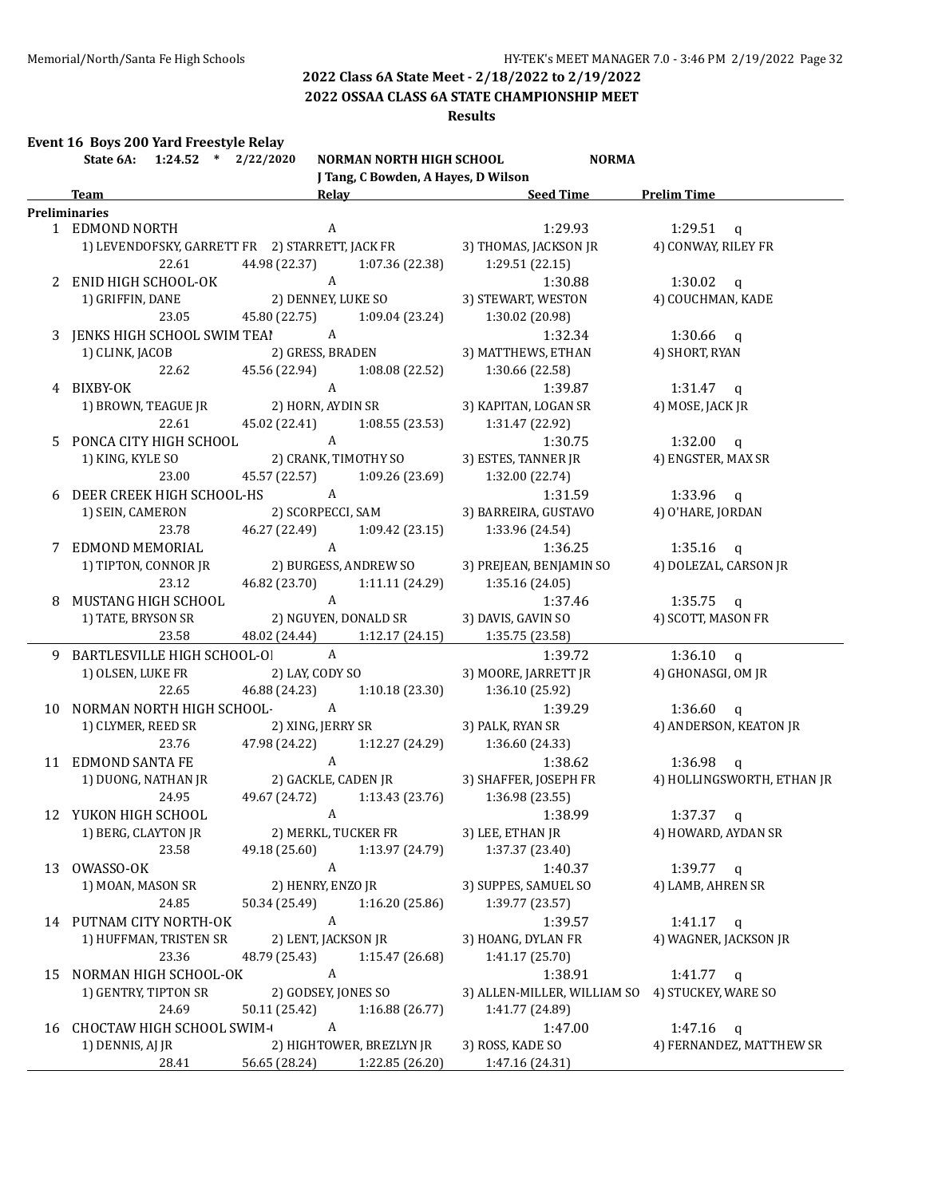## 2022 Class 6A State Meet - 2/18/2022 to 2/19/2022

## 2022 OSSAA CLASS 6A STATE CHAMPIONSHIP MEET

### Results

**Event 16 Boys 200 Yard Freestyle Relay**

State 6A: 1:24.52 * 2/22/2020 NORMAN NORTH HIGH SCHOOL NORMA
J Tang, C Bowden, A Hayes, D Wilson

| | Team | Relay | | Seed Time | Prelim Time |
|---|---|---|---|---|---|
| **Preliminaries** | | | | | |
| 1 | EDMOND NORTH | A | | 1:29.93 | 1:29.51 q |
| | 1) LEVENDOFSKY, GARRETT FR | 2) STARRETT, JACK FR | 3) THOMAS, JACKSON JR | 4) CONWAY, RILEY FR | |
| | 22.61 | 44.98 (22.37) | 1:07.36 (22.38) | 1:29.51 (22.15) | |
| 2 | ENID HIGH SCHOOL-OK | A | | 1:30.88 | 1:30.02 q |
| | 1) GRIFFIN, DANE | 2) DENNEY, LUKE SO | 3) STEWART, WESTON | 4) COUCHMAN, KADE | |
| | 23.05 | 45.80 (22.75) | 1:09.04 (23.24) | 1:30.02 (20.98) | |
| 3 | JENKS HIGH SCHOOL SWIM TEAI | A | | 1:32.34 | 1:30.66 q |
| | 1) CLINK, JACOB | 2) GRESS, BRADEN | 3) MATTHEWS, ETHAN | 4) SHORT, RYAN | |
| | 22.62 | 45.56 (22.94) | 1:08.08 (22.52) | 1:30.66 (22.58) | |
| 4 | BIXBY-OK | A | | 1:39.87 | 1:31.47 q |
| | 1) BROWN, TEAGUE JR | 2) HORN, AYDIN SR | 3) KAPITAN, LOGAN SR | 4) MOSE, JACK JR | |
| | 22.61 | 45.02 (22.41) | 1:08.55 (23.53) | 1:31.47 (22.92) | |
| 5 | PONCA CITY HIGH SCHOOL | A | | 1:30.75 | 1:32.00 q |
| | 1) KING, KYLE SO | 2) CRANK, TIMOTHY SO | 3) ESTES, TANNER JR | 4) ENGSTER, MAX SR | |
| | 23.00 | 45.57 (22.57) | 1:09.26 (23.69) | 1:32.00 (22.74) | |
| 6 | DEER CREEK HIGH SCHOOL-HS | A | | 1:31.59 | 1:33.96 q |
| | 1) SEIN, CAMERON | 2) SCORPECCI, SAM | 3) BARREIRA, GUSTAVO | 4) O'HARE, JORDAN | |
| | 23.78 | 46.27 (22.49) | 1:09.42 (23.15) | 1:33.96 (24.54) | |
| 7 | EDMOND MEMORIAL | A | | 1:36.25 | 1:35.16 q |
| | 1) TIPTON, CONNOR JR | 2) BURGESS, ANDREW SO | 3) PREJEAN, BENJAMIN SO | 4) DOLEZAL, CARSON JR | |
| | 23.12 | 46.82 (23.70) | 1:11.11 (24.29) | 1:35.16 (24.05) | |
| 8 | MUSTANG HIGH SCHOOL | A | | 1:37.46 | 1:35.75 q |
| | 1) TATE, BRYSON SR | 2) NGUYEN, DONALD SR | 3) DAVIS, GAVIN SO | 4) SCOTT, MASON FR | |
| | 23.58 | 48.02 (24.44) | 1:12.17 (24.15) | 1:35.75 (23.58) | |
| 9 | BARTLESVILLE HIGH SCHOOL-OI | A | | 1:39.72 | 1:36.10 q |
| | 1) OLSEN, LUKE FR | 2) LAY, CODY SO | 3) MOORE, JARRETT JR | 4) GHONASGI, OM JR | |
| | 22.65 | 46.88 (24.23) | 1:10.18 (23.30) | 1:36.10 (25.92) | |
| 10 | NORMAN NORTH HIGH SCHOOL- | A | | 1:39.29 | 1:36.60 q |
| | 1) CLYMER, REED SR | 2) XING, JERRY SR | 3) PALK, RYAN SR | 4) ANDERSON, KEATON JR | |
| | 23.76 | 47.98 (24.22) | 1:12.27 (24.29) | 1:36.60 (24.33) | |
| 11 | EDMOND SANTA FE | A | | 1:38.62 | 1:36.98 q |
| | 1) DUONG, NATHAN JR | 2) GACKLE, CADEN JR | 3) SHAFFER, JOSEPH FR | 4) HOLLINGSWORTH, ETHAN JR | |
| | 24.95 | 49.67 (24.72) | 1:13.43 (23.76) | 1:36.98 (23.55) | |
| 12 | YUKON HIGH SCHOOL | A | | 1:38.99 | 1:37.37 q |
| | 1) BERG, CLAYTON JR | 2) MERKL, TUCKER FR | 3) LEE, ETHAN JR | 4) HOWARD, AYDAN SR | |
| | 23.58 | 49.18 (25.60) | 1:13.97 (24.79) | 1:37.37 (23.40) | |
| 13 | OWASSO-OK | A | | 1:40.37 | 1:39.77 q |
| | 1) MOAN, MASON SR | 2) HENRY, ENZO JR | 3) SUPPES, SAMUEL SO | 4) LAMB, AHREN SR | |
| | 24.85 | 50.34 (25.49) | 1:16.20 (25.86) | 1:39.77 (23.57) | |
| 14 | PUTNAM CITY NORTH-OK | A | | 1:39.57 | 1:41.17 q |
| | 1) HUFFMAN, TRISTEN SR | 2) LENT, JACKSON JR | 3) HOANG, DYLAN FR | 4) WAGNER, JACKSON JR | |
| | 23.36 | 48.79 (25.43) | 1:15.47 (26.68) | 1:41.17 (25.70) | |
| 15 | NORMAN HIGH SCHOOL-OK | A | | 1:38.91 | 1:41.77 q |
| | 1) GENTRY, TIPTON SR | 2) GODSEY, JONES SO | 3) ALLEN-MILLER, WILLIAM SO | 4) STUCKEY, WARE SO | |
| | 24.69 | 50.11 (25.42) | 1:16.88 (26.77) | 1:41.77 (24.89) | |
| 16 | CHOCTAW HIGH SCHOOL SWIM-( | A | | 1:47.00 | 1:47.16 q |
| | 1) DENNIS, AJ JR | 2) HIGHTOWER, BREZLYN JR | 3) ROSS, KADE SO | 4) FERNANDEZ, MATTHEW SR | |
| | 28.41 | 56.65 (28.24) | 1:22.85 (26.20) | 1:47.16 (24.31) | |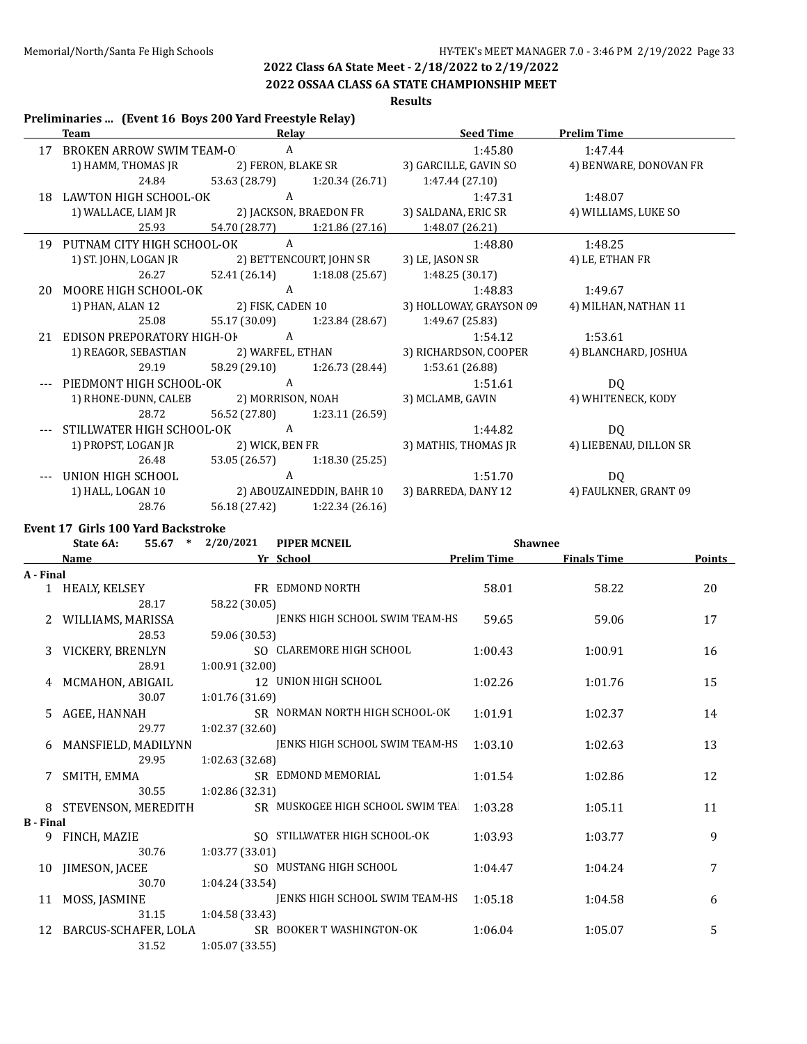## 2022 Class 6A State Meet - 2/18/2022 to 2/19/2022

## 2022 OSSAA CLASS 6A STATE CHAMPIONSHIP MEET

### Results

**Preliminaries ... (Event 16 Boys 200 Yard Freestyle Relay)**

| | Team | Relay | Seed Time | Prelim Time |
|---|---|---|---|---|
| 17 | BROKEN ARROW SWIM TEAM-OK | A | 1:45.80 | 1:47.44 |
| | 1) HAMM, THOMAS JR | 2) FERON, BLAKE SR | 3) GARCILLE, GAVIN SO | 4) BENWARE, DONOVAN FR |
| | 24.84 | 53.63 (28.79) 1:20.34 (26.71) | 1:47.44 (27.10) | |
| 18 | LAWTON HIGH SCHOOL-OK | A | 1:47.31 | 1:48.07 |
| | 1) WALLACE, LIAM JR | 2) JACKSON, BRAEDON FR | 3) SALDANA, ERIC SR | 4) WILLIAMS, LUKE SO |
| | 25.93 | 54.70 (28.77) 1:21.86 (27.16) | 1:48.07 (26.21) | |
| 19 | PUTNAM CITY HIGH SCHOOL-OK | A | 1:48.80 | 1:48.25 |
| | 1) ST. JOHN, LOGAN JR | 2) BETTENCOURT, JOHN SR | 3) LE, JASON SR | 4) LE, ETHAN FR |
| | 26.27 | 52.41 (26.14) 1:18.08 (25.67) | 1:48.25 (30.17) | |
| 20 | MOORE HIGH SCHOOL-OK | A | 1:48.83 | 1:49.67 |
| | 1) PHAN, ALAN 12 | 2) FISK, CADEN 10 | 3) HOLLOWAY, GRAYSON 09 | 4) MILHAN, NATHAN 11 |
| | 25.08 | 55.17 (30.09) 1:23.84 (28.67) | 1:49.67 (25.83) | |
| 21 | EDISON PREPORATORY HIGH-OK | A | 1:54.12 | 1:53.61 |
| | 1) REAGOR, SEBASTIAN | 2) WARFEL, ETHAN | 3) RICHARDSON, COOPER | 4) BLANCHARD, JOSHUA |
| | 29.19 | 58.29 (29.10) 1:26.73 (28.44) | 1:53.61 (26.88) | |
| --- | PIEDMONT HIGH SCHOOL-OK | A | 1:51.61 | DQ |
| | 1) RHONE-DUNN, CALEB | 2) MORRISON, NOAH | 3) MCLAMB, GAVIN | 4) WHITENECK, KODY |
| | 28.72 | 56.52 (27.80) 1:23.11 (26.59) | | |
| --- | STILLWATER HIGH SCHOOL-OK | A | 1:44.82 | DQ |
| | 1) PROPST, LOGAN JR | 2) WICK, BEN FR | 3) MATHIS, THOMAS JR | 4) LIEBENAU, DILLON SR |
| | 26.48 | 53.05 (26.57) 1:18.30 (25.25) | | |
| --- | UNION HIGH SCHOOL | A | 1:51.70 | DQ |
| | 1) HALL, LOGAN 10 | 2) ABOUZAINEDDIN, BAHR 10 | 3) BARREDA, DANY 12 | 4) FAULKNER, GRANT 09 |
| | 28.76 | 56.18 (27.42) 1:22.34 (26.16) | | |

**Event 17 Girls 100 Yard Backstroke**

State 6A: 55.67 * 2/20/2021 PIPER MCNEIL Shawnee

| | Name | Yr | School | Prelim Time | Finals Time | Points |
|---|---|---|---|---|---|---|
| **A - Final** | | | | | | |
| 1 | HEALY, KELSEY | FR | EDMOND NORTH | 58.01 | 58.22 | 20 |
| | 28.17 | | 58.22 (30.05) | | | |
| 2 | WILLIAMS, MARISSA | | JENKS HIGH SCHOOL SWIM TEAM-HS | 59.65 | 59.06 | 17 |
| | 28.53 | | 59.06 (30.53) | | | |
| 3 | VICKERY, BRENLYN | SO | CLAREMORE HIGH SCHOOL | 1:00.43 | 1:00.91 | 16 |
| | 28.91 | | 1:00.91 (32.00) | | | |
| 4 | MCMAHON, ABIGAIL | 12 | UNION HIGH SCHOOL | 1:02.26 | 1:01.76 | 15 |
| | 30.07 | | 1:01.76 (31.69) | | | |
| 5 | AGEE, HANNAH | SR | NORMAN NORTH HIGH SCHOOL-OK | 1:01.91 | 1:02.37 | 14 |
| | 29.77 | | 1:02.37 (32.60) | | | |
| 6 | MANSFIELD, MADILYNN | | JENKS HIGH SCHOOL SWIM TEAM-HS | 1:03.10 | 1:02.63 | 13 |
| | 29.95 | | 1:02.63 (32.68) | | | |
| 7 | SMITH, EMMA | SR | EDMOND MEMORIAL | 1:01.54 | 1:02.86 | 12 |
| | 30.55 | | 1:02.86 (32.31) | | | |
| 8 | STEVENSON, MEREDITH | SR | MUSKOGEE HIGH SCHOOL SWIM TEAM | 1:03.28 | 1:05.11 | 11 |
| **B - Final** | | | | | | |
| 9 | FINCH, MAZIE | SO | STILLWATER HIGH SCHOOL-OK | 1:03.93 | 1:03.77 | 9 |
| | 30.76 | | 1:03.77 (33.01) | | | |
| 10 | JIMESON, JACEE | SO | MUSTANG HIGH SCHOOL | 1:04.47 | 1:04.24 | 7 |
| | 30.70 | | 1:04.24 (33.54) | | | |
| 11 | MOSS, JASMINE | | JENKS HIGH SCHOOL SWIM TEAM-HS | 1:05.18 | 1:04.58 | 6 |
| | 31.15 | | 1:04.58 (33.43) | | | |
| 12 | BARCUS-SCHAFER, LOLA | SR | BOOKER T WASHINGTON-OK | 1:06.04 | 1:05.07 | 5 |
| | 31.52 | | 1:05.07 (33.55) | | | |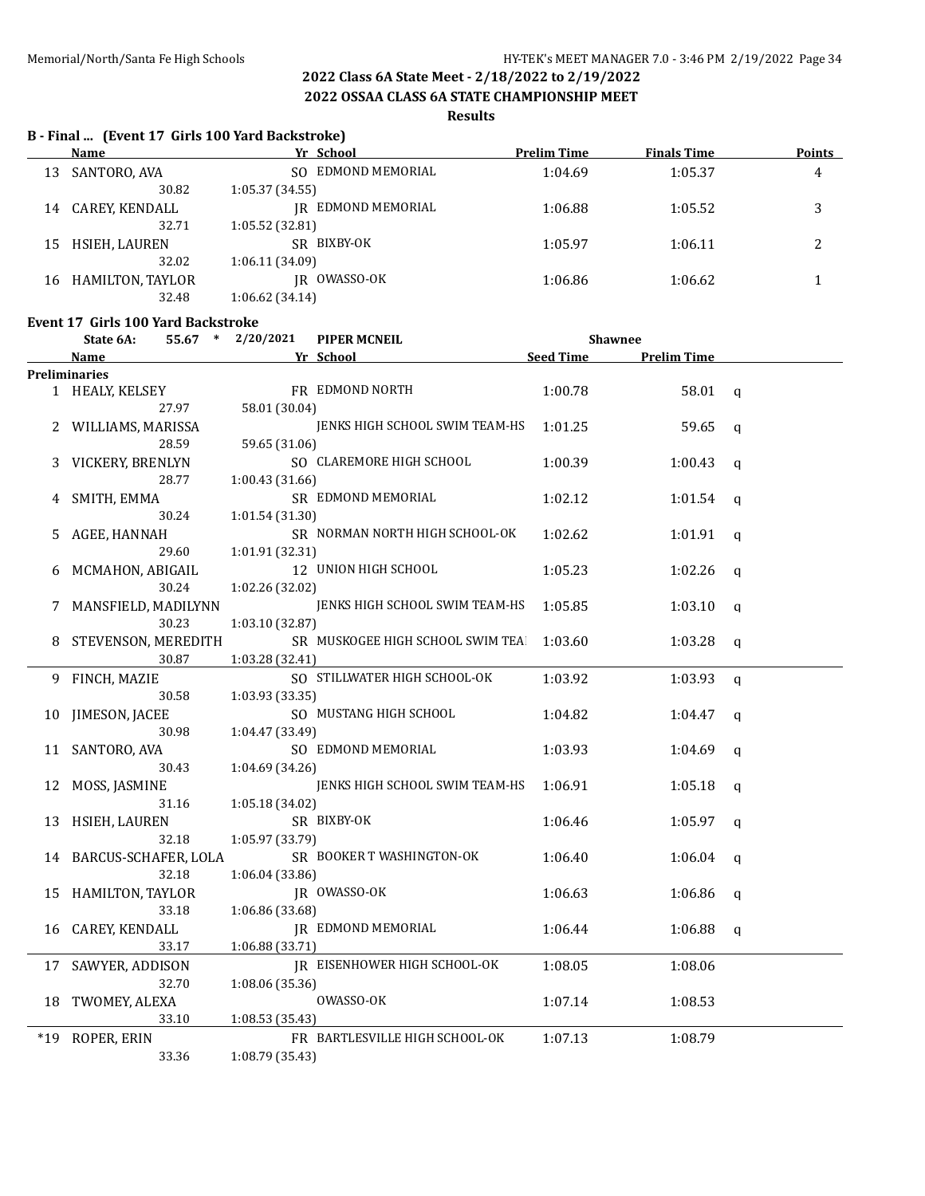## 2022 Class 6A State Meet - 2/18/2022 to 2/19/2022

## 2022 OSSAA CLASS 6A STATE CHAMPIONSHIP MEET

### Results

**B - Final ... (Event 17 Girls 100 Yard Backstroke)**

| | Name | Yr | School | Prelim Time | Finals Time | Points |
|---|---|---|---|---|---|---|
| 13 | SANTORO, AVA | SO | EDMOND MEMORIAL | 1:04.69 | 1:05.37 | 4 |
| | 30.82 | 1:05.37 (34.55) | | | | |
| 14 | CAREY, KENDALL | JR | EDMOND MEMORIAL | 1:06.88 | 1:05.52 | 3 |
| | 32.71 | 1:05.52 (32.81) | | | | |
| 15 | HSIEH, LAUREN | SR | BIXBY-OK | 1:05.97 | 1:06.11 | 2 |
| | 32.02 | 1:06.11 (34.09) | | | | |
| 16 | HAMILTON, TAYLOR | JR | OWASSO-OK | 1:06.86 | 1:06.62 | 1 |
| | 32.48 | 1:06.62 (34.14) | | | | |

**Event 17 Girls 100 Yard Backstroke**

State 6A: 55.67 * 2/20/2021 PIPER MCNEIL Shawnee

| | Name | Yr | School | Seed Time | Prelim Time | |
|---|---|---|---|---|---|---|
| **Preliminaries** | | | | | | |
| 1 | HEALY, KELSEY | FR | EDMOND NORTH | 1:00.78 | 58.01 | q |
| | 27.97 | 58.01 (30.04) | | | | |
| 2 | WILLIAMS, MARISSA | | JENKS HIGH SCHOOL SWIM TEAM-HS | 1:01.25 | 59.65 | q |
| | 28.59 | 59.65 (31.06) | | | | |
| 3 | VICKERY, BRENLYN | SO | CLAREMORE HIGH SCHOOL | 1:00.39 | 1:00.43 | q |
| | 28.77 | 1:00.43 (31.66) | | | | |
| 4 | SMITH, EMMA | SR | EDMOND MEMORIAL | 1:02.12 | 1:01.54 | q |
| | 30.24 | 1:01.54 (31.30) | | | | |
| 5 | AGEE, HANNAH | SR | NORMAN NORTH HIGH SCHOOL-OK | 1:02.62 | 1:01.91 | q |
| | 29.60 | 1:01.91 (32.31) | | | | |
| 6 | MCMAHON, ABIGAIL | 12 | UNION HIGH SCHOOL | 1:05.23 | 1:02.26 | q |
| | 30.24 | 1:02.26 (32.02) | | | | |
| 7 | MANSFIELD, MADILYNN | | JENKS HIGH SCHOOL SWIM TEAM-HS | 1:05.85 | 1:03.10 | q |
| | 30.23 | 1:03.10 (32.87) | | | | |
| 8 | STEVENSON, MEREDITH | SR | MUSKOGEE HIGH SCHOOL SWIM TEA | 1:03.60 | 1:03.28 | q |
| | 30.87 | 1:03.28 (32.41) | | | | |
| 9 | FINCH, MAZIE | SO | STILLWATER HIGH SCHOOL-OK | 1:03.92 | 1:03.93 | q |
| | 30.58 | 1:03.93 (33.35) | | | | |
| 10 | JIMESON, JACEE | SO | MUSTANG HIGH SCHOOL | 1:04.82 | 1:04.47 | q |
| | 30.98 | 1:04.47 (33.49) | | | | |
| 11 | SANTORO, AVA | SO | EDMOND MEMORIAL | 1:03.93 | 1:04.69 | q |
| | 30.43 | 1:04.69 (34.26) | | | | |
| 12 | MOSS, JASMINE | | JENKS HIGH SCHOOL SWIM TEAM-HS | 1:06.91 | 1:05.18 | q |
| | 31.16 | 1:05.18 (34.02) | | | | |
| 13 | HSIEH, LAUREN | SR | BIXBY-OK | 1:06.46 | 1:05.97 | q |
| | 32.18 | 1:05.97 (33.79) | | | | |
| 14 | BARCUS-SCHAFER, LOLA | SR | BOOKER T WASHINGTON-OK | 1:06.40 | 1:06.04 | q |
| | 32.18 | 1:06.04 (33.86) | | | | |
| 15 | HAMILTON, TAYLOR | JR | OWASSO-OK | 1:06.63 | 1:06.86 | q |
| | 33.18 | 1:06.86 (33.68) | | | | |
| 16 | CAREY, KENDALL | JR | EDMOND MEMORIAL | 1:06.44 | 1:06.88 | q |
| | 33.17 | 1:06.88 (33.71) | | | | |
| 17 | SAWYER, ADDISON | JR | EISENHOWER HIGH SCHOOL-OK | 1:08.05 | 1:08.06 | |
| | 32.70 | 1:08.06 (35.36) | | | | |
| 18 | TWOMEY, ALEXA | | OWASSO-OK | 1:07.14 | 1:08.53 | |
| | 33.10 | 1:08.53 (35.43) | | | | |
| *19 | ROPER, ERIN | FR | BARTLESVILLE HIGH SCHOOL-OK | 1:07.13 | 1:08.79 | |
| | 33.36 | 1:08.79 (35.43) | | | | |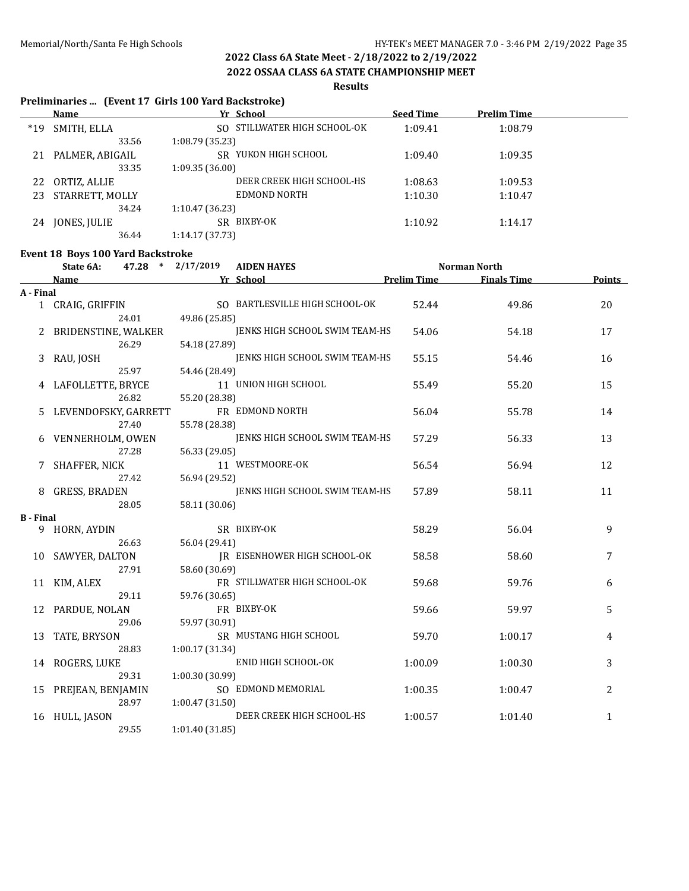## 2022 Class 6A State Meet - 2/18/2022 to 2/19/2022

## 2022 OSSAA CLASS 6A STATE CHAMPIONSHIP MEET

### Results

**Preliminaries ... (Event 17 Girls 100 Yard Backstroke)**

| | Name | Yr | School | Seed Time | Prelim Time |
|---|---|---|---|---|---|
| *19 | SMITH, ELLA | SO | STILLWATER HIGH SCHOOL-OK | 1:09.41 | 1:08.79 |
| | 33.56 | 1:08.79 (35.23) | | | |
| 21 | PALMER, ABIGAIL | SR | YUKON HIGH SCHOOL | 1:09.40 | 1:09.35 |
| | 33.35 | 1:09.35 (36.00) | | | |
| 22 | ORTIZ, ALLIE | | DEER CREEK HIGH SCHOOL-HS | 1:08.63 | 1:09.53 |
| 23 | STARRETT, MOLLY | | EDMOND NORTH | 1:10.30 | 1:10.47 |
| | 34.24 | 1:10.47 (36.23) | | | |
| 24 | JONES, JULIE | SR | BIXBY-OK | 1:10.92 | 1:14.17 |
| | 36.44 | 1:14.17 (37.73) | | | |

**Event 18 Boys 100 Yard Backstroke**

State 6A: 47.28 * 2/17/2019 AIDEN HAYES Norman North

| | Name | Yr | School | Prelim Time | Finals Time | Points |
|---|---|---|---|---|---|---|
| **A - Final** | | | | | | |
| 1 | CRAIG, GRIFFIN | SO | BARTLESVILLE HIGH SCHOOL-OK | 52.44 | 49.86 | 20 |
| | 24.01 | 49.86 (25.85) | | | | |
| 2 | BRIDENSTINE, WALKER | | JENKS HIGH SCHOOL SWIM TEAM-HS | 54.06 | 54.18 | 17 |
| | 26.29 | 54.18 (27.89) | | | | |
| 3 | RAU, JOSH | | JENKS HIGH SCHOOL SWIM TEAM-HS | 55.15 | 54.46 | 16 |
| | 25.97 | 54.46 (28.49) | | | | |
| 4 | LAFOLLETTE, BRYCE | 11 | UNION HIGH SCHOOL | 55.49 | 55.20 | 15 |
| | 26.82 | 55.20 (28.38) | | | | |
| 5 | LEVENDOFSKY, GARRETT | FR | EDMOND NORTH | 56.04 | 55.78 | 14 |
| | 27.40 | 55.78 (28.38) | | | | |
| 6 | VENNERHOLM, OWEN | | JENKS HIGH SCHOOL SWIM TEAM-HS | 57.29 | 56.33 | 13 |
| | 27.28 | 56.33 (29.05) | | | | |
| 7 | SHAFFER, NICK | 11 | WESTMOORE-OK | 56.54 | 56.94 | 12 |
| | 27.42 | 56.94 (29.52) | | | | |
| 8 | GRESS, BRADEN | | JENKS HIGH SCHOOL SWIM TEAM-HS | 57.89 | 58.11 | 11 |
| | 28.05 | 58.11 (30.06) | | | | |
| **B - Final** | | | | | | |
| 9 | HORN, AYDIN | SR | BIXBY-OK | 58.29 | 56.04 | 9 |
| | 26.63 | 56.04 (29.41) | | | | |
| 10 | SAWYER, DALTON | JR | EISENHOWER HIGH SCHOOL-OK | 58.58 | 58.60 | 7 |
| | 27.91 | 58.60 (30.69) | | | | |
| 11 | KIM, ALEX | FR | STILLWATER HIGH SCHOOL-OK | 59.68 | 59.76 | 6 |
| | 29.11 | 59.76 (30.65) | | | | |
| 12 | PARDUE, NOLAN | FR | BIXBY-OK | 59.66 | 59.97 | 5 |
| | 29.06 | 59.97 (30.91) | | | | |
| 13 | TATE, BRYSON | SR | MUSTANG HIGH SCHOOL | 59.70 | 1:00.17 | 4 |
| | 28.83 | 1:00.17 (31.34) | | | | |
| 14 | ROGERS, LUKE | | ENID HIGH SCHOOL-OK | 1:00.09 | 1:00.30 | 3 |
| | 29.31 | 1:00.30 (30.99) | | | | |
| 15 | PREJEAN, BENJAMIN | SO | EDMOND MEMORIAL | 1:00.35 | 1:00.47 | 2 |
| | 28.97 | 1:00.47 (31.50) | | | | |
| 16 | HULL, JASON | | DEER CREEK HIGH SCHOOL-HS | 1:00.57 | 1:01.40 | 1 |
| | 29.55 | 1:01.40 (31.85) | | | | |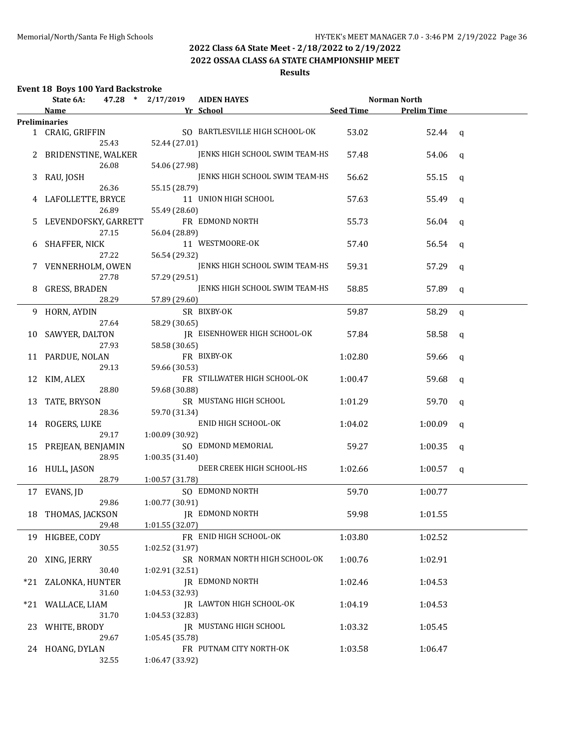## 2022 Class 6A State Meet - 2/18/2022 to 2/19/2022

## 2022 OSSAA CLASS 6A STATE CHAMPIONSHIP MEET

### Results

**Event 18 Boys 100 Yard Backstroke**

State 6A: 47.28 * 2/17/2019 AIDEN HAYES Norman North

| | Name | Yr | School | Seed Time | Prelim Time | |
|---|---|---|---|---|---|---|
| **Preliminaries** | | | | | | |
| 1 | CRAIG, GRIFFIN | SO | BARTLESVILLE HIGH SCHOOL-OK | 53.02 | 52.44 | q |
| | 25.43 | | 52.44 (27.01) | | | |
| 2 | BRIDENSTINE, WALKER | | JENKS HIGH SCHOOL SWIM TEAM-HS | 57.48 | 54.06 | q |
| | 26.08 | | 54.06 (27.98) | | | |
| 3 | RAU, JOSH | | JENKS HIGH SCHOOL SWIM TEAM-HS | 56.62 | 55.15 | q |
| | 26.36 | | 55.15 (28.79) | | | |
| 4 | LAFOLLETTE, BRYCE | 11 | UNION HIGH SCHOOL | 57.63 | 55.49 | q |
| | 26.89 | | 55.49 (28.60) | | | |
| 5 | LEVENDOFSKY, GARRETT | FR | EDMOND NORTH | 55.73 | 56.04 | q |
| | 27.15 | | 56.04 (28.89) | | | |
| 6 | SHAFFER, NICK | 11 | WESTMOORE-OK | 57.40 | 56.54 | q |
| | 27.22 | | 56.54 (29.32) | | | |
| 7 | VENNERHOLM, OWEN | | JENKS HIGH SCHOOL SWIM TEAM-HS | 59.31 | 57.29 | q |
| | 27.78 | | 57.29 (29.51) | | | |
| 8 | GRESS, BRADEN | | JENKS HIGH SCHOOL SWIM TEAM-HS | 58.85 | 57.89 | q |
| | 28.29 | | 57.89 (29.60) | | | |
| 9 | HORN, AYDIN | SR | BIXBY-OK | 59.87 | 58.29 | q |
| | 27.64 | | 58.29 (30.65) | | | |
| 10 | SAWYER, DALTON | JR | EISENHOWER HIGH SCHOOL-OK | 57.84 | 58.58 | q |
| | 27.93 | | 58.58 (30.65) | | | |
| 11 | PARDUE, NOLAN | FR | BIXBY-OK | 1:02.80 | 59.66 | q |
| | 29.13 | | 59.66 (30.53) | | | |
| 12 | KIM, ALEX | FR | STILLWATER HIGH SCHOOL-OK | 1:00.47 | 59.68 | q |
| | 28.80 | | 59.68 (30.88) | | | |
| 13 | TATE, BRYSON | SR | MUSTANG HIGH SCHOOL | 1:01.29 | 59.70 | q |
| | 28.36 | | 59.70 (31.34) | | | |
| 14 | ROGERS, LUKE | | ENID HIGH SCHOOL-OK | 1:04.02 | 1:00.09 | q |
| | 29.17 | | 1:00.09 (30.92) | | | |
| 15 | PREJEAN, BENJAMIN | SO | EDMOND MEMORIAL | 59.27 | 1:00.35 | q |
| | 28.95 | | 1:00.35 (31.40) | | | |
| 16 | HULL, JASON | | DEER CREEK HIGH SCHOOL-HS | 1:02.66 | 1:00.57 | q |
| | 28.79 | | 1:00.57 (31.78) | | | |
| 17 | EVANS, JD | SO | EDMOND NORTH | 59.70 | 1:00.77 | |
| | 29.86 | | 1:00.77 (30.91) | | | |
| 18 | THOMAS, JACKSON | JR | EDMOND NORTH | 59.98 | 1:01.55 | |
| | 29.48 | | 1:01.55 (32.07) | | | |
| 19 | HIGBEE, CODY | FR | ENID HIGH SCHOOL-OK | 1:03.80 | 1:02.52 | |
| | 30.55 | | 1:02.52 (31.97) | | | |
| 20 | XING, JERRY | SR | NORMAN NORTH HIGH SCHOOL-OK | 1:00.76 | 1:02.91 | |
| | 30.40 | | 1:02.91 (32.51) | | | |
| *21 | ZALONKA, HUNTER | JR | EDMOND NORTH | 1:02.46 | 1:04.53 | |
| | 31.60 | | 1:04.53 (32.93) | | | |
| *21 | WALLACE, LIAM | JR | LAWTON HIGH SCHOOL-OK | 1:04.19 | 1:04.53 | |
| | 31.70 | | 1:04.53 (32.83) | | | |
| 23 | WHITE, BRODY | JR | MUSTANG HIGH SCHOOL | 1:03.32 | 1:05.45 | |
| | 29.67 | | 1:05.45 (35.78) | | | |
| 24 | HOANG, DYLAN | FR | PUTNAM CITY NORTH-OK | 1:03.58 | 1:06.47 | |
| | 32.55 | | 1:06.47 (33.92) | | | |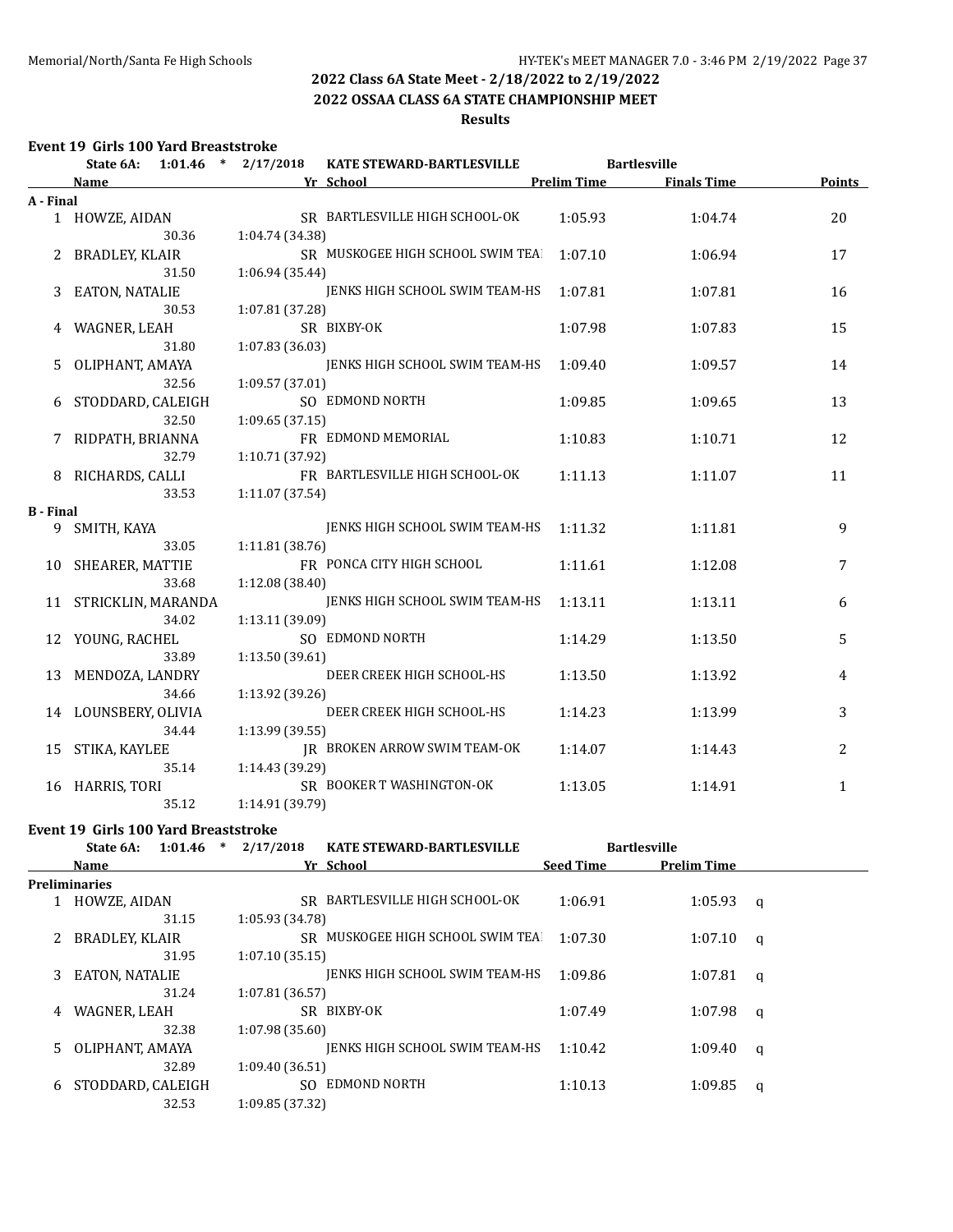## 2022 Class 6A State Meet - 2/18/2022 to 2/19/2022

## 2022 OSSAA CLASS 6A STATE CHAMPIONSHIP MEET

### Results

**Event 19 Girls 100 Yard Breaststroke**

State 6A: 1:01.46 * 2/17/2018 KATE STEWARD-BARTLESVILLE Bartlesville

| | Name | Yr | School | Prelim Time | Finals Time | Points |
|---|---|---|---|---|---|---|
| **A - Final** | | | | | | |
| 1 | HOWZE, AIDAN | SR | BARTLESVILLE HIGH SCHOOL-OK | 1:05.93 | 1:04.74 | 20 |
| | 30.36 | | 1:04.74 (34.38) | | | |
| 2 | BRADLEY, KLAIR | SR | MUSKOGEE HIGH SCHOOL SWIM TEA | 1:07.10 | 1:06.94 | 17 |
| | 31.50 | | 1:06.94 (35.44) | | | |
| 3 | EATON, NATALIE | | JENKS HIGH SCHOOL SWIM TEAM-HS | 1:07.81 | 1:07.81 | 16 |
| | 30.53 | | 1:07.81 (37.28) | | | |
| 4 | WAGNER, LEAH | SR | BIXBY-OK | 1:07.98 | 1:07.83 | 15 |
| | 31.80 | | 1:07.83 (36.03) | | | |
| 5 | OLIPHANT, AMAYA | | JENKS HIGH SCHOOL SWIM TEAM-HS | 1:09.40 | 1:09.57 | 14 |
| | 32.56 | | 1:09.57 (37.01) | | | |
| 6 | STODDARD, CALEIGH | SO | EDMOND NORTH | 1:09.85 | 1:09.65 | 13 |
| | 32.50 | | 1:09.65 (37.15) | | | |
| 7 | RIDPATH, BRIANNA | FR | EDMOND MEMORIAL | 1:10.83 | 1:10.71 | 12 |
| | 32.79 | | 1:10.71 (37.92) | | | |
| 8 | RICHARDS, CALLI | FR | BARTLESVILLE HIGH SCHOOL-OK | 1:11.13 | 1:11.07 | 11 |
| | 33.53 | | 1:11.07 (37.54) | | | |
| **B - Final** | | | | | | |
| 9 | SMITH, KAYA | | JENKS HIGH SCHOOL SWIM TEAM-HS | 1:11.32 | 1:11.81 | 9 |
| | 33.05 | | 1:11.81 (38.76) | | | |
| 10 | SHEARER, MATTIE | FR | PONCA CITY HIGH SCHOOL | 1:11.61 | 1:12.08 | 7 |
| | 33.68 | | 1:12.08 (38.40) | | | |
| 11 | STRICKLIN, MARANDA | | JENKS HIGH SCHOOL SWIM TEAM-HS | 1:13.11 | 1:13.11 | 6 |
| | 34.02 | | 1:13.11 (39.09) | | | |
| 12 | YOUNG, RACHEL | SO | EDMOND NORTH | 1:14.29 | 1:13.50 | 5 |
| | 33.89 | | 1:13.50 (39.61) | | | |
| 13 | MENDOZA, LANDRY | | DEER CREEK HIGH SCHOOL-HS | 1:13.50 | 1:13.92 | 4 |
| | 34.66 | | 1:13.92 (39.26) | | | |
| 14 | LOUNSBERY, OLIVIA | | DEER CREEK HIGH SCHOOL-HS | 1:14.23 | 1:13.99 | 3 |
| | 34.44 | | 1:13.99 (39.55) | | | |
| 15 | STIKA, KAYLEE | JR | BROKEN ARROW SWIM TEAM-OK | 1:14.07 | 1:14.43 | 2 |
| | 35.14 | | 1:14.43 (39.29) | | | |
| 16 | HARRIS, TORI | SR | BOOKER T WASHINGTON-OK | 1:13.05 | 1:14.91 | 1 |
| | 35.12 | | 1:14.91 (39.79) | | | |

**Event 19 Girls 100 Yard Breaststroke**

State 6A: 1:01.46 * 2/17/2018 KATE STEWARD-BARTLESVILLE Bartlesville

| | Name | Yr | School | Seed Time | Prelim Time | |
|---|---|---|---|---|---|---|
| **Preliminaries** | | | | | | |
| 1 | HOWZE, AIDAN | SR | BARTLESVILLE HIGH SCHOOL-OK | 1:06.91 | 1:05.93 | q |
| | 31.15 | | 1:05.93 (34.78) | | | |
| 2 | BRADLEY, KLAIR | SR | MUSKOGEE HIGH SCHOOL SWIM TEA | 1:07.30 | 1:07.10 | q |
| | 31.95 | | 1:07.10 (35.15) | | | |
| 3 | EATON, NATALIE | | JENKS HIGH SCHOOL SWIM TEAM-HS | 1:09.86 | 1:07.81 | q |
| | 31.24 | | 1:07.81 (36.57) | | | |
| 4 | WAGNER, LEAH | SR | BIXBY-OK | 1:07.49 | 1:07.98 | q |
| | 32.38 | | 1:07.98 (35.60) | | | |
| 5 | OLIPHANT, AMAYA | | JENKS HIGH SCHOOL SWIM TEAM-HS | 1:10.42 | 1:09.40 | q |
| | 32.89 | | 1:09.40 (36.51) | | | |
| 6 | STODDARD, CALEIGH | SO | EDMOND NORTH | 1:10.13 | 1:09.85 | q |
| | 32.53 | | 1:09.85 (37.32) | | | |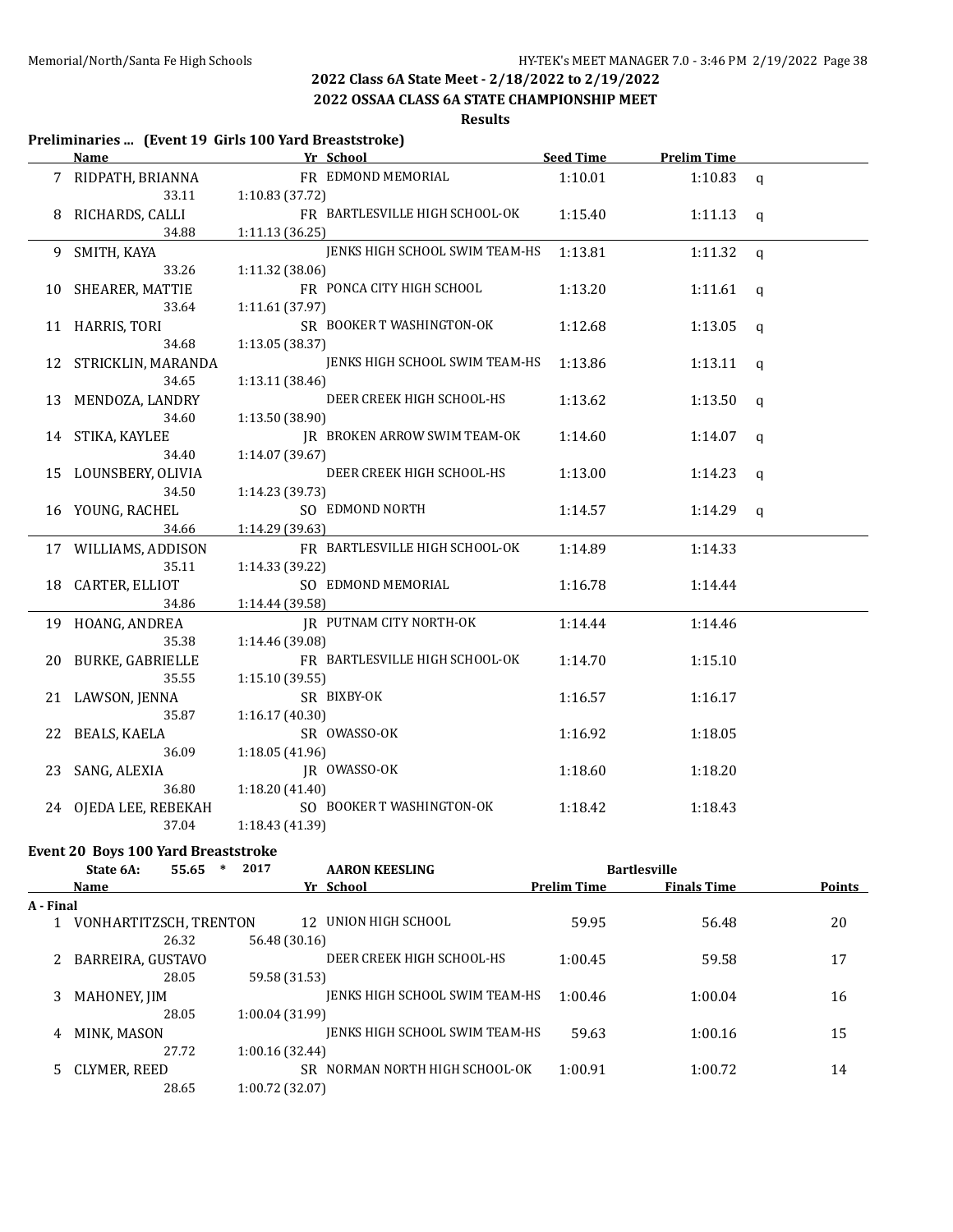## 2022 Class 6A State Meet - 2/18/2022 to 2/19/2022

## 2022 OSSAA CLASS 6A STATE CHAMPIONSHIP MEET

### Results

### Preliminaries ... (Event 19 Girls 100 Yard Breaststroke)

| | Name | Yr | School | Seed Time | Prelim Time | |
|---|---|---|---|---|---|---|
| 7 | RIDPATH, BRIANNA | FR | EDMOND MEMORIAL | 1:10.01 | 1:10.83 | q |
| | 33.11 | 1:10.83 (37.72) | | | | |
| 8 | RICHARDS, CALLI | FR | BARTLESVILLE HIGH SCHOOL-OK | 1:15.40 | 1:11.13 | q |
| | 34.88 | 1:11.13 (36.25) | | | | |
| 9 | SMITH, KAYA | | JENKS HIGH SCHOOL SWIM TEAM-HS | 1:13.81 | 1:11.32 | q |
| | 33.26 | 1:11.32 (38.06) | | | | |
| 10 | SHEARER, MATTIE | FR | PONCA CITY HIGH SCHOOL | 1:13.20 | 1:11.61 | q |
| | 33.64 | 1:11.61 (37.97) | | | | |
| 11 | HARRIS, TORI | SR | BOOKER T WASHINGTON-OK | 1:12.68 | 1:13.05 | q |
| | 34.68 | 1:13.05 (38.37) | | | | |
| 12 | STRICKLIN, MARANDA | | JENKS HIGH SCHOOL SWIM TEAM-HS | 1:13.86 | 1:13.11 | q |
| | 34.65 | 1:13.11 (38.46) | | | | |
| 13 | MENDOZA, LANDRY | | DEER CREEK HIGH SCHOOL-HS | 1:13.62 | 1:13.50 | q |
| | 34.60 | 1:13.50 (38.90) | | | | |
| 14 | STIKA, KAYLEE | JR | BROKEN ARROW SWIM TEAM-OK | 1:14.60 | 1:14.07 | q |
| | 34.40 | 1:14.07 (39.67) | | | | |
| 15 | LOUNSBERY, OLIVIA | | DEER CREEK HIGH SCHOOL-HS | 1:13.00 | 1:14.23 | q |
| | 34.50 | 1:14.23 (39.73) | | | | |
| 16 | YOUNG, RACHEL | SO | EDMOND NORTH | 1:14.57 | 1:14.29 | q |
| | 34.66 | 1:14.29 (39.63) | | | | |
| 17 | WILLIAMS, ADDISON | FR | BARTLESVILLE HIGH SCHOOL-OK | 1:14.89 | 1:14.33 | |
| | 35.11 | 1:14.33 (39.22) | | | | |
| 18 | CARTER, ELLIOT | SO | EDMOND MEMORIAL | 1:16.78 | 1:14.44 | |
| | 34.86 | 1:14.44 (39.58) | | | | |
| 19 | HOANG, ANDREA | JR | PUTNAM CITY NORTH-OK | 1:14.44 | 1:14.46 | |
| | 35.38 | 1:14.46 (39.08) | | | | |
| 20 | BURKE, GABRIELLE | FR | BARTLESVILLE HIGH SCHOOL-OK | 1:14.70 | 1:15.10 | |
| | 35.55 | 1:15.10 (39.55) | | | | |
| 21 | LAWSON, JENNA | SR | BIXBY-OK | 1:16.57 | 1:16.17 | |
| | 35.87 | 1:16.17 (40.30) | | | | |
| 22 | BEALS, KAELA | SR | OWASSO-OK | 1:16.92 | 1:18.05 | |
| | 36.09 | 1:18.05 (41.96) | | | | |
| 23 | SANG, ALEXIA | JR | OWASSO-OK | 1:18.60 | 1:18.20 | |
| | 36.80 | 1:18.20 (41.40) | | | | |
| 24 | OJEDA LEE, REBEKAH | SO | BOOKER T WASHINGTON-OK | 1:18.42 | 1:18.43 | |
| | 37.04 | 1:18.43 (41.39) | | | | |

### Event 20 Boys 100 Yard Breaststroke

State 6A: 55.65 * 2017 AARON KEESLING Bartlesville

| | Name | Yr | School | Prelim Time | Finals Time | Points |
|---|---|---|---|---|---|---|
| **A - Final** | | | | | | |
| 1 | VONHARTITZSCH, TRENTON | 12 | UNION HIGH SCHOOL | 59.95 | 56.48 | 20 |
| | 26.32 | 56.48 (30.16) | | | | |
| 2 | BARREIRA, GUSTAVO | | DEER CREEK HIGH SCHOOL-HS | 1:00.45 | 59.58 | 17 |
| | 28.05 | 59.58 (31.53) | | | | |
| 3 | MAHONEY, JIM | | JENKS HIGH SCHOOL SWIM TEAM-HS | 1:00.46 | 1:00.04 | 16 |
| | 28.05 | 1:00.04 (31.99) | | | | |
| 4 | MINK, MASON | | JENKS HIGH SCHOOL SWIM TEAM-HS | 59.63 | 1:00.16 | 15 |
| | 27.72 | 1:00.16 (32.44) | | | | |
| 5 | CLYMER, REED | SR | NORMAN NORTH HIGH SCHOOL-OK | 1:00.91 | 1:00.72 | 14 |
| | 28.65 | 1:00.72 (32.07) | | | | |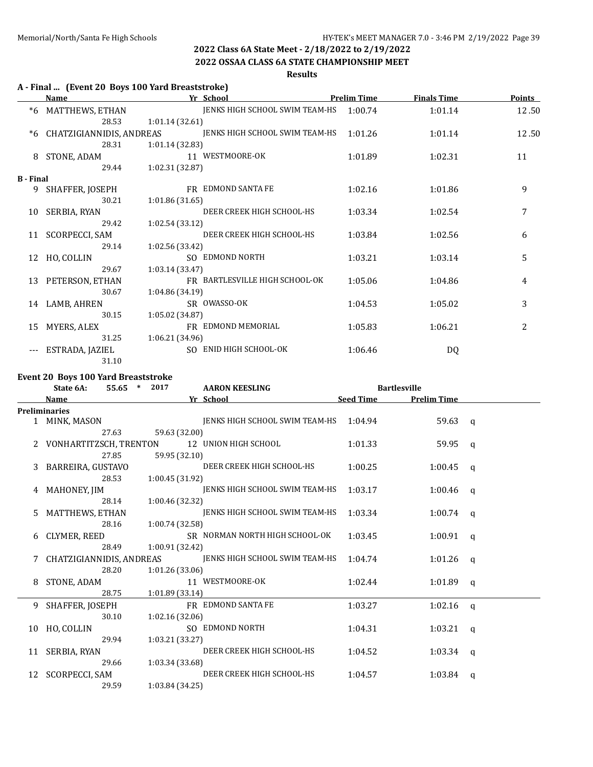## 2022 Class 6A State Meet - 2/18/2022 to 2/19/2022

## 2022 OSSAA CLASS 6A STATE CHAMPIONSHIP MEET

### Results

**A - Final ... (Event 20 Boys 100 Yard Breaststroke)**

| | Name | Yr | School | Prelim Time | Finals Time | Points |
|---|---|---|---|---|---|---|
| *6 | MATTHEWS, ETHAN | | JENKS HIGH SCHOOL SWIM TEAM-HS | 1:00.74 | 1:01.14 | 12.50 |
| | 28.53 | 1:01.14 (32.61) | | | | |
| *6 | CHATZIGIANNIDIS, ANDREAS | | JENKS HIGH SCHOOL SWIM TEAM-HS | 1:01.26 | 1:01.14 | 12.50 |
| | 28.31 | 1:01.14 (32.83) | | | | |
| 8 | STONE, ADAM | 11 | WESTMOORE-OK | 1:01.89 | 1:02.31 | 11 |
| | 29.44 | 1:02.31 (32.87) | | | | |
| **B - Final** | | | | | | |
| 9 | SHAFFER, JOSEPH | FR | EDMOND SANTA FE | 1:02.16 | 1:01.86 | 9 |
| | 30.21 | 1:01.86 (31.65) | | | | |
| 10 | SERBIA, RYAN | | DEER CREEK HIGH SCHOOL-HS | 1:03.34 | 1:02.54 | 7 |
| | 29.42 | 1:02.54 (33.12) | | | | |
| 11 | SCORPECCI, SAM | | DEER CREEK HIGH SCHOOL-HS | 1:03.84 | 1:02.56 | 6 |
| | 29.14 | 1:02.56 (33.42) | | | | |
| 12 | HO, COLLIN | SO | EDMOND NORTH | 1:03.21 | 1:03.14 | 5 |
| | 29.67 | 1:03.14 (33.47) | | | | |
| 13 | PETERSON, ETHAN | FR | BARTLESVILLE HIGH SCHOOL-OK | 1:05.06 | 1:04.86 | 4 |
| | 30.67 | 1:04.86 (34.19) | | | | |
| 14 | LAMB, AHREN | SR | OWASSO-OK | 1:04.53 | 1:05.02 | 3 |
| | 30.15 | 1:05.02 (34.87) | | | | |
| 15 | MYERS, ALEX | FR | EDMOND MEMORIAL | 1:05.83 | 1:06.21 | 2 |
| | 31.25 | 1:06.21 (34.96) | | | | |
| --- | ESTRADA, JAZIEL | SO | ENID HIGH SCHOOL-OK | 1:06.46 | DQ | |
| | 31.10 | | | | | |

**Event 20 Boys 100 Yard Breaststroke**

State 6A: 55.65 * 2017 AARON KEESLING Bartlesville

| | Name | Yr | School | Seed Time | Prelim Time | |
|---|---|---|---|---|---|---|
| **Preliminaries** | | | | | | |
| 1 | MINK, MASON | | JENKS HIGH SCHOOL SWIM TEAM-HS | 1:04.94 | 59.63 | q |
| | 27.63 | 59.63 (32.00) | | | | |
| 2 | VONHARTITZSCH, TRENTON | 12 | UNION HIGH SCHOOL | 1:01.33 | 59.95 | q |
| | 27.85 | 59.95 (32.10) | | | | |
| 3 | BARREIRA, GUSTAVO | | DEER CREEK HIGH SCHOOL-HS | 1:00.25 | 1:00.45 | q |
| | 28.53 | 1:00.45 (31.92) | | | | |
| 4 | MAHONEY, JIM | | JENKS HIGH SCHOOL SWIM TEAM-HS | 1:03.17 | 1:00.46 | q |
| | 28.14 | 1:00.46 (32.32) | | | | |
| 5 | MATTHEWS, ETHAN | | JENKS HIGH SCHOOL SWIM TEAM-HS | 1:03.34 | 1:00.74 | q |
| | 28.16 | 1:00.74 (32.58) | | | | |
| 6 | CLYMER, REED | SR | NORMAN NORTH HIGH SCHOOL-OK | 1:03.45 | 1:00.91 | q |
| | 28.49 | 1:00.91 (32.42) | | | | |
| 7 | CHATZIGIANNIDIS, ANDREAS | | JENKS HIGH SCHOOL SWIM TEAM-HS | 1:04.74 | 1:01.26 | q |
| | 28.20 | 1:01.26 (33.06) | | | | |
| 8 | STONE, ADAM | 11 | WESTMOORE-OK | 1:02.44 | 1:01.89 | q |
| | 28.75 | 1:01.89 (33.14) | | | | |
| 9 | SHAFFER, JOSEPH | FR | EDMOND SANTA FE | 1:03.27 | 1:02.16 | q |
| | 30.10 | 1:02.16 (32.06) | | | | |
| 10 | HO, COLLIN | SO | EDMOND NORTH | 1:04.31 | 1:03.21 | q |
| | 29.94 | 1:03.21 (33.27) | | | | |
| 11 | SERBIA, RYAN | | DEER CREEK HIGH SCHOOL-HS | 1:04.52 | 1:03.34 | q |
| | 29.66 | 1:03.34 (33.68) | | | | |
| 12 | SCORPECCI, SAM | | DEER CREEK HIGH SCHOOL-HS | 1:04.57 | 1:03.84 | q |
| | 29.59 | 1:03.84 (34.25) | | | | |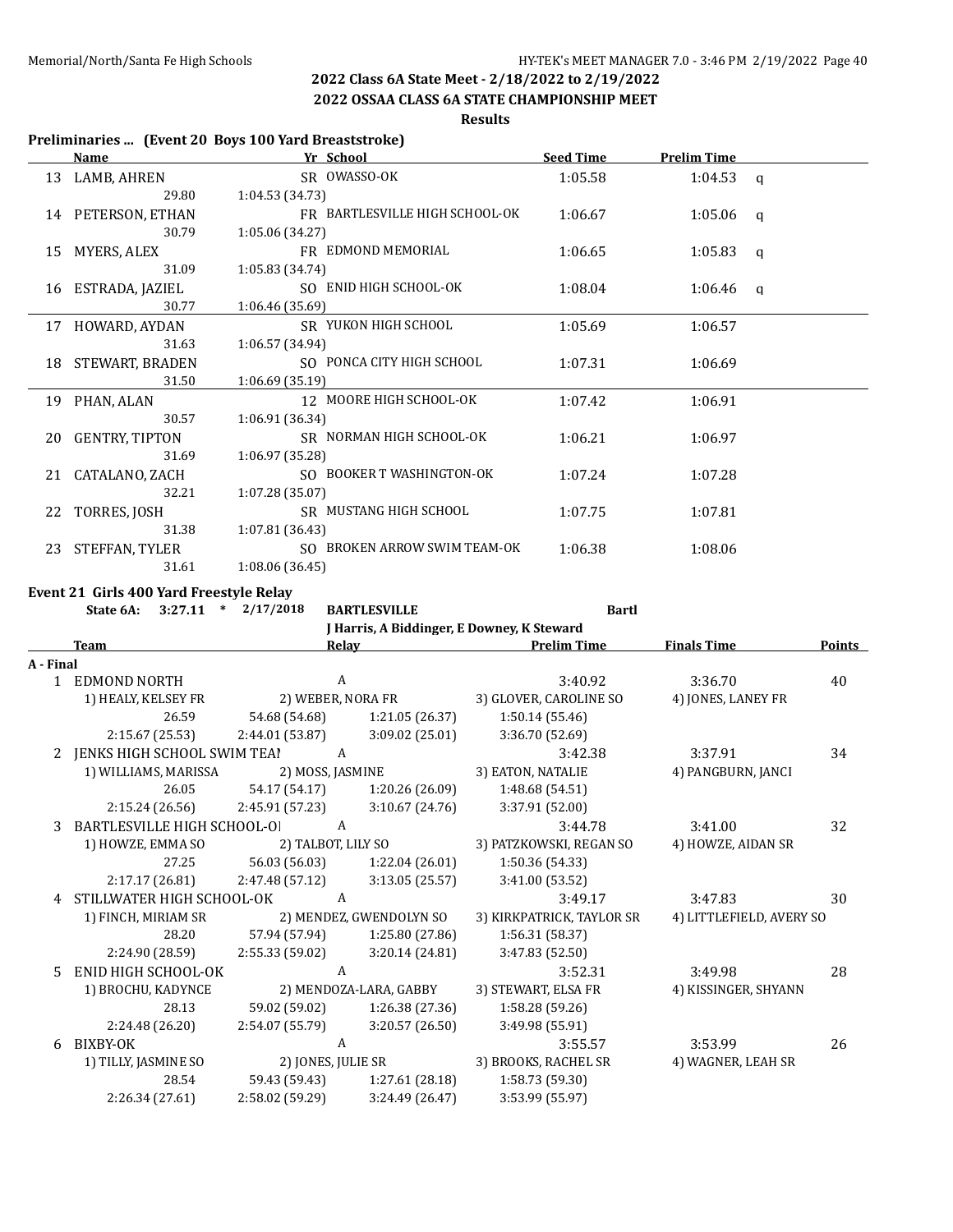# 2022 Class 6A State Meet - 2/18/2022 to 2/19/2022

## 2022 OSSAA CLASS 6A STATE CHAMPIONSHIP MEET

### Results

**Preliminaries ... (Event 20 Boys 100 Yard Breaststroke)**

| | Name | Yr | School | Seed Time | Prelim Time | |
|---|---|---|---|---|---|---|
| 13 | LAMB, AHREN | SR | OWASSO-OK | 1:05.58 | 1:04.53 | q |
| | 29.80 | 1:04.53 (34.73) | | | | |
| 14 | PETERSON, ETHAN | FR | BARTLESVILLE HIGH SCHOOL-OK | 1:06.67 | 1:05.06 | q |
| | 30.79 | 1:05.06 (34.27) | | | | |
| 15 | MYERS, ALEX | FR | EDMOND MEMORIAL | 1:06.65 | 1:05.83 | q |
| | 31.09 | 1:05.83 (34.74) | | | | |
| 16 | ESTRADA, JAZIEL | SO | ENID HIGH SCHOOL-OK | 1:08.04 | 1:06.46 | q |
| | 30.77 | 1:06.46 (35.69) | | | | |
| 17 | HOWARD, AYDAN | SR | YUKON HIGH SCHOOL | 1:05.69 | 1:06.57 | |
| | 31.63 | 1:06.57 (34.94) | | | | |
| 18 | STEWART, BRADEN | SO | PONCA CITY HIGH SCHOOL | 1:07.31 | 1:06.69 | |
| | 31.50 | 1:06.69 (35.19) | | | | |
| 19 | PHAN, ALAN | 12 | MOORE HIGH SCHOOL-OK | 1:07.42 | 1:06.91 | |
| | 30.57 | 1:06.91 (36.34) | | | | |
| 20 | GENTRY, TIPTON | SR | NORMAN HIGH SCHOOL-OK | 1:06.21 | 1:06.97 | |
| | 31.69 | 1:06.97 (35.28) | | | | |
| 21 | CATALANO, ZACH | SO | BOOKER T WASHINGTON-OK | 1:07.24 | 1:07.28 | |
| | 32.21 | 1:07.28 (35.07) | | | | |
| 22 | TORRES, JOSH | SR | MUSTANG HIGH SCHOOL | 1:07.75 | 1:07.81 | |
| | 31.38 | 1:07.81 (36.43) | | | | |
| 23 | STEFFAN, TYLER | SO | BROKEN ARROW SWIM TEAM-OK | 1:06.38 | 1:08.06 | |
| | 31.61 | 1:08.06 (36.45) | | | | |

**Event 21 Girls 400 Yard Freestyle Relay**

State 6A: 3:27.11 * 2/17/2018 BARTLESVILLE Bartl
J Harris, A Biddinger, E Downey, K Steward

| | Team | Relay | | Prelim Time | Finals Time | Points |
|---|---|---|---|---|---|---|
| **A - Final** | | | | | | |
| 1 | EDMOND NORTH | A | | 3:40.92 | 3:36.70 | 40 |
| | 1) HEALY, KELSEY FR | 2) WEBER, NORA FR | | 3) GLOVER, CAROLINE SO | 4) JONES, LANEY FR | |
| | 26.59 | 54.68 (54.68) | 1:21.05 (26.37) | 1:50.14 (55.46) | | |
| | 2:15.67 (25.53) | 2:44.01 (53.87) | 3:09.02 (25.01) | 3:36.70 (52.69) | | |
| 2 | JENKS HIGH SCHOOL SWIM TEAI | A | | 3:42.38 | 3:37.91 | 34 |
| | 1) WILLIAMS, MARISSA | 2) MOSS, JASMINE | | 3) EATON, NATALIE | 4) PANGBURN, JANCI | |
| | 26.05 | 54.17 (54.17) | 1:20.26 (26.09) | 1:48.68 (54.51) | | |
| | 2:15.24 (26.56) | 2:45.91 (57.23) | 3:10.67 (24.76) | 3:37.91 (52.00) | | |
| 3 | BARTLESVILLE HIGH SCHOOL-OI | A | | 3:44.78 | 3:41.00 | 32 |
| | 1) HOWZE, EMMA SO | 2) TALBOT, LILY SO | | 3) PATZKOWSKI, REGAN SO | 4) HOWZE, AIDAN SR | |
| | 27.25 | 56.03 (56.03) | 1:22.04 (26.01) | 1:50.36 (54.33) | | |
| | 2:17.17 (26.81) | 2:47.48 (57.12) | 3:13.05 (25.57) | 3:41.00 (53.52) | | |
| 4 | STILLWATER HIGH SCHOOL-OK | A | | 3:49.17 | 3:47.83 | 30 |
| | 1) FINCH, MIRIAM SR | 2) MENDEZ, GWENDOLYN SO | | 3) KIRKPATRICK, TAYLOR SR | 4) LITTLEFIELD, AVERY SO | |
| | 28.20 | 57.94 (57.94) | 1:25.80 (27.86) | 1:56.31 (58.37) | | |
| | 2:24.90 (28.59) | 2:55.33 (59.02) | 3:20.14 (24.81) | 3:47.83 (52.50) | | |
| 5 | ENID HIGH SCHOOL-OK | A | | 3:52.31 | 3:49.98 | 28 |
| | 1) BROCHU, KADYNCE | 2) MENDOZA-LARA, GABBY | | 3) STEWART, ELSA FR | 4) KISSINGER, SHYANN | |
| | 28.13 | 59.02 (59.02) | 1:26.38 (27.36) | 1:58.28 (59.26) | | |
| | 2:24.48 (26.20) | 2:54.07 (55.79) | 3:20.57 (26.50) | 3:49.98 (55.91) | | |
| 6 | BIXBY-OK | A | | 3:55.57 | 3:53.99 | 26 |
| | 1) TILLY, JASMINE SO | 2) JONES, JULIE SR | | 3) BROOKS, RACHEL SR | 4) WAGNER, LEAH SR | |
| | 28.54 | 59.43 (59.43) | 1:27.61 (28.18) | 1:58.73 (59.30) | | |
| | 2:26.34 (27.61) | 2:58.02 (59.29) | 3:24.49 (26.47) | 3:53.99 (55.97) | | |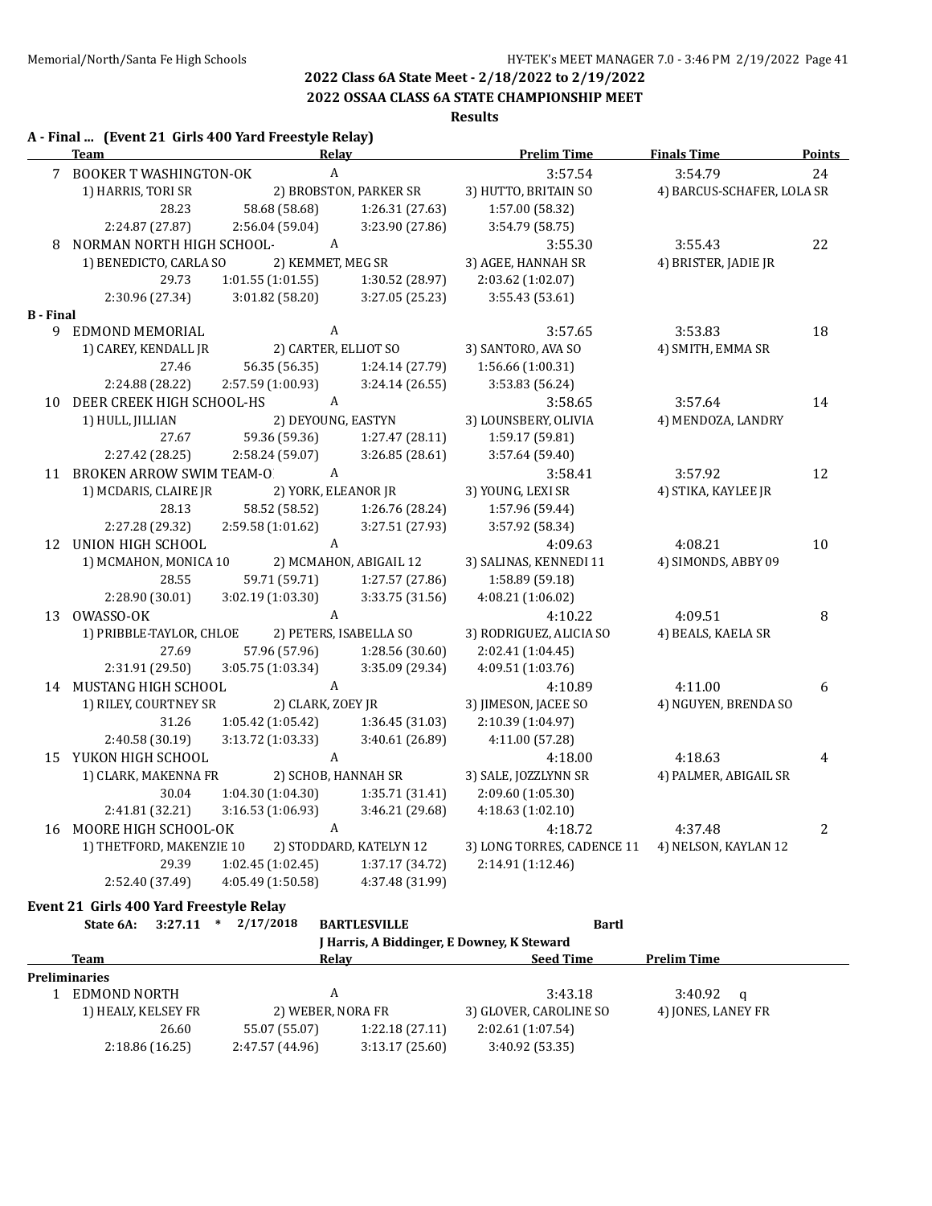**2022 Class 6A State Meet - 2/18/2022 to 2/19/2022**

**2022 OSSAA CLASS 6A STATE CHAMPIONSHIP MEET**

**Results**

### A - Final ... (Event 21 Girls 400 Yard Freestyle Relay)

| | Team | Relay | Prelim Time | Finals Time | Points |
|---|---|---|---|---|---|
| 7 | BOOKER T WASHINGTON-OK | A | 3:57.54 | 3:54.79 | 24 |
| | 1) HARRIS, TORI SR | 2) BROBSTON, PARKER SR | 3) HUTTO, BRITAIN SO | 4) BARCUS-SCHAFER, LOLA SR | |
| | 28.23 | 58.68 (58.68) | 1:26.31 (27.63) | 1:57.00 (58.32) | |
| | 2:24.87 (27.87) | 2:56.04 (59.04) | 3:23.90 (27.86) | 3:54.79 (58.75) | |
| 8 | NORMAN NORTH HIGH SCHOOL- | A | 3:55.30 | 3:55.43 | 22 |
| | 1) BENEDICTO, CARLA SO | 2) KEMMET, MEG SR | 3) AGEE, HANNAH SR | 4) BRISTER, JADIE JR | |
| | 29.73 | 1:01.55 (1:01.55) | 1:30.52 (28.97) | 2:03.62 (1:02.07) | |
| | 2:30.96 (27.34) | 3:01.82 (58.20) | 3:27.05 (25.23) | 3:55.43 (53.61) | |

### B - Final

| | Team | Relay | Prelim Time | Finals Time | Points |
|---|---|---|---|---|---|
| 9 | EDMOND MEMORIAL | A | 3:57.65 | 3:53.83 | 18 |
| | 1) CAREY, KENDALL JR | 2) CARTER, ELLIOT SO | 3) SANTORO, AVA SO | 4) SMITH, EMMA SR | |
| | 27.46 | 56.35 (56.35) | 1:24.14 (27.79) | 1:56.66 (1:00.31) | |
| | 2:24.88 (28.22) | 2:57.59 (1:00.93) | 3:24.14 (26.55) | 3:53.83 (56.24) | |
| 10 | DEER CREEK HIGH SCHOOL-HS | A | 3:58.65 | 3:57.64 | 14 |
| | 1) HULL, JILLIAN | 2) DEYOUNG, EASTYN | 3) LOUNSBERY, OLIVIA | 4) MENDOZA, LANDRY | |
| | 27.67 | 59.36 (59.36) | 1:27.47 (28.11) | 1:59.17 (59.81) | |
| | 2:27.42 (28.25) | 2:58.24 (59.07) | 3:26.85 (28.61) | 3:57.64 (59.40) | |
| 11 | BROKEN ARROW SWIM TEAM-O | A | 3:58.41 | 3:57.92 | 12 |
| | 1) MCDARIS, CLAIRE JR | 2) YORK, ELEANOR JR | 3) YOUNG, LEXI SR | 4) STIKA, KAYLEE JR | |
| | 28.13 | 58.52 (58.52) | 1:26.76 (28.24) | 1:57.96 (59.44) | |
| | 2:27.28 (29.32) | 2:59.58 (1:01.62) | 3:27.51 (27.93) | 3:57.92 (58.34) | |
| 12 | UNION HIGH SCHOOL | A | 4:09.63 | 4:08.21 | 10 |
| | 1) MCMAHON, MONICA 10 | 2) MCMAHON, ABIGAIL 12 | 3) SALINAS, KENNEDI 11 | 4) SIMONDS, ABBY 09 | |
| | 28.55 | 59.71 (59.71) | 1:27.57 (27.86) | 1:58.89 (59.18) | |
| | 2:28.90 (30.01) | 3:02.19 (1:03.30) | 3:33.75 (31.56) | 4:08.21 (1:06.02) | |
| 13 | OWASSO-OK | A | 4:10.22 | 4:09.51 | 8 |
| | 1) PRIBBLE-TAYLOR, CHLOE | 2) PETERS, ISABELLA SO | 3) RODRIGUEZ, ALICIA SO | 4) BEALS, KAELA SR | |
| | 27.69 | 57.96 (57.96) | 1:28.56 (30.60) | 2:02.41 (1:04.45) | |
| | 2:31.91 (29.50) | 3:05.75 (1:03.34) | 3:35.09 (29.34) | 4:09.51 (1:03.76) | |
| 14 | MUSTANG HIGH SCHOOL | A | 4:10.89 | 4:11.00 | 6 |
| | 1) RILEY, COURTNEY SR | 2) CLARK, ZOEY JR | 3) JIMESON, JACEE SO | 4) NGUYEN, BRENDA SO | |
| | 31.26 | 1:05.42 (1:05.42) | 1:36.45 (31.03) | 2:10.39 (1:04.97) | |
| | 2:40.58 (30.19) | 3:13.72 (1:03.33) | 3:40.61 (26.89) | 4:11.00 (57.28) | |
| 15 | YUKON HIGH SCHOOL | A | 4:18.00 | 4:18.63 | 4 |
| | 1) CLARK, MAKENNA FR | 2) SCHOB, HANNAH SR | 3) SALE, JOZZLYNN SR | 4) PALMER, ABIGAIL SR | |
| | 30.04 | 1:04.30 (1:04.30) | 1:35.71 (31.41) | 2:09.60 (1:05.30) | |
| | 2:41.81 (32.21) | 3:16.53 (1:06.93) | 3:46.21 (29.68) | 4:18.63 (1:02.10) | |
| 16 | MOORE HIGH SCHOOL-OK | A | 4:18.72 | 4:37.48 | 2 |
| | 1) THETFORD, MAKENZIE 10 | 2) STODDARD, KATELYN 12 | 3) LONG TORRES, CADENCE 11 | 4) NELSON, KAYLAN 12 | |
| | 29.39 | 1:02.45 (1:02.45) | 1:37.17 (34.72) | 2:14.91 (1:12.46) | |
| | 2:52.40 (37.49) | 4:05.49 (1:50.58) | 4:37.48 (31.99) | | |

### Event 21 Girls 400 Yard Freestyle Relay

State 6A: 3:27.11 * 2/17/2018 BARTLESVILLE Bartl
J Harris, A Biddinger, E Downey, K Steward

**Preliminaries**

| | Team | Relay | Seed Time | Prelim Time |
|---|---|---|---|---|
| 1 | EDMOND NORTH | A | 3:43.18 | 3:40.92 q |
| | 1) HEALY, KELSEY FR | 2) WEBER, NORA FR | 3) GLOVER, CAROLINE SO | 4) JONES, LANEY FR |
| | 26.60 | 55.07 (55.07) | 1:22.18 (27.11) | 2:02.61 (1:07.54) |
| | 2:18.86 (16.25) | 2:47.57 (44.96) | 3:13.17 (25.60) | 3:40.92 (53.35) |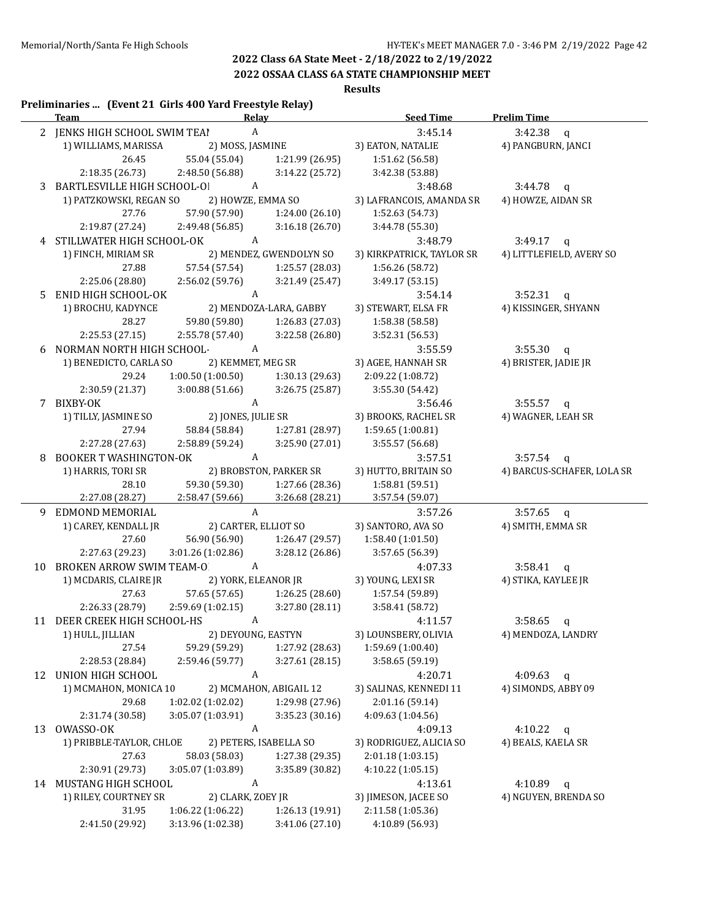## 2022 Class 6A State Meet - 2/18/2022 to 2/19/2022

## 2022 OSSAA CLASS 6A STATE CHAMPIONSHIP MEET

### Results

**Preliminaries ... (Event 21 Girls 400 Yard Freestyle Relay)**

| | Team | Relay | Seed Time | Prelim Time |
|---|---|---|---|---|
| 2 | JENKS HIGH SCHOOL SWIM TEAI | A | 3:45.14 | 3:42.38 q |
| | 1) WILLIAMS, MARISSA; 2) MOSS, JASMINE; 3) EATON, NATALIE; 4) PANGBURN, JANCI | | | |
| | 26.45; 55.04 (55.04); 1:21.99 (26.95); 1:51.62 (56.58) | | | |
| | 2:18.35 (26.73); 2:48.50 (56.88); 3:14.22 (25.72); 3:42.38 (53.88) | | | |
| 3 | BARTLESVILLE HIGH SCHOOL-OI | A | 3:48.68 | 3:44.78 q |
| | 1) PATZKOWSKI, REGAN SO; 2) HOWZE, EMMA SO; 3) LAFRANCOIS, AMANDA SR; 4) HOWZE, AIDAN SR | | | |
| | 27.76; 57.90 (57.90); 1:24.00 (26.10); 1:52.63 (54.73) | | | |
| | 2:19.87 (27.24); 2:49.48 (56.85); 3:16.18 (26.70); 3:44.78 (55.30) | | | |
| 4 | STILLWATER HIGH SCHOOL-OK | A | 3:48.79 | 3:49.17 q |
| | 1) FINCH, MIRIAM SR; 2) MENDEZ, GWENDOLYN SO; 3) KIRKPATRICK, TAYLOR SR; 4) LITTLEFIELD, AVERY SO | | | |
| | 27.88; 57.54 (57.54); 1:25.57 (28.03); 1:56.26 (58.72) | | | |
| | 2:25.06 (28.80); 2:56.02 (59.76); 3:21.49 (25.47); 3:49.17 (53.15) | | | |
| 5 | ENID HIGH SCHOOL-OK | A | 3:54.14 | 3:52.31 q |
| | 1) BROCHU, KADYNCE; 2) MENDOZA-LARA, GABBY; 3) STEWART, ELSA FR; 4) KISSINGER, SHYANN | | | |
| | 28.27; 59.80 (59.80); 1:26.83 (27.03); 1:58.38 (58.58) | | | |
| | 2:25.53 (27.15); 2:55.78 (57.40); 3:22.58 (26.80); 3:52.31 (56.53) | | | |
| 6 | NORMAN NORTH HIGH SCHOOL- | A | 3:55.59 | 3:55.30 q |
| | 1) BENEDICTO, CARLA SO; 2) KEMMET, MEG SR; 3) AGEE, HANNAH SR; 4) BRISTER, JADIE JR | | | |
| | 29.24; 1:00.50 (1:00.50); 1:30.13 (29.63); 2:09.22 (1:08.72) | | | |
| | 2:30.59 (21.37); 3:00.88 (51.66); 3:26.75 (25.87); 3:55.30 (54.42) | | | |
| 7 | BIXBY-OK | A | 3:56.46 | 3:55.57 q |
| | 1) TILLY, JASMINE SO; 2) JONES, JULIE SR; 3) BROOKS, RACHEL SR; 4) WAGNER, LEAH SR | | | |
| | 27.94; 58.84 (58.84); 1:27.81 (28.97); 1:59.65 (1:00.81) | | | |
| | 2:27.28 (27.63); 2:58.89 (59.24); 3:25.90 (27.01); 3:55.57 (56.68) | | | |
| 8 | BOOKER T WASHINGTON-OK | A | 3:57.51 | 3:57.54 q |
| | 1) HARRIS, TORI SR; 2) BROBSTON, PARKER SR; 3) HUTTO, BRITAIN SO; 4) BARCUS-SCHAFER, LOLA SR | | | |
| | 28.10; 59.30 (59.30); 1:27.66 (28.36); 1:58.81 (59.51) | | | |
| | 2:27.08 (28.27); 2:58.47 (59.66); 3:26.68 (28.21); 3:57.54 (59.07) | | | |
| 9 | EDMOND MEMORIAL | A | 3:57.26 | 3:57.65 q |
| | 1) CAREY, KENDALL JR; 2) CARTER, ELLIOT SO; 3) SANTORO, AVA SO; 4) SMITH, EMMA SR | | | |
| | 27.60; 56.90 (56.90); 1:26.47 (29.57); 1:58.40 (1:01.50) | | | |
| | 2:27.63 (29.23); 3:01.26 (1:02.86); 3:28.12 (26.86); 3:57.65 (56.39) | | | |
| 10 | BROKEN ARROW SWIM TEAM-O | A | 4:07.33 | 3:58.41 q |
| | 1) MCDARIS, CLAIRE JR; 2) YORK, ELEANOR JR; 3) YOUNG, LEXI SR; 4) STIKA, KAYLEE JR | | | |
| | 27.63; 57.65 (57.65); 1:26.25 (28.60); 1:57.54 (59.89) | | | |
| | 2:26.33 (28.79); 2:59.69 (1:02.15); 3:27.80 (28.11); 3:58.41 (58.72) | | | |
| 11 | DEER CREEK HIGH SCHOOL-HS | A | 4:11.57 | 3:58.65 q |
| | 1) HULL, JILLIAN; 2) DEYOUNG, EASTYN; 3) LOUNSBERY, OLIVIA; 4) MENDOZA, LANDRY | | | |
| | 27.54; 59.29 (59.29); 1:27.92 (28.63); 1:59.69 (1:00.40) | | | |
| | 2:28.53 (28.84); 2:59.46 (59.77); 3:27.61 (28.15); 3:58.65 (59.19) | | | |
| 12 | UNION HIGH SCHOOL | A | 4:20.71 | 4:09.63 q |
| | 1) MCMAHON, MONICA 10; 2) MCMAHON, ABIGAIL 12; 3) SALINAS, KENNEDI 11; 4) SIMONDS, ABBY 09 | | | |
| | 29.68; 1:02.02 (1:02.02); 1:29.98 (27.96); 2:01.16 (59.14) | | | |
| | 2:31.74 (30.58); 3:05.07 (1:03.91); 3:35.23 (30.16); 4:09.63 (1:04.56) | | | |
| 13 | OWASSO-OK | A | 4:09.13 | 4:10.22 q |
| | 1) PRIBBLE-TAYLOR, CHLOE; 2) PETERS, ISABELLA SO; 3) RODRIGUEZ, ALICIA SO; 4) BEALS, KAELA SR | | | |
| | 27.63; 58.03 (58.03); 1:27.38 (29.35); 2:01.18 (1:03.15) | | | |
| | 2:30.91 (29.73); 3:05.07 (1:03.89); 3:35.89 (30.82); 4:10.22 (1:05.15) | | | |
| 14 | MUSTANG HIGH SCHOOL | A | 4:13.61 | 4:10.89 q |
| | 1) RILEY, COURTNEY SR; 2) CLARK, ZOEY JR; 3) JIMESON, JACEE SO; 4) NGUYEN, BRENDA SO | | | |
| | 31.95; 1:06.22 (1:06.22); 1:26.13 (19.91); 2:11.58 (1:05.36) | | | |
| | 2:41.50 (29.92); 3:13.96 (1:02.38); 3:41.06 (27.10); 4:10.89 (56.93) | | | |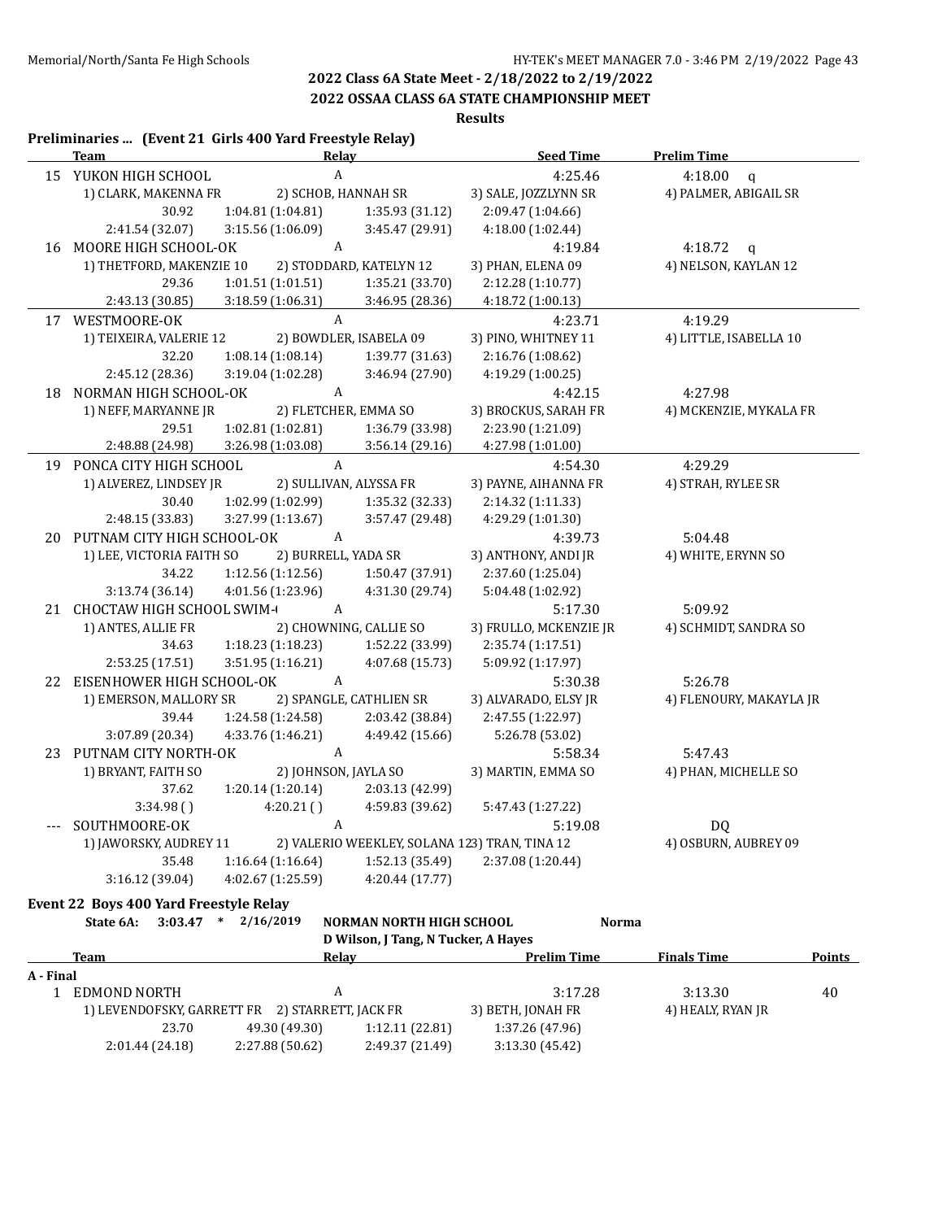## 2022 Class 6A State Meet - 2/18/2022 to 2/19/2022

## 2022 OSSAA CLASS 6A STATE CHAMPIONSHIP MEET

**Results**

### Preliminaries ... (Event 21 Girls 400 Yard Freestyle Relay)

| | Team | Relay | Seed Time | Prelim Time |
|---|---|---|---|---|
| 15 | YUKON HIGH SCHOOL | A | 4:25.46 | 4:18.00 q |
| | 1) CLARK, MAKENNA FR | 2) SCHOB, HANNAH SR | 3) SALE, JOZZLYNN SR | 4) PALMER, ABIGAIL SR |
| | 30.92 | 1:04.81 (1:04.81) | 1:35.93 (31.12) | 2:09.47 (1:04.66) |
| | 2:41.54 (32.07) | 3:15.56 (1:06.09) | 3:45.47 (29.91) | 4:18.00 (1:02.44) |
| 16 | MOORE HIGH SCHOOL-OK | A | 4:19.84 | 4:18.72 q |
| | 1) THETFORD, MAKENZIE 10 | 2) STODDARD, KATELYN 12 | 3) PHAN, ELENA 09 | 4) NELSON, KAYLAN 12 |
| | 29.36 | 1:01.51 (1:01.51) | 1:35.21 (33.70) | 2:12.28 (1:10.77) |
| | 2:43.13 (30.85) | 3:18.59 (1:06.31) | 3:46.95 (28.36) | 4:18.72 (1:00.13) |
| 17 | WESTMOORE-OK | A | 4:23.71 | 4:19.29 |
| | 1) TEIXEIRA, VALERIE 12 | 2) BOWDLER, ISABELA 09 | 3) PINO, WHITNEY 11 | 4) LITTLE, ISABELLA 10 |
| | 32.20 | 1:08.14 (1:08.14) | 1:39.77 (31.63) | 2:16.76 (1:08.62) |
| | 2:45.12 (28.36) | 3:19.04 (1:02.28) | 3:46.94 (27.90) | 4:19.29 (1:00.25) |
| 18 | NORMAN HIGH SCHOOL-OK | A | 4:42.15 | 4:27.98 |
| | 1) NEFF, MARYANNE JR | 2) FLETCHER, EMMA SO | 3) BROCKUS, SARAH FR | 4) MCKENZIE, MYKALA FR |
| | 29.51 | 1:02.81 (1:02.81) | 1:36.79 (33.98) | 2:23.90 (1:21.09) |
| | 2:48.88 (24.98) | 3:26.98 (1:03.08) | 3:56.14 (29.16) | 4:27.98 (1:01.00) |
| 19 | PONCA CITY HIGH SCHOOL | A | 4:54.30 | 4:29.29 |
| | 1) ALVEREZ, LINDSEY JR | 2) SULLIVAN, ALYSSA FR | 3) PAYNE, AIHANNA FR | 4) STRAH, RYLEE SR |
| | 30.40 | 1:02.99 (1:02.99) | 1:35.32 (32.33) | 2:14.32 (1:11.33) |
| | 2:48.15 (33.83) | 3:27.99 (1:13.67) | 3:57.47 (29.48) | 4:29.29 (1:01.30) |
| 20 | PUTNAM CITY HIGH SCHOOL-OK | A | 4:39.73 | 5:04.48 |
| | 1) LEE, VICTORIA FAITH SO | 2) BURRELL, YADA SR | 3) ANTHONY, ANDI JR | 4) WHITE, ERYNN SO |
| | 34.22 | 1:12.56 (1:12.56) | 1:50.47 (37.91) | 2:37.60 (1:25.04) |
| | 3:13.74 (36.14) | 4:01.56 (1:23.96) | 4:31.30 (29.74) | 5:04.48 (1:02.92) |
| 21 | CHOCTAW HIGH SCHOOL SWIM-( | A | 5:17.30 | 5:09.92 |
| | 1) ANTES, ALLIE FR | 2) CHOWNING, CALLIE SO | 3) FRULLO, MCKENZIE JR | 4) SCHMIDT, SANDRA SO |
| | 34.63 | 1:18.23 (1:18.23) | 1:52.22 (33.99) | 2:35.74 (1:17.51) |
| | 2:53.25 (17.51) | 3:51.95 (1:16.21) | 4:07.68 (15.73) | 5:09.92 (1:17.97) |
| 22 | EISENHOWER HIGH SCHOOL-OK | A | 5:30.38 | 5:26.78 |
| | 1) EMERSON, MALLORY SR | 2) SPANGLE, CATHLIEN SR | 3) ALVARADO, ELSY JR | 4) FLENOURY, MAKAYLA JR |
| | 39.44 | 1:24.58 (1:24.58) | 2:03.42 (38.84) | 2:47.55 (1:22.97) |
| | 3:07.89 (20.34) | 4:33.76 (1:46.21) | 4:49.42 (15.66) | 5:26.78 (53.02) |
| 23 | PUTNAM CITY NORTH-OK | A | 5:58.34 | 5:47.43 |
| | 1) BRYANT, FAITH SO | 2) JOHNSON, JAYLA SO | 3) MARTIN, EMMA SO | 4) PHAN, MICHELLE SO |
| | 37.62 | 1:20.14 (1:20.14) | 2:03.13 (42.99) | |
| | 3:34.98 ( ) | 4:20.21 ( ) | 4:59.83 (39.62) | 5:47.43 (1:27.22) |
| --- | SOUTHMOORE-OK | A | 5:19.08 | DQ |
| | 1) JAWORSKY, AUDREY 11 | 2) VALERIO WEEKLEY, SOLANA 12 | 3) TRAN, TINA 12 | 4) OSBURN, AUBREY 09 |
| | 35.48 | 1:16.64 (1:16.64) | 1:52.13 (35.49) | 2:37.08 (1:20.44) |
| | 3:16.12 (39.04) | 4:02.67 (1:25.59) | 4:20.44 (17.77) | |

### Event 22 Boys 400 Yard Freestyle Relay

**State 6A: 3:03.47 * 2/16/2019 NORMAN NORTH HIGH SCHOOL Norma**
D Wilson, J Tang, N Tucker, A Hayes

| | Team | Relay | Prelim Time | Finals Time | Points |
|---|---|---|---|---|---|
| **A - Final** | | | | | |
| 1 | EDMOND NORTH | A | 3:17.28 | 3:13.30 | 40 |
| | 1) LEVENDOFSKY, GARRETT FR | 2) STARRETT, JACK FR | 3) BETH, JONAH FR | 4) HEALY, RYAN JR | |
| | 23.70 | 49.30 (49.30) | 1:12.11 (22.81) | 1:37.26 (47.96) | |
| | 2:01.44 (24.18) | 2:27.88 (50.62) | 2:49.37 (21.49) | 3:13.30 (45.42) | |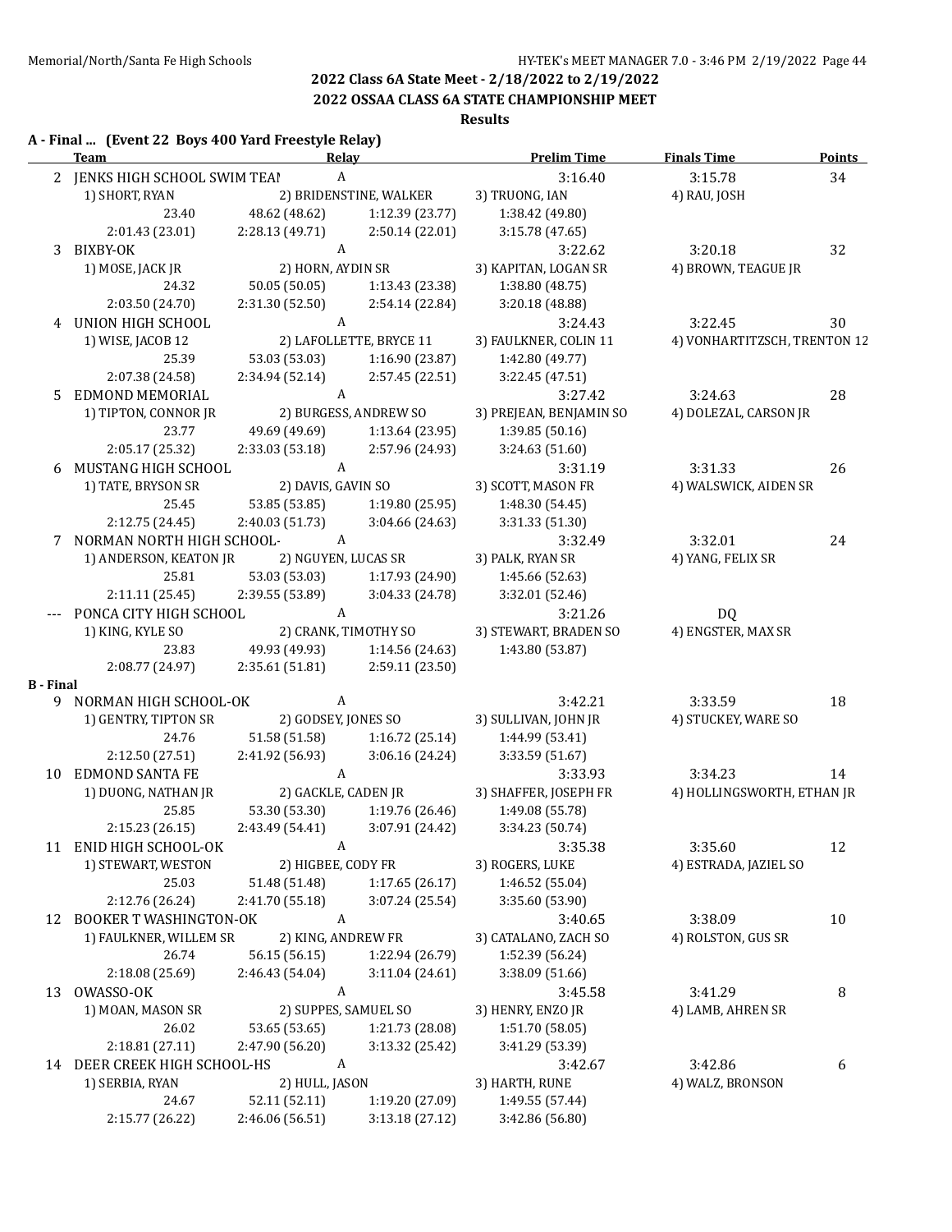## 2022 Class 6A State Meet - 2/18/2022 to 2/19/2022

## 2022 OSSAA CLASS 6A STATE CHAMPIONSHIP MEET

### Results

**A - Final ... (Event 22 Boys 400 Yard Freestyle Relay)**

| | Team | Relay | | Prelim Time | Finals Time | Points |
|---|---|---|---|---|---|---|
| 2 | JENKS HIGH SCHOOL SWIM TEAI | A | | 3:16.40 | 3:15.78 | 34 |
| | 1) SHORT, RYAN | 2) BRIDENSTINE, WALKER | | 3) TRUONG, IAN | 4) RAU, JOSH | |
| | 23.40 | 48.62 (48.62) | 1:12.39 (23.77) | 1:38.42 (49.80) | | |
| | 2:01.43 (23.01) | 2:28.13 (49.71) | 2:50.14 (22.01) | 3:15.78 (47.65) | | |
| 3 | BIXBY-OK | A | | 3:22.62 | 3:20.18 | 32 |
| | 1) MOSE, JACK JR | 2) HORN, AYDIN SR | | 3) KAPITAN, LOGAN SR | 4) BROWN, TEAGUE JR | |
| | 24.32 | 50.05 (50.05) | 1:13.43 (23.38) | 1:38.80 (48.75) | | |
| | 2:03.50 (24.70) | 2:31.30 (52.50) | 2:54.14 (22.84) | 3:20.18 (48.88) | | |
| 4 | UNION HIGH SCHOOL | A | | 3:24.43 | 3:22.45 | 30 |
| | 1) WISE, JACOB 12 | 2) LAFOLLETTE, BRYCE 11 | | 3) FAULKNER, COLIN 11 | 4) VONHARTITZSCH, TRENTON 12 | |
| | 25.39 | 53.03 (53.03) | 1:16.90 (23.87) | 1:42.80 (49.77) | | |
| | 2:07.38 (24.58) | 2:34.94 (52.14) | 2:57.45 (22.51) | 3:22.45 (47.51) | | |
| 5 | EDMOND MEMORIAL | A | | 3:27.42 | 3:24.63 | 28 |
| | 1) TIPTON, CONNOR JR | 2) BURGESS, ANDREW SO | | 3) PREJEAN, BENJAMIN SO | 4) DOLEZAL, CARSON JR | |
| | 23.77 | 49.69 (49.69) | 1:13.64 (23.95) | 1:39.85 (50.16) | | |
| | 2:05.17 (25.32) | 2:33.03 (53.18) | 2:57.96 (24.93) | 3:24.63 (51.60) | | |
| 6 | MUSTANG HIGH SCHOOL | A | | 3:31.19 | 3:31.33 | 26 |
| | 1) TATE, BRYSON SR | 2) DAVIS, GAVIN SO | | 3) SCOTT, MASON FR | 4) WALSWICK, AIDEN SR | |
| | 25.45 | 53.85 (53.85) | 1:19.80 (25.95) | 1:48.30 (54.45) | | |
| | 2:12.75 (24.45) | 2:40.03 (51.73) | 3:04.66 (24.63) | 3:31.33 (51.30) | | |
| 7 | NORMAN NORTH HIGH SCHOOL- | A | | 3:32.49 | 3:32.01 | 24 |
| | 1) ANDERSON, KEATON JR | 2) NGUYEN, LUCAS SR | | 3) PALK, RYAN SR | 4) YANG, FELIX SR | |
| | 25.81 | 53.03 (53.03) | 1:17.93 (24.90) | 1:45.66 (52.63) | | |
| | 2:11.11 (25.45) | 2:39.55 (53.89) | 3:04.33 (24.78) | 3:32.01 (52.46) | | |
| --- | PONCA CITY HIGH SCHOOL | A | | 3:21.26 | DQ | |
| | 1) KING, KYLE SO | 2) CRANK, TIMOTHY SO | | 3) STEWART, BRADEN SO | 4) ENGSTER, MAX SR | |
| | 23.83 | 49.93 (49.93) | 1:14.56 (24.63) | 1:43.80 (53.87) | | |
| | 2:08.77 (24.97) | 2:35.61 (51.81) | 2:59.11 (23.50) | | | |

**B - Final**

| | Team | Relay | | Prelim Time | Finals Time | Points |
|---|---|---|---|---|---|---|
| 9 | NORMAN HIGH SCHOOL-OK | A | | 3:42.21 | 3:33.59 | 18 |
| | 1) GENTRY, TIPTON SR | 2) GODSEY, JONES SO | | 3) SULLIVAN, JOHN JR | 4) STUCKEY, WARE SO | |
| | 24.76 | 51.58 (51.58) | 1:16.72 (25.14) | 1:44.99 (53.41) | | |
| | 2:12.50 (27.51) | 2:41.92 (56.93) | 3:06.16 (24.24) | 3:33.59 (51.67) | | |
| 10 | EDMOND SANTA FE | A | | 3:33.93 | 3:34.23 | 14 |
| | 1) DUONG, NATHAN JR | 2) GACKLE, CADEN JR | | 3) SHAFFER, JOSEPH FR | 4) HOLLINGSWORTH, ETHAN JR | |
| | 25.85 | 53.30 (53.30) | 1:19.76 (26.46) | 1:49.08 (55.78) | | |
| | 2:15.23 (26.15) | 2:43.49 (54.41) | 3:07.91 (24.42) | 3:34.23 (50.74) | | |
| 11 | ENID HIGH SCHOOL-OK | A | | 3:35.38 | 3:35.60 | 12 |
| | 1) STEWART, WESTON | 2) HIGBEE, CODY FR | | 3) ROGERS, LUKE | 4) ESTRADA, JAZIEL SO | |
| | 25.03 | 51.48 (51.48) | 1:17.65 (26.17) | 1:46.52 (55.04) | | |
| | 2:12.76 (26.24) | 2:41.70 (55.18) | 3:07.24 (25.54) | 3:35.60 (53.90) | | |
| 12 | BOOKER T WASHINGTON-OK | A | | 3:40.65 | 3:38.09 | 10 |
| | 1) FAULKNER, WILLEM SR | 2) KING, ANDREW FR | | 3) CATALANO, ZACH SO | 4) ROLSTON, GUS SR | |
| | 26.74 | 56.15 (56.15) | 1:22.94 (26.79) | 1:52.39 (56.24) | | |
| | 2:18.08 (25.69) | 2:46.43 (54.04) | 3:11.04 (24.61) | 3:38.09 (51.66) | | |
| 13 | OWASSO-OK | A | | 3:45.58 | 3:41.29 | 8 |
| | 1) MOAN, MASON SR | 2) SUPPES, SAMUEL SO | | 3) HENRY, ENZO JR | 4) LAMB, AHREN SR | |
| | 26.02 | 53.65 (53.65) | 1:21.73 (28.08) | 1:51.70 (58.05) | | |
| | 2:18.81 (27.11) | 2:47.90 (56.20) | 3:13.32 (25.42) | 3:41.29 (53.39) | | |
| 14 | DEER CREEK HIGH SCHOOL-HS | A | | 3:42.67 | 3:42.86 | 6 |
| | 1) SERBIA, RYAN | 2) HULL, JASON | | 3) HARTH, RUNE | 4) WALZ, BRONSON | |
| | 24.67 | 52.11 (52.11) | 1:19.20 (27.09) | 1:49.55 (57.44) | | |
| | 2:15.77 (26.22) | 2:46.06 (56.51) | 3:13.18 (27.12) | 3:42.86 (56.80) | | |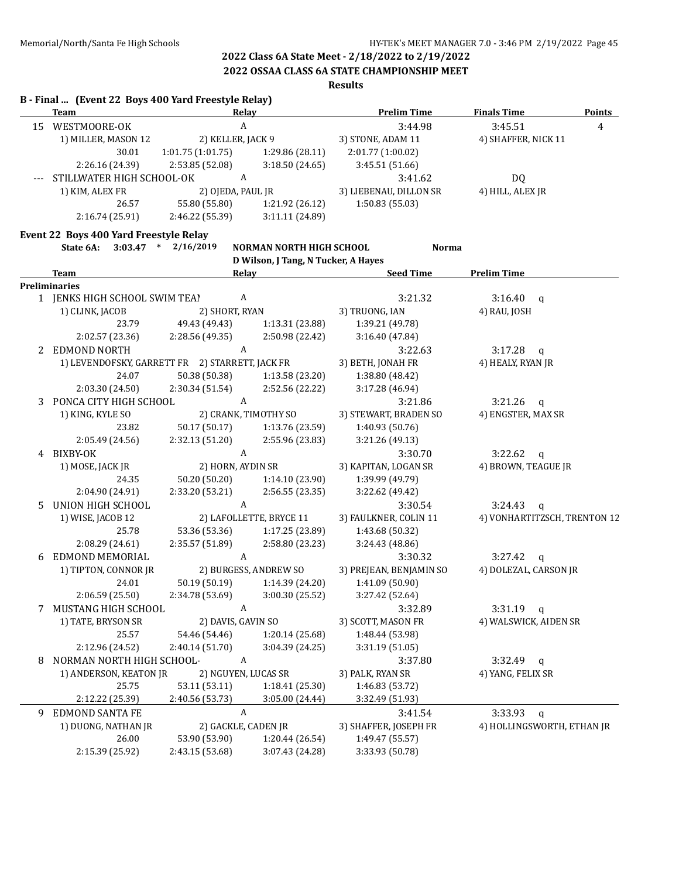## 2022 Class 6A State Meet - 2/18/2022 to 2/19/2022

## 2022 OSSAA CLASS 6A STATE CHAMPIONSHIP MEET

### Results

**B - Final ... (Event 22 Boys 400 Yard Freestyle Relay)**

| | Team | Relay | | Prelim Time | Finals Time | Points |
|---|---|---|---|---|---|---|
| 15 | WESTMOORE-OK | A | | 3:44.98 | 3:45.51 | 4 |
| | 1) MILLER, MASON 12 | 2) KELLER, JACK 9 | | 3) STONE, ADAM 11 | 4) SHAFFER, NICK 11 | |
| | 30.01 | 1:01.75 (1:01.75) | 1:29.86 (28.11) | 2:01.77 (1:00.02) | | |
| | 2:26.16 (24.39) | 2:53.85 (52.08) | 3:18.50 (24.65) | 3:45.51 (51.66) | | |
| --- | STILLWATER HIGH SCHOOL-OK | A | | 3:41.62 | DQ | |
| | 1) KIM, ALEX FR | 2) OJEDA, PAUL JR | | 3) LIEBENAU, DILLON SR | 4) HILL, ALEX JR | |
| | 26.57 | 55.80 (55.80) | 1:21.92 (26.12) | 1:50.83 (55.03) | | |
| | 2:16.74 (25.91) | 2:46.22 (55.39) | 3:11.11 (24.89) | | | |

**Event 22 Boys 400 Yard Freestyle Relay**

State 6A: 3:03.47 * 2/16/2019 NORMAN NORTH HIGH SCHOOL Norma
D Wilson, J Tang, N Tucker, A Hayes

| | Team | Relay | | Seed Time | Prelim Time |
|---|---|---|---|---|---|
| **Preliminaries** | | | | | |
| 1 | JENKS HIGH SCHOOL SWIM TEAI | A | | 3:21.32 | 3:16.40 q |
| | 1) CLINK, JACOB | 2) SHORT, RYAN | | 3) TRUONG, IAN | 4) RAU, JOSH |
| | 23.79 | 49.43 (49.43) | 1:13.31 (23.88) | 1:39.21 (49.78) | |
| | 2:02.57 (23.36) | 2:28.56 (49.35) | 2:50.98 (22.42) | 3:16.40 (47.84) | |
| 2 | EDMOND NORTH | A | | 3:22.63 | 3:17.28 q |
| | 1) LEVENDOFSKY, GARRETT FR | 2) STARRETT, JACK FR | | 3) BETH, JONAH FR | 4) HEALY, RYAN JR |
| | 24.07 | 50.38 (50.38) | 1:13.58 (23.20) | 1:38.80 (48.42) | |
| | 2:03.30 (24.50) | 2:30.34 (51.54) | 2:52.56 (22.22) | 3:17.28 (46.94) | |
| 3 | PONCA CITY HIGH SCHOOL | A | | 3:21.86 | 3:21.26 q |
| | 1) KING, KYLE SO | 2) CRANK, TIMOTHY SO | | 3) STEWART, BRADEN SO | 4) ENGSTER, MAX SR |
| | 23.82 | 50.17 (50.17) | 1:13.76 (23.59) | 1:40.93 (50.76) | |
| | 2:05.49 (24.56) | 2:32.13 (51.20) | 2:55.96 (23.83) | 3:21.26 (49.13) | |
| 4 | BIXBY-OK | A | | 3:30.70 | 3:22.62 q |
| | 1) MOSE, JACK JR | 2) HORN, AYDIN SR | | 3) KAPITAN, LOGAN SR | 4) BROWN, TEAGUE JR |
| | 24.35 | 50.20 (50.20) | 1:14.10 (23.90) | 1:39.99 (49.79) | |
| | 2:04.90 (24.91) | 2:33.20 (53.21) | 2:56.55 (23.35) | 3:22.62 (49.42) | |
| 5 | UNION HIGH SCHOOL | A | | 3:30.54 | 3:24.43 q |
| | 1) WISE, JACOB 12 | 2) LAFOLLETTE, BRYCE 11 | | 3) FAULKNER, COLIN 11 | 4) VONHARTITZSCH, TRENTON 12 |
| | 25.78 | 53.36 (53.36) | 1:17.25 (23.89) | 1:43.68 (50.32) | |
| | 2:08.29 (24.61) | 2:35.57 (51.89) | 2:58.80 (23.23) | 3:24.43 (48.86) | |
| 6 | EDMOND MEMORIAL | A | | 3:30.32 | 3:27.42 q |
| | 1) TIPTON, CONNOR JR | 2) BURGESS, ANDREW SO | | 3) PREJEAN, BENJAMIN SO | 4) DOLEZAL, CARSON JR |
| | 24.01 | 50.19 (50.19) | 1:14.39 (24.20) | 1:41.09 (50.90) | |
| | 2:06.59 (25.50) | 2:34.78 (53.69) | 3:00.30 (25.52) | 3:27.42 (52.64) | |
| 7 | MUSTANG HIGH SCHOOL | A | | 3:32.89 | 3:31.19 q |
| | 1) TATE, BRYSON SR | 2) DAVIS, GAVIN SO | | 3) SCOTT, MASON FR | 4) WALSWICK, AIDEN SR |
| | 25.57 | 54.46 (54.46) | 1:20.14 (25.68) | 1:48.44 (53.98) | |
| | 2:12.96 (24.52) | 2:40.14 (51.70) | 3:04.39 (24.25) | 3:31.19 (51.05) | |
| 8 | NORMAN NORTH HIGH SCHOOL- | A | | 3:37.80 | 3:32.49 q |
| | 1) ANDERSON, KEATON JR | 2) NGUYEN, LUCAS SR | | 3) PALK, RYAN SR | 4) YANG, FELIX SR |
| | 25.75 | 53.11 (53.11) | 1:18.41 (25.30) | 1:46.83 (53.72) | |
| | 2:12.22 (25.39) | 2:40.56 (53.73) | 3:05.00 (24.44) | 3:32.49 (51.93) | |
| 9 | EDMOND SANTA FE | A | | 3:41.54 | 3:33.93 q |
| | 1) DUONG, NATHAN JR | 2) GACKLE, CADEN JR | | 3) SHAFFER, JOSEPH FR | 4) HOLLINGSWORTH, ETHAN JR |
| | 26.00 | 53.90 (53.90) | 1:20.44 (26.54) | 1:49.47 (55.57) | |
| | 2:15.39 (25.92) | 2:43.15 (53.68) | 3:07.43 (24.28) | 3:33.93 (50.78) | |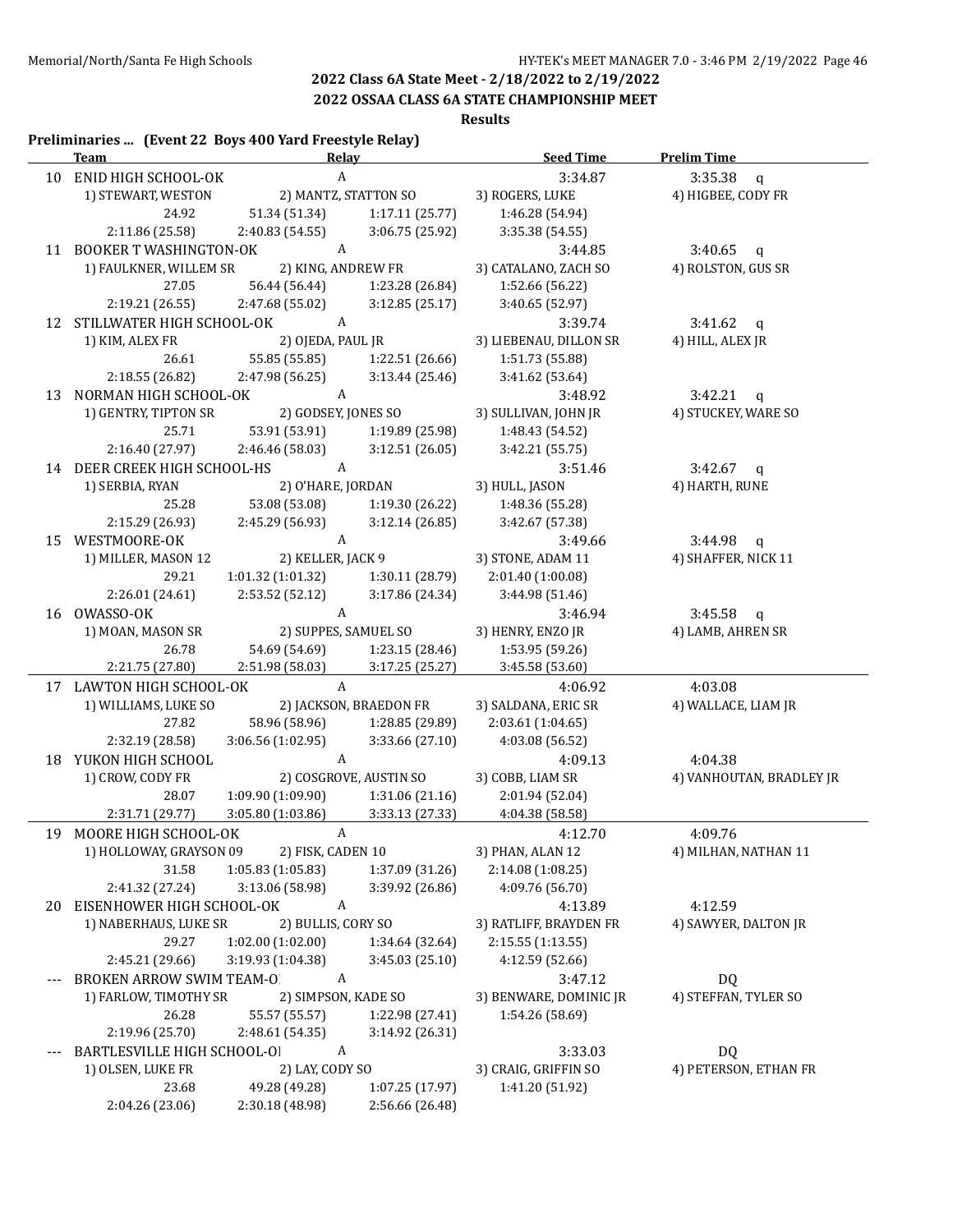## 2022 Class 6A State Meet - 2/18/2022 to 2/19/2022

## 2022 OSSAA CLASS 6A STATE CHAMPIONSHIP MEET

### Results

**Preliminaries ... (Event 22 Boys 400 Yard Freestyle Relay)**

| | Team | Relay | | Seed Time | Prelim Time |
|---|---|---|---|---|---|
| 10 | ENID HIGH SCHOOL-OK | A | | 3:34.87 | 3:35.38 q |
| | 1) STEWART, WESTON | 2) MANTZ, STATTON SO | | 3) ROGERS, LUKE | 4) HIGBEE, CODY FR |
| | 24.92 | 51.34 (51.34) | 1:17.11 (25.77) | 1:46.28 (54.94) | |
| | 2:11.86 (25.58) | 2:40.83 (54.55) | 3:06.75 (25.92) | 3:35.38 (54.55) | |
| 11 | BOOKER T WASHINGTON-OK | A | | 3:44.85 | 3:40.65 q |
| | 1) FAULKNER, WILLEM SR | 2) KING, ANDREW FR | | 3) CATALANO, ZACH SO | 4) ROLSTON, GUS SR |
| | 27.05 | 56.44 (56.44) | 1:23.28 (26.84) | 1:52.66 (56.22) | |
| | 2:19.21 (26.55) | 2:47.68 (55.02) | 3:12.85 (25.17) | 3:40.65 (52.97) | |
| 12 | STILLWATER HIGH SCHOOL-OK | A | | 3:39.74 | 3:41.62 q |
| | 1) KIM, ALEX FR | 2) OJEDA, PAUL JR | | 3) LIEBENAU, DILLON SR | 4) HILL, ALEX JR |
| | 26.61 | 55.85 (55.85) | 1:22.51 (26.66) | 1:51.73 (55.88) | |
| | 2:18.55 (26.82) | 2:47.98 (56.25) | 3:13.44 (25.46) | 3:41.62 (53.64) | |
| 13 | NORMAN HIGH SCHOOL-OK | A | | 3:48.92 | 3:42.21 q |
| | 1) GENTRY, TIPTON SR | 2) GODSEY, JONES SO | | 3) SULLIVAN, JOHN JR | 4) STUCKEY, WARE SO |
| | 25.71 | 53.91 (53.91) | 1:19.89 (25.98) | 1:48.43 (54.52) | |
| | 2:16.40 (27.97) | 2:46.46 (58.03) | 3:12.51 (26.05) | 3:42.21 (55.75) | |
| 14 | DEER CREEK HIGH SCHOOL-HS | A | | 3:51.46 | 3:42.67 q |
| | 1) SERBIA, RYAN | 2) O'HARE, JORDAN | | 3) HULL, JASON | 4) HARTH, RUNE |
| | 25.28 | 53.08 (53.08) | 1:19.30 (26.22) | 1:48.36 (55.28) | |
| | 2:15.29 (26.93) | 2:45.29 (56.93) | 3:12.14 (26.85) | 3:42.67 (57.38) | |
| 15 | WESTMOORE-OK | A | | 3:49.66 | 3:44.98 q |
| | 1) MILLER, MASON 12 | 2) KELLER, JACK 9 | | 3) STONE, ADAM 11 | 4) SHAFFER, NICK 11 |
| | 29.21 | 1:01.32 (1:01.32) | 1:30.11 (28.79) | 2:01.40 (1:00.08) | |
| | 2:26.01 (24.61) | 2:53.52 (52.12) | 3:17.86 (24.34) | 3:44.98 (51.46) | |
| 16 | OWASSO-OK | A | | 3:46.94 | 3:45.58 q |
| | 1) MOAN, MASON SR | 2) SUPPES, SAMUEL SO | | 3) HENRY, ENZO JR | 4) LAMB, AHREN SR |
| | 26.78 | 54.69 (54.69) | 1:23.15 (28.46) | 1:53.95 (59.26) | |
| | 2:21.75 (27.80) | 2:51.98 (58.03) | 3:17.25 (25.27) | 3:45.58 (53.60) | |
| 17 | LAWTON HIGH SCHOOL-OK | A | | 4:06.92 | 4:03.08 |
| | 1) WILLIAMS, LUKE SO | 2) JACKSON, BRAEDON FR | | 3) SALDANA, ERIC SR | 4) WALLACE, LIAM JR |
| | 27.82 | 58.96 (58.96) | 1:28.85 (29.89) | 2:03.61 (1:04.65) | |
| | 2:32.19 (28.58) | 3:06.56 (1:02.95) | 3:33.66 (27.10) | 4:03.08 (56.52) | |
| 18 | YUKON HIGH SCHOOL | A | | 4:09.13 | 4:04.38 |
| | 1) CROW, CODY FR | 2) COSGROVE, AUSTIN SO | | 3) COBB, LIAM SR | 4) VANHOUTAN, BRADLEY JR |
| | 28.07 | 1:09.90 (1:09.90) | 1:31.06 (21.16) | 2:01.94 (52.04) | |
| | 2:31.71 (29.77) | 3:05.80 (1:03.86) | 3:33.13 (27.33) | 4:04.38 (58.58) | |
| 19 | MOORE HIGH SCHOOL-OK | A | | 4:12.70 | 4:09.76 |
| | 1) HOLLOWAY, GRAYSON 09 | 2) FISK, CADEN 10 | | 3) PHAN, ALAN 12 | 4) MILHAN, NATHAN 11 |
| | 31.58 | 1:05.83 (1:05.83) | 1:37.09 (31.26) | 2:14.08 (1:08.25) | |
| | 2:41.32 (27.24) | 3:13.06 (58.98) | 3:39.92 (26.86) | 4:09.76 (56.70) | |
| 20 | EISENHOWER HIGH SCHOOL-OK | A | | 4:13.89 | 4:12.59 |
| | 1) NABERHAUS, LUKE SR | 2) BULLIS, CORY SO | | 3) RATLIFF, BRAYDEN FR | 4) SAWYER, DALTON JR |
| | 29.27 | 1:02.00 (1:02.00) | 1:34.64 (32.64) | 2:15.55 (1:13.55) | |
| | 2:45.21 (29.66) | 3:19.93 (1:04.38) | 3:45.03 (25.10) | 4:12.59 (52.66) | |
| --- | BROKEN ARROW SWIM TEAM-O | A | | 3:47.12 | DQ |
| | 1) FARLOW, TIMOTHY SR | 2) SIMPSON, KADE SO | | 3) BENWARE, DOMINIC JR | 4) STEFFAN, TYLER SO |
| | 26.28 | 55.57 (55.57) | 1:22.98 (27.41) | 1:54.26 (58.69) | |
| | 2:19.96 (25.70) | 2:48.61 (54.35) | 3:14.92 (26.31) | | |
| --- | BARTLESVILLE HIGH SCHOOL-OI | A | | 3:33.03 | DQ |
| | 1) OLSEN, LUKE FR | 2) LAY, CODY SO | | 3) CRAIG, GRIFFIN SO | 4) PETERSON, ETHAN FR |
| | 23.68 | 49.28 (49.28) | 1:07.25 (17.97) | 1:41.20 (51.92) | |
| | 2:04.26 (23.06) | 2:30.18 (48.98) | 2:56.66 (26.48) | | |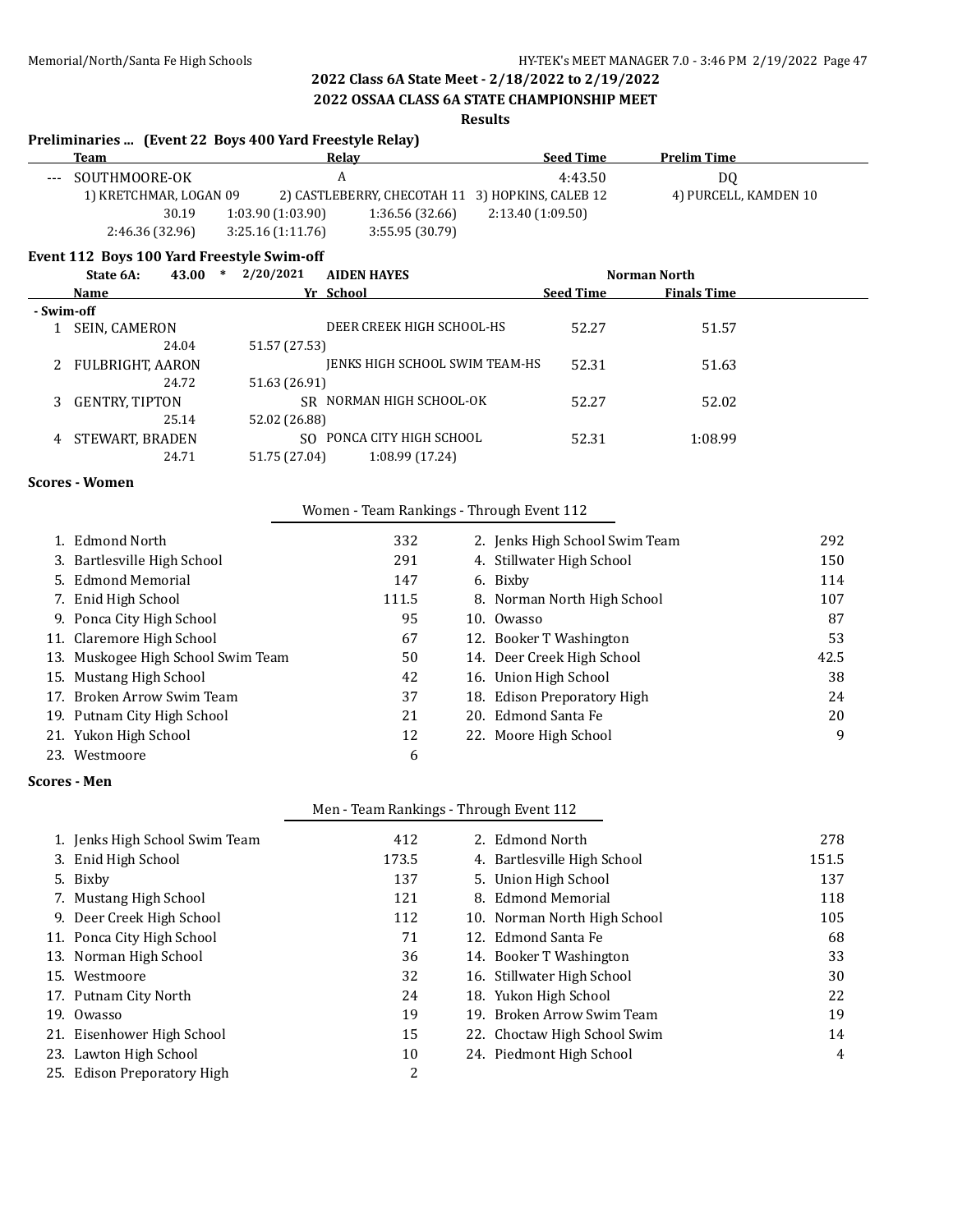## 2022 Class 6A State Meet - 2/18/2022 to 2/19/2022

## 2022 OSSAA CLASS 6A STATE CHAMPIONSHIP MEET

### Results

### Preliminaries ... (Event 22 Boys 400 Yard Freestyle Relay)

| | Team | Relay | Seed Time | Prelim Time |
|---|---|---|---|---|
| --- | SOUTHMOORE-OK | A | 4:43.50 | DQ |

1) KRETCHMAR, LOGAN 09 &nbsp; 2) CASTLEBERRY, CHECOTAH 11 &nbsp; 3) HOPKINS, CALEB 12 &nbsp; 4) PURCELL, KAMDEN 10

30.19 &nbsp; 1:03.90 (1:03.90) &nbsp; 1:36.56 (32.66) &nbsp; 2:13.40 (1:09.50)

2:46.36 (32.96) &nbsp; 3:25.16 (1:11.76) &nbsp; 3:55.95 (30.79)

### Event 112 Boys 100 Yard Freestyle Swim-off

State 6A: 43.00 * 2/20/2021 AIDEN HAYES Norman North

| | Name | Yr | School | Seed Time | Finals Time |
|---|---|---|---|---|---|
| **- Swim-off** | | | | | |
| 1 | SEIN, CAMERON | | DEER CREEK HIGH SCHOOL-HS | 52.27 | 51.57 |
| | 24.04 | | 51.57 (27.53) | | |
| 2 | FULBRIGHT, AARON | | JENKS HIGH SCHOOL SWIM TEAM-HS | 52.31 | 51.63 |
| | 24.72 | | 51.63 (26.91) | | |
| 3 | GENTRY, TIPTON | SR | NORMAN HIGH SCHOOL-OK | 52.27 | 52.02 |
| | 25.14 | | 52.02 (26.88) | | |
| 4 | STEWART, BRADEN | SO | PONCA CITY HIGH SCHOOL | 52.31 | 1:08.99 |
| | 24.71 | | 51.75 (27.04) 1:08.99 (17.24) | | |

### Scores - Women

Women - Team Rankings - Through Event 112

| | Team | Points | | Team | Points |
|---|---|---|---|---|---|
| 1. | Edmond North | 332 | 2. | Jenks High School Swim Team | 292 |
| 3. | Bartlesville High School | 291 | 4. | Stillwater High School | 150 |
| 5. | Edmond Memorial | 147 | 6. | Bixby | 114 |
| 7. | Enid High School | 111.5 | 8. | Norman North High School | 107 |
| 9. | Ponca City High School | 95 | 10. | Owasso | 87 |
| 11. | Claremore High School | 67 | 12. | Booker T Washington | 53 |
| 13. | Muskogee High School Swim Team | 50 | 14. | Deer Creek High School | 42.5 |
| 15. | Mustang High School | 42 | 16. | Union High School | 38 |
| 17. | Broken Arrow Swim Team | 37 | 18. | Edison Preparatory High | 24 |
| 19. | Putnam City High School | 21 | 20. | Edmond Santa Fe | 20 |
| 21. | Yukon High School | 12 | 22. | Moore High School | 9 |
| 23. | Westmoore | 6 | | | |

### Scores - Men

Men - Team Rankings - Through Event 112

| | Team | Points | | Team | Points |
|---|---|---|---|---|---|
| 1. | Jenks High School Swim Team | 412 | 2. | Edmond North | 278 |
| 3. | Enid High School | 173.5 | 4. | Bartlesville High School | 151.5 |
| 5. | Bixby | 137 | 5. | Union High School | 137 |
| 7. | Mustang High School | 121 | 8. | Edmond Memorial | 118 |
| 9. | Deer Creek High School | 112 | 10. | Norman North High School | 105 |
| 11. | Ponca City High School | 71 | 12. | Edmond Santa Fe | 68 |
| 13. | Norman High School | 36 | 14. | Booker T Washington | 33 |
| 15. | Westmoore | 32 | 16. | Stillwater High School | 30 |
| 17. | Putnam City North | 24 | 18. | Yukon High School | 22 |
| 19. | Owasso | 19 | 19. | Broken Arrow Swim Team | 19 |
| 21. | Eisenhower High School | 15 | 22. | Choctaw High School Swim | 14 |
| 23. | Lawton High School | 10 | 24. | Piedmont High School | 4 |
| 25. | Edison Preparatory High | 2 | | | |